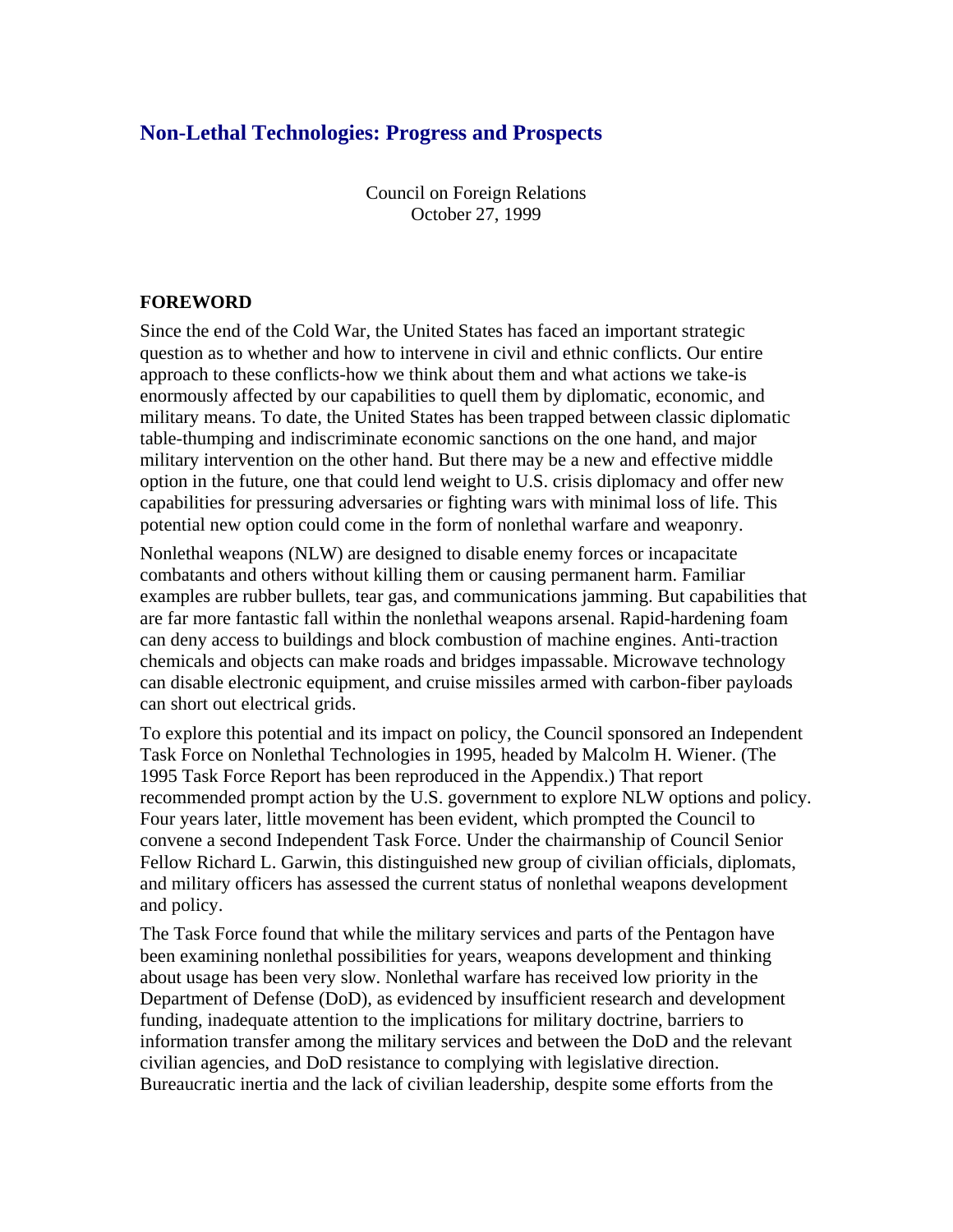# Non-Lethal Technologies: Progress and Prospects

Council on Foreign Relations
October 27, 1999

## FOREWORD

Since the end of the Cold War, the United States has faced an important strategic question as to whether and how to intervene in civil and ethnic conflicts. Our entire approach to these conflicts-how we think about them and what actions we take-is enormously affected by our capabilities to quell them by diplomatic, economic, and military means. To date, the United States has been trapped between classic diplomatic table-thumping and indiscriminate economic sanctions on the one hand, and major military intervention on the other hand. But there may be a new and effective middle option in the future, one that could lend weight to U.S. crisis diplomacy and offer new capabilities for pressuring adversaries or fighting wars with minimal loss of life. This potential new option could come in the form of nonlethal warfare and weaponry.

Nonlethal weapons (NLW) are designed to disable enemy forces or incapacitate combatants and others without killing them or causing permanent harm. Familiar examples are rubber bullets, tear gas, and communications jamming. But capabilities that are far more fantastic fall within the nonlethal weapons arsenal. Rapid-hardening foam can deny access to buildings and block combustion of machine engines. Anti-traction chemicals and objects can make roads and bridges impassable. Microwave technology can disable electronic equipment, and cruise missiles armed with carbon-fiber payloads can short out electrical grids.

To explore this potential and its impact on policy, the Council sponsored an Independent Task Force on Nonlethal Technologies in 1995, headed by Malcolm H. Wiener. (The 1995 Task Force Report has been reproduced in the Appendix.) That report recommended prompt action by the U.S. government to explore NLW options and policy. Four years later, little movement has been evident, which prompted the Council to convene a second Independent Task Force. Under the chairmanship of Council Senior Fellow Richard L. Garwin, this distinguished new group of civilian officials, diplomats, and military officers has assessed the current status of nonlethal weapons development and policy.

The Task Force found that while the military services and parts of the Pentagon have been examining nonlethal possibilities for years, weapons development and thinking about usage has been very slow. Nonlethal warfare has received low priority in the Department of Defense (DoD), as evidenced by insufficient research and development funding, inadequate attention to the implications for military doctrine, barriers to information transfer among the military services and between the DoD and the relevant civilian agencies, and DoD resistance to complying with legislative direction. Bureaucratic inertia and the lack of civilian leadership, despite some efforts from the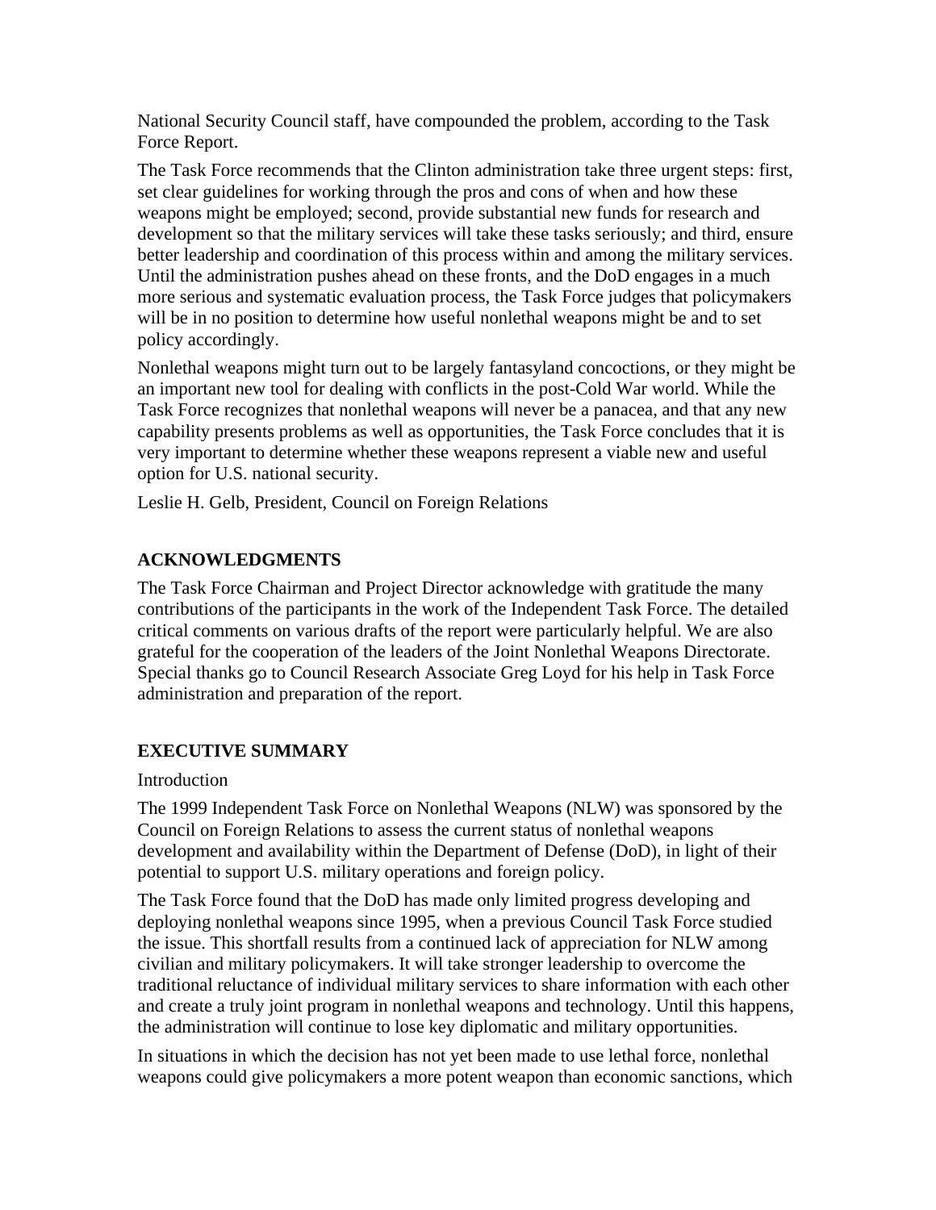National Security Council staff, have compounded the problem, according to the Task Force Report.

The Task Force recommends that the Clinton administration take three urgent steps: first, set clear guidelines for working through the pros and cons of when and how these weapons might be employed; second, provide substantial new funds for research and development so that the military services will take these tasks seriously; and third, ensure better leadership and coordination of this process within and among the military services. Until the administration pushes ahead on these fronts, and the DoD engages in a much more serious and systematic evaluation process, the Task Force judges that policymakers will be in no position to determine how useful nonlethal weapons might be and to set policy accordingly.

Nonlethal weapons might turn out to be largely fantasyland concoctions, or they might be an important new tool for dealing with conflicts in the post-Cold War world. While the Task Force recognizes that nonlethal weapons will never be a panacea, and that any new capability presents problems as well as opportunities, the Task Force concludes that it is very important to determine whether these weapons represent a viable new and useful option for U.S. national security.

Leslie H. Gelb, President, Council on Foreign Relations

## ACKNOWLEDGMENTS

The Task Force Chairman and Project Director acknowledge with gratitude the many contributions of the participants in the work of the Independent Task Force. The detailed critical comments on various drafts of the report were particularly helpful. We are also grateful for the cooperation of the leaders of the Joint Nonlethal Weapons Directorate. Special thanks go to Council Research Associate Greg Loyd for his help in Task Force administration and preparation of the report.

## EXECUTIVE SUMMARY

### Introduction

The 1999 Independent Task Force on Nonlethal Weapons (NLW) was sponsored by the Council on Foreign Relations to assess the current status of nonlethal weapons development and availability within the Department of Defense (DoD), in light of their potential to support U.S. military operations and foreign policy.

The Task Force found that the DoD has made only limited progress developing and deploying nonlethal weapons since 1995, when a previous Council Task Force studied the issue. This shortfall results from a continued lack of appreciation for NLW among civilian and military policymakers. It will take stronger leadership to overcome the traditional reluctance of individual military services to share information with each other and create a truly joint program in nonlethal weapons and technology. Until this happens, the administration will continue to lose key diplomatic and military opportunities.

In situations in which the decision has not yet been made to use lethal force, nonlethal weapons could give policymakers a more potent weapon than economic sanctions, which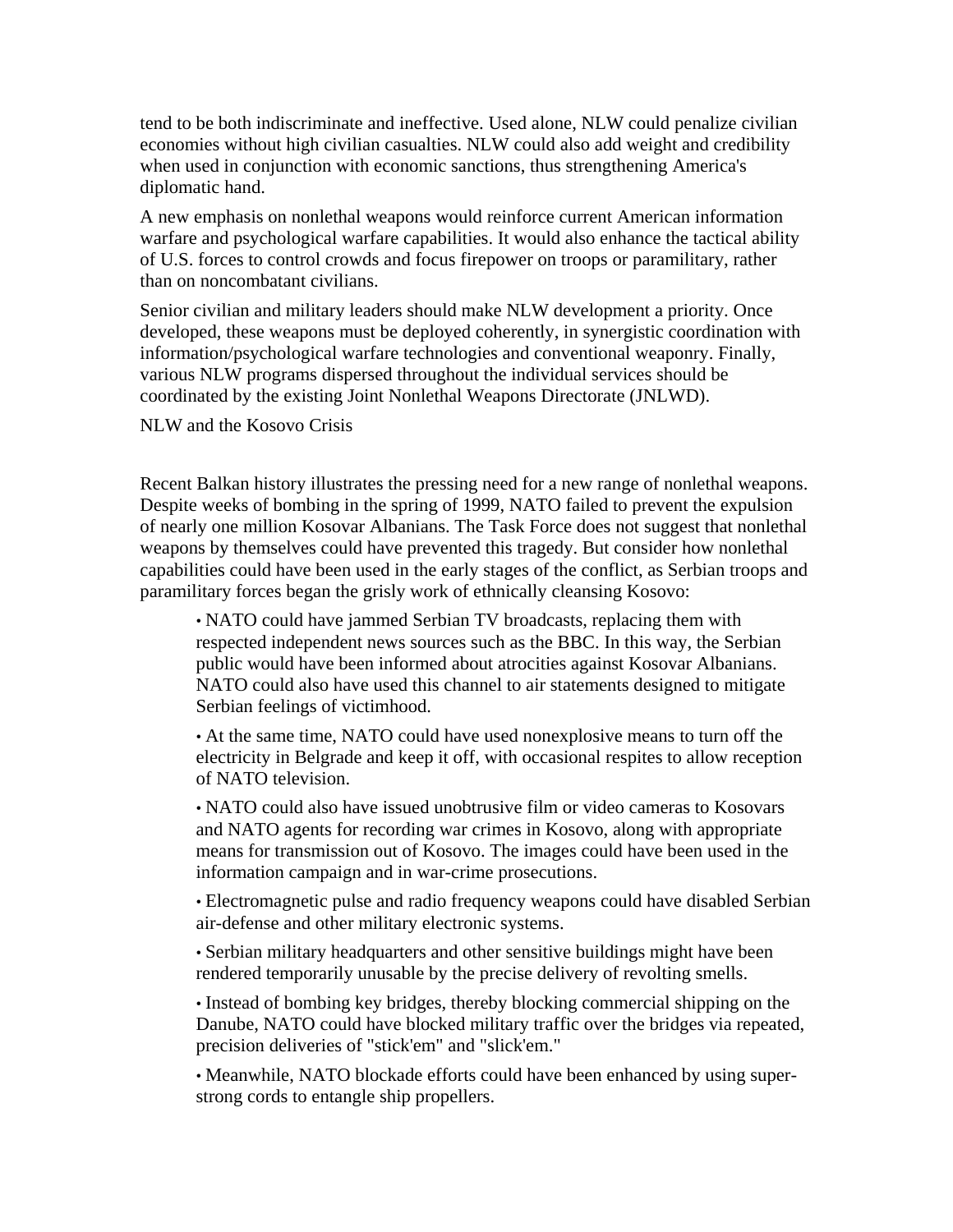tend to be both indiscriminate and ineffective. Used alone, NLW could penalize civilian economies without high civilian casualties. NLW could also add weight and credibility when used in conjunction with economic sanctions, thus strengthening America's diplomatic hand.

A new emphasis on nonlethal weapons would reinforce current American information warfare and psychological warfare capabilities. It would also enhance the tactical ability of U.S. forces to control crowds and focus firepower on troops or paramilitary, rather than on noncombatant civilians.

Senior civilian and military leaders should make NLW development a priority. Once developed, these weapons must be deployed coherently, in synergistic coordination with information/psychological warfare technologies and conventional weaponry. Finally, various NLW programs dispersed throughout the individual services should be coordinated by the existing Joint Nonlethal Weapons Directorate (JNLWD).

## NLW and the Kosovo Crisis

Recent Balkan history illustrates the pressing need for a new range of nonlethal weapons. Despite weeks of bombing in the spring of 1999, NATO failed to prevent the expulsion of nearly one million Kosovar Albanians. The Task Force does not suggest that nonlethal weapons by themselves could have prevented this tragedy. But consider how nonlethal capabilities could have been used in the early stages of the conflict, as Serbian troops and paramilitary forces began the grisly work of ethnically cleansing Kosovo:

- NATO could have jammed Serbian TV broadcasts, replacing them with respected independent news sources such as the BBC. In this way, the Serbian public would have been informed about atrocities against Kosovar Albanians. NATO could also have used this channel to air statements designed to mitigate Serbian feelings of victimhood.
- At the same time, NATO could have used nonexplosive means to turn off the electricity in Belgrade and keep it off, with occasional respites to allow reception of NATO television.
- NATO could also have issued unobtrusive film or video cameras to Kosovars and NATO agents for recording war crimes in Kosovo, along with appropriate means for transmission out of Kosovo. The images could have been used in the information campaign and in war-crime prosecutions.
- Electromagnetic pulse and radio frequency weapons could have disabled Serbian air-defense and other military electronic systems.
- Serbian military headquarters and other sensitive buildings might have been rendered temporarily unusable by the precise delivery of revolting smells.
- Instead of bombing key bridges, thereby blocking commercial shipping on the Danube, NATO could have blocked military traffic over the bridges via repeated, precision deliveries of "stick'em" and "slick'em."
- Meanwhile, NATO blockade efforts could have been enhanced by using super-strong cords to entangle ship propellers.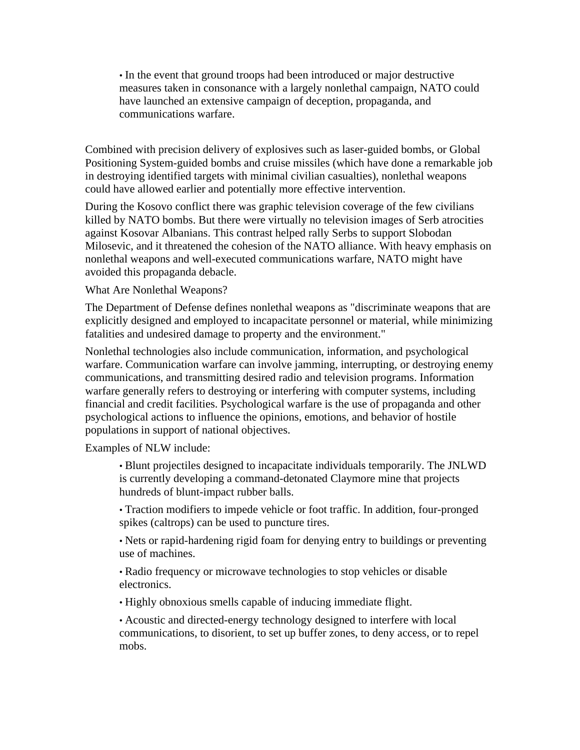- In the event that ground troops had been introduced or major destructive measures taken in consonance with a largely nonlethal campaign, NATO could have launched an extensive campaign of deception, propaganda, and communications warfare.

Combined with precision delivery of explosives such as laser-guided bombs, or Global Positioning System-guided bombs and cruise missiles (which have done a remarkable job in destroying identified targets with minimal civilian casualties), nonlethal weapons could have allowed earlier and potentially more effective intervention.

During the Kosovo conflict there was graphic television coverage of the few civilians killed by NATO bombs. But there were virtually no television images of Serb atrocities against Kosovar Albanians. This contrast helped rally Serbs to support Slobodan Milosevic, and it threatened the cohesion of the NATO alliance. With heavy emphasis on nonlethal weapons and well-executed communications warfare, NATO might have avoided this propaganda debacle.

## What Are Nonlethal Weapons?

The Department of Defense defines nonlethal weapons as "discriminate weapons that are explicitly designed and employed to incapacitate personnel or material, while minimizing fatalities and undesired damage to property and the environment."

Nonlethal technologies also include communication, information, and psychological warfare. Communication warfare can involve jamming, interrupting, or destroying enemy communications, and transmitting desired radio and television programs. Information warfare generally refers to destroying or interfering with computer systems, including financial and credit facilities. Psychological warfare is the use of propaganda and other psychological actions to influence the opinions, emotions, and behavior of hostile populations in support of national objectives.

Examples of NLW include:

- Blunt projectiles designed to incapacitate individuals temporarily. The JNLWD is currently developing a command-detonated Claymore mine that projects hundreds of blunt-impact rubber balls.
- Traction modifiers to impede vehicle or foot traffic. In addition, four-pronged spikes (caltrops) can be used to puncture tires.
- Nets or rapid-hardening rigid foam for denying entry to buildings or preventing use of machines.
- Radio frequency or microwave technologies to stop vehicles or disable electronics.
- Highly obnoxious smells capable of inducing immediate flight.
- Acoustic and directed-energy technology designed to interfere with local communications, to disorient, to set up buffer zones, to deny access, or to repel mobs.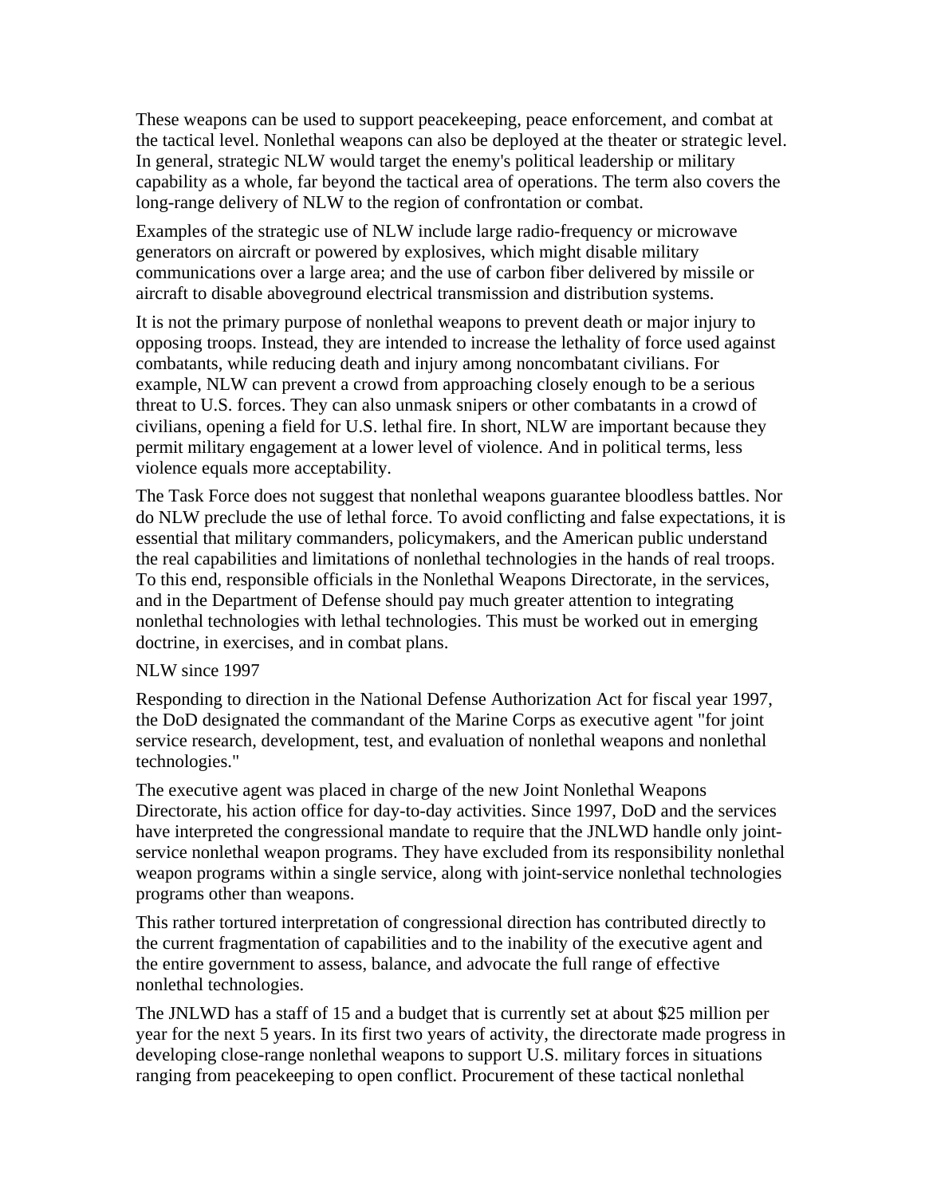These weapons can be used to support peacekeeping, peace enforcement, and combat at the tactical level. Nonlethal weapons can also be deployed at the theater or strategic level. In general, strategic NLW would target the enemy's political leadership or military capability as a whole, far beyond the tactical area of operations. The term also covers the long-range delivery of NLW to the region of confrontation or combat.

Examples of the strategic use of NLW include large radio-frequency or microwave generators on aircraft or powered by explosives, which might disable military communications over a large area; and the use of carbon fiber delivered by missile or aircraft to disable aboveground electrical transmission and distribution systems.

It is not the primary purpose of nonlethal weapons to prevent death or major injury to opposing troops. Instead, they are intended to increase the lethality of force used against combatants, while reducing death and injury among noncombatant civilians. For example, NLW can prevent a crowd from approaching closely enough to be a serious threat to U.S. forces. They can also unmask snipers or other combatants in a crowd of civilians, opening a field for U.S. lethal fire. In short, NLW are important because they permit military engagement at a lower level of violence. And in political terms, less violence equals more acceptability.

The Task Force does not suggest that nonlethal weapons guarantee bloodless battles. Nor do NLW preclude the use of lethal force. To avoid conflicting and false expectations, it is essential that military commanders, policymakers, and the American public understand the real capabilities and limitations of nonlethal technologies in the hands of real troops. To this end, responsible officials in the Nonlethal Weapons Directorate, in the services, and in the Department of Defense should pay much greater attention to integrating nonlethal technologies with lethal technologies. This must be worked out in emerging doctrine, in exercises, and in combat plans.

## NLW since 1997

Responding to direction in the National Defense Authorization Act for fiscal year 1997, the DoD designated the commandant of the Marine Corps as executive agent "for joint service research, development, test, and evaluation of nonlethal weapons and nonlethal technologies."

The executive agent was placed in charge of the new Joint Nonlethal Weapons Directorate, his action office for day-to-day activities. Since 1997, DoD and the services have interpreted the congressional mandate to require that the JNLWD handle only joint-service nonlethal weapon programs. They have excluded from its responsibility nonlethal weapon programs within a single service, along with joint-service nonlethal technologies programs other than weapons.

This rather tortured interpretation of congressional direction has contributed directly to the current fragmentation of capabilities and to the inability of the executive agent and the entire government to assess, balance, and advocate the full range of effective nonlethal technologies.

The JNLWD has a staff of 15 and a budget that is currently set at about $25 million per year for the next 5 years. In its first two years of activity, the directorate made progress in developing close-range nonlethal weapons to support U.S. military forces in situations ranging from peacekeeping to open conflict. Procurement of these tactical nonlethal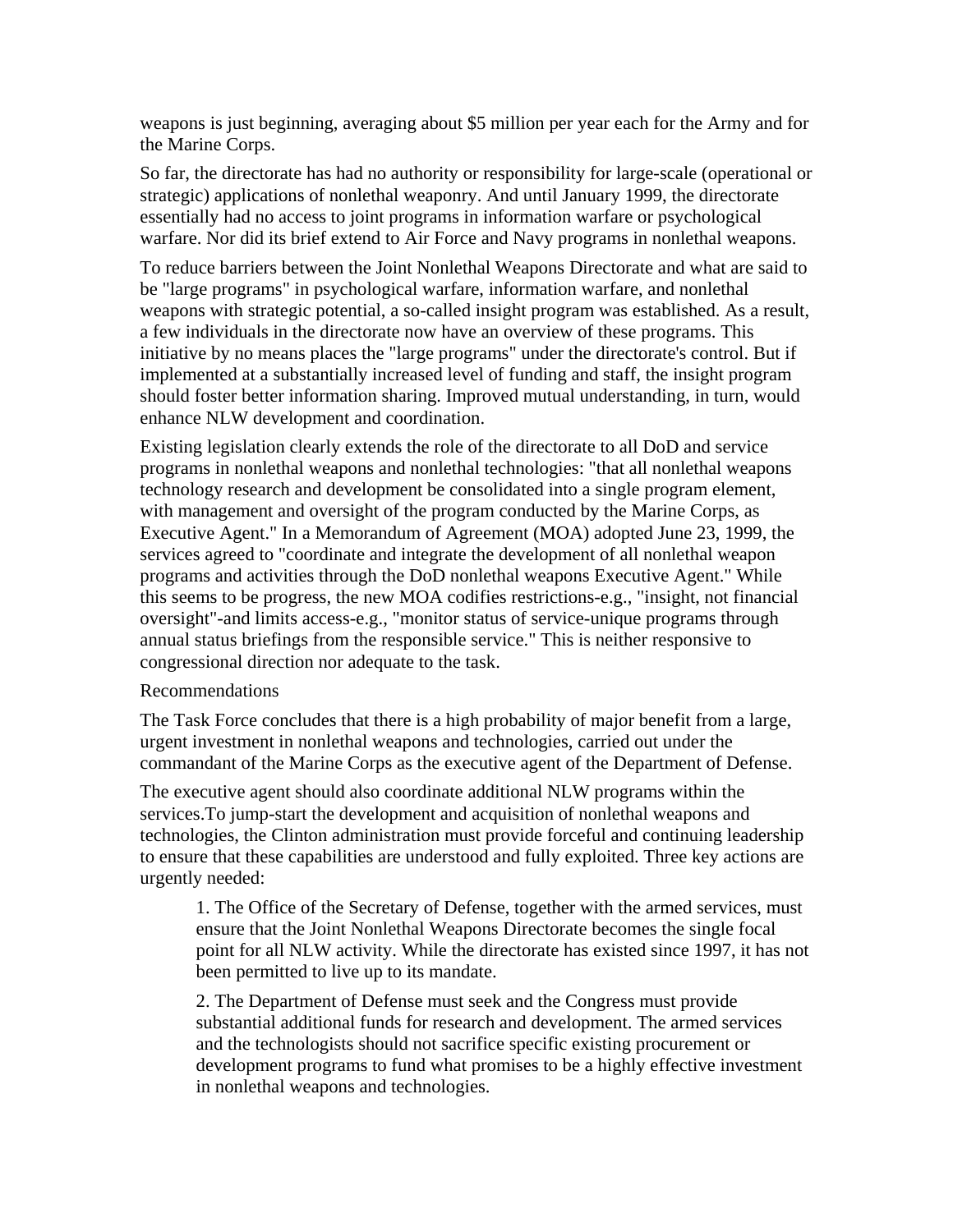weapons is just beginning, averaging about $5 million per year each for the Army and for the Marine Corps.

So far, the directorate has had no authority or responsibility for large-scale (operational or strategic) applications of nonlethal weaponry. And until January 1999, the directorate essentially had no access to joint programs in information warfare or psychological warfare. Nor did its brief extend to Air Force and Navy programs in nonlethal weapons.

To reduce barriers between the Joint Nonlethal Weapons Directorate and what are said to be "large programs" in psychological warfare, information warfare, and nonlethal weapons with strategic potential, a so-called insight program was established. As a result, a few individuals in the directorate now have an overview of these programs. This initiative by no means places the "large programs" under the directorate's control. But if implemented at a substantially increased level of funding and staff, the insight program should foster better information sharing. Improved mutual understanding, in turn, would enhance NLW development and coordination.

Existing legislation clearly extends the role of the directorate to all DoD and service programs in nonlethal weapons and nonlethal technologies: "that all nonlethal weapons technology research and development be consolidated into a single program element, with management and oversight of the program conducted by the Marine Corps, as Executive Agent." In a Memorandum of Agreement (MOA) adopted June 23, 1999, the services agreed to "coordinate and integrate the development of all nonlethal weapon programs and activities through the DoD nonlethal weapons Executive Agent." While this seems to be progress, the new MOA codifies restrictions-e.g., "insight, not financial oversight"-and limits access-e.g., "monitor status of service-unique programs through annual status briefings from the responsible service." This is neither responsive to congressional direction nor adequate to the task.

Recommendations

The Task Force concludes that there is a high probability of major benefit from a large, urgent investment in nonlethal weapons and technologies, carried out under the commandant of the Marine Corps as the executive agent of the Department of Defense.

The executive agent should also coordinate additional NLW programs within the services.To jump-start the development and acquisition of nonlethal weapons and technologies, the Clinton administration must provide forceful and continuing leadership to ensure that these capabilities are understood and fully exploited. Three key actions are urgently needed:

> 1. The Office of the Secretary of Defense, together with the armed services, must ensure that the Joint Nonlethal Weapons Directorate becomes the single focal point for all NLW activity. While the directorate has existed since 1997, it has not been permitted to live up to its mandate.
>
> 2. The Department of Defense must seek and the Congress must provide substantial additional funds for research and development. The armed services and the technologists should not sacrifice specific existing procurement or development programs to fund what promises to be a highly effective investment in nonlethal weapons and technologies.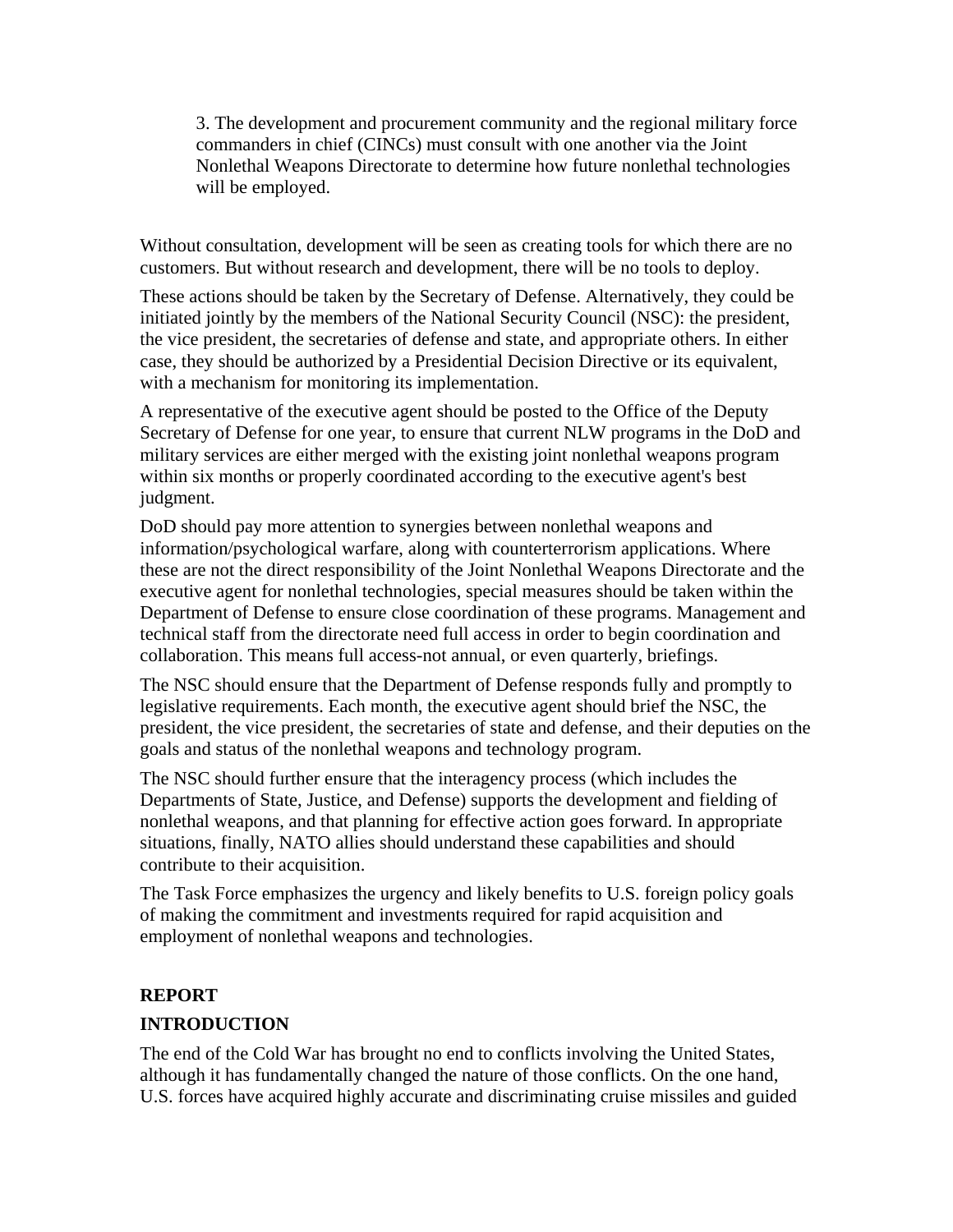3. The development and procurement community and the regional military force commanders in chief (CINCs) must consult with one another via the Joint Nonlethal Weapons Directorate to determine how future nonlethal technologies will be employed.

Without consultation, development will be seen as creating tools for which there are no customers. But without research and development, there will be no tools to deploy.

These actions should be taken by the Secretary of Defense. Alternatively, they could be initiated jointly by the members of the National Security Council (NSC): the president, the vice president, the secretaries of defense and state, and appropriate others. In either case, they should be authorized by a Presidential Decision Directive or its equivalent, with a mechanism for monitoring its implementation.

A representative of the executive agent should be posted to the Office of the Deputy Secretary of Defense for one year, to ensure that current NLW programs in the DoD and military services are either merged with the existing joint nonlethal weapons program within six months or properly coordinated according to the executive agent's best judgment.

DoD should pay more attention to synergies between nonlethal weapons and information/psychological warfare, along with counterterrorism applications. Where these are not the direct responsibility of the Joint Nonlethal Weapons Directorate and the executive agent for nonlethal technologies, special measures should be taken within the Department of Defense to ensure close coordination of these programs. Management and technical staff from the directorate need full access in order to begin coordination and collaboration. This means full access-not annual, or even quarterly, briefings.

The NSC should ensure that the Department of Defense responds fully and promptly to legislative requirements. Each month, the executive agent should brief the NSC, the president, the vice president, the secretaries of state and defense, and their deputies on the goals and status of the nonlethal weapons and technology program.

The NSC should further ensure that the interagency process (which includes the Departments of State, Justice, and Defense) supports the development and fielding of nonlethal weapons, and that planning for effective action goes forward. In appropriate situations, finally, NATO allies should understand these capabilities and should contribute to their acquisition.

The Task Force emphasizes the urgency and likely benefits to U.S. foreign policy goals of making the commitment and investments required for rapid acquisition and employment of nonlethal weapons and technologies.

## REPORT

## INTRODUCTION

The end of the Cold War has brought no end to conflicts involving the United States, although it has fundamentally changed the nature of those conflicts. On the one hand, U.S. forces have acquired highly accurate and discriminating cruise missiles and guided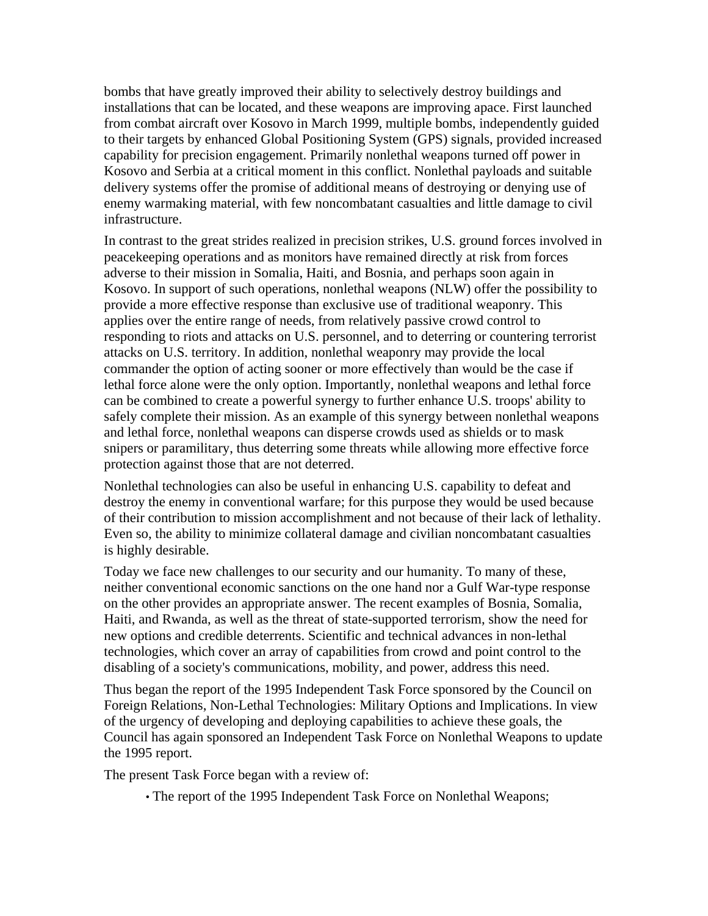bombs that have greatly improved their ability to selectively destroy buildings and installations that can be located, and these weapons are improving apace. First launched from combat aircraft over Kosovo in March 1999, multiple bombs, independently guided to their targets by enhanced Global Positioning System (GPS) signals, provided increased capability for precision engagement. Primarily nonlethal weapons turned off power in Kosovo and Serbia at a critical moment in this conflict. Nonlethal payloads and suitable delivery systems offer the promise of additional means of destroying or denying use of enemy warmaking material, with few noncombatant casualties and little damage to civil infrastructure.

In contrast to the great strides realized in precision strikes, U.S. ground forces involved in peacekeeping operations and as monitors have remained directly at risk from forces adverse to their mission in Somalia, Haiti, and Bosnia, and perhaps soon again in Kosovo. In support of such operations, nonlethal weapons (NLW) offer the possibility to provide a more effective response than exclusive use of traditional weaponry. This applies over the entire range of needs, from relatively passive crowd control to responding to riots and attacks on U.S. personnel, and to deterring or countering terrorist attacks on U.S. territory. In addition, nonlethal weaponry may provide the local commander the option of acting sooner or more effectively than would be the case if lethal force alone were the only option. Importantly, nonlethal weapons and lethal force can be combined to create a powerful synergy to further enhance U.S. troops' ability to safely complete their mission. As an example of this synergy between nonlethal weapons and lethal force, nonlethal weapons can disperse crowds used as shields or to mask snipers or paramilitary, thus deterring some threats while allowing more effective force protection against those that are not deterred.

Nonlethal technologies can also be useful in enhancing U.S. capability to defeat and destroy the enemy in conventional warfare; for this purpose they would be used because of their contribution to mission accomplishment and not because of their lack of lethality. Even so, the ability to minimize collateral damage and civilian noncombatant casualties is highly desirable.

Today we face new challenges to our security and our humanity. To many of these, neither conventional economic sanctions on the one hand nor a Gulf War-type response on the other provides an appropriate answer. The recent examples of Bosnia, Somalia, Haiti, and Rwanda, as well as the threat of state-supported terrorism, show the need for new options and credible deterrents. Scientific and technical advances in non-lethal technologies, which cover an array of capabilities from crowd and point control to the disabling of a society's communications, mobility, and power, address this need.

Thus began the report of the 1995 Independent Task Force sponsored by the Council on Foreign Relations, Non-Lethal Technologies: Military Options and Implications. In view of the urgency of developing and deploying capabilities to achieve these goals, the Council has again sponsored an Independent Task Force on Nonlethal Weapons to update the 1995 report.

The present Task Force began with a review of:

- The report of the 1995 Independent Task Force on Nonlethal Weapons;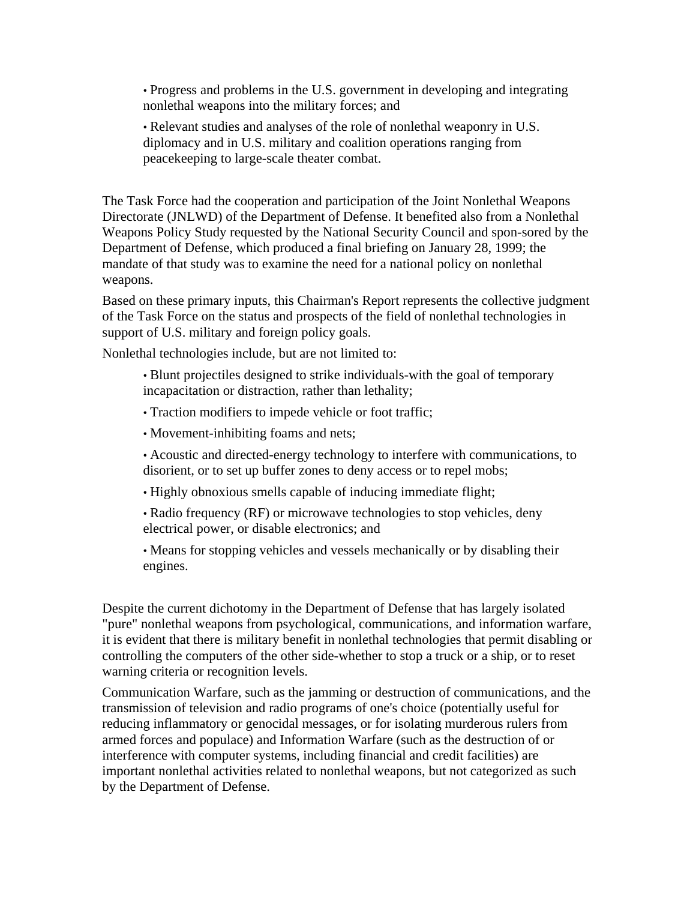- Progress and problems in the U.S. government in developing and integrating nonlethal weapons into the military forces; and
- Relevant studies and analyses of the role of nonlethal weaponry in U.S. diplomacy and in U.S. military and coalition operations ranging from peacekeeping to large-scale theater combat.

The Task Force had the cooperation and participation of the Joint Nonlethal Weapons Directorate (JNLWD) of the Department of Defense. It benefited also from a Nonlethal Weapons Policy Study requested by the National Security Council and spon-sored by the Department of Defense, which produced a final briefing on January 28, 1999; the mandate of that study was to examine the need for a national policy on nonlethal weapons.

Based on these primary inputs, this Chairman's Report represents the collective judgment of the Task Force on the status and prospects of the field of nonlethal technologies in support of U.S. military and foreign policy goals.

Nonlethal technologies include, but are not limited to:

- Blunt projectiles designed to strike individuals-with the goal of temporary incapacitation or distraction, rather than lethality;
- Traction modifiers to impede vehicle or foot traffic;
- Movement-inhibiting foams and nets;
- Acoustic and directed-energy technology to interfere with communications, to disorient, or to set up buffer zones to deny access or to repel mobs;
- Highly obnoxious smells capable of inducing immediate flight;
- Radio frequency (RF) or microwave technologies to stop vehicles, deny electrical power, or disable electronics; and
- Means for stopping vehicles and vessels mechanically or by disabling their engines.

Despite the current dichotomy in the Department of Defense that has largely isolated "pure" nonlethal weapons from psychological, communications, and information warfare, it is evident that there is military benefit in nonlethal technologies that permit disabling or controlling the computers of the other side-whether to stop a truck or a ship, or to reset warning criteria or recognition levels.

Communication Warfare, such as the jamming or destruction of communications, and the transmission of television and radio programs of one's choice (potentially useful for reducing inflammatory or genocidal messages, or for isolating murderous rulers from armed forces and populace) and Information Warfare (such as the destruction of or interference with computer systems, including financial and credit facilities) are important nonlethal activities related to nonlethal weapons, but not categorized as such by the Department of Defense.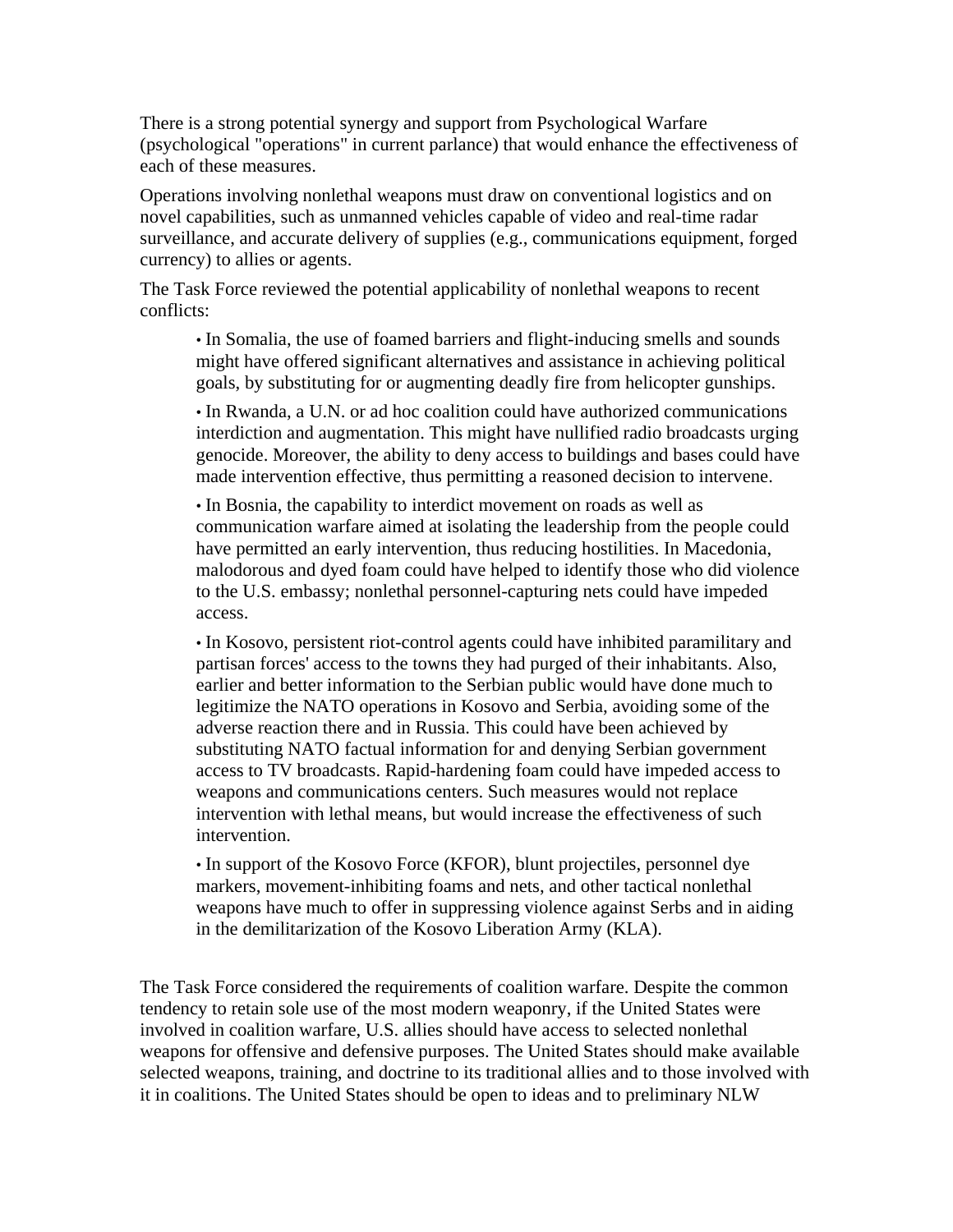There is a strong potential synergy and support from Psychological Warfare (psychological "operations" in current parlance) that would enhance the effectiveness of each of these measures.

Operations involving nonlethal weapons must draw on conventional logistics and on novel capabilities, such as unmanned vehicles capable of video and real-time radar surveillance, and accurate delivery of supplies (e.g., communications equipment, forged currency) to allies or agents.

The Task Force reviewed the potential applicability of nonlethal weapons to recent conflicts:

- In Somalia, the use of foamed barriers and flight-inducing smells and sounds might have offered significant alternatives and assistance in achieving political goals, by substituting for or augmenting deadly fire from helicopter gunships.
- In Rwanda, a U.N. or ad hoc coalition could have authorized communications interdiction and augmentation. This might have nullified radio broadcasts urging genocide. Moreover, the ability to deny access to buildings and bases could have made intervention effective, thus permitting a reasoned decision to intervene.
- In Bosnia, the capability to interdict movement on roads as well as communication warfare aimed at isolating the leadership from the people could have permitted an early intervention, thus reducing hostilities. In Macedonia, malodorous and dyed foam could have helped to identify those who did violence to the U.S. embassy; nonlethal personnel-capturing nets could have impeded access.
- In Kosovo, persistent riot-control agents could have inhibited paramilitary and partisan forces' access to the towns they had purged of their inhabitants. Also, earlier and better information to the Serbian public would have done much to legitimize the NATO operations in Kosovo and Serbia, avoiding some of the adverse reaction there and in Russia. This could have been achieved by substituting NATO factual information for and denying Serbian government access to TV broadcasts. Rapid-hardening foam could have impeded access to weapons and communications centers. Such measures would not replace intervention with lethal means, but would increase the effectiveness of such intervention.
- In support of the Kosovo Force (KFOR), blunt projectiles, personnel dye markers, movement-inhibiting foams and nets, and other tactical nonlethal weapons have much to offer in suppressing violence against Serbs and in aiding in the demilitarization of the Kosovo Liberation Army (KLA).

The Task Force considered the requirements of coalition warfare. Despite the common tendency to retain sole use of the most modern weaponry, if the United States were involved in coalition warfare, U.S. allies should have access to selected nonlethal weapons for offensive and defensive purposes. The United States should make available selected weapons, training, and doctrine to its traditional allies and to those involved with it in coalitions. The United States should be open to ideas and to preliminary NLW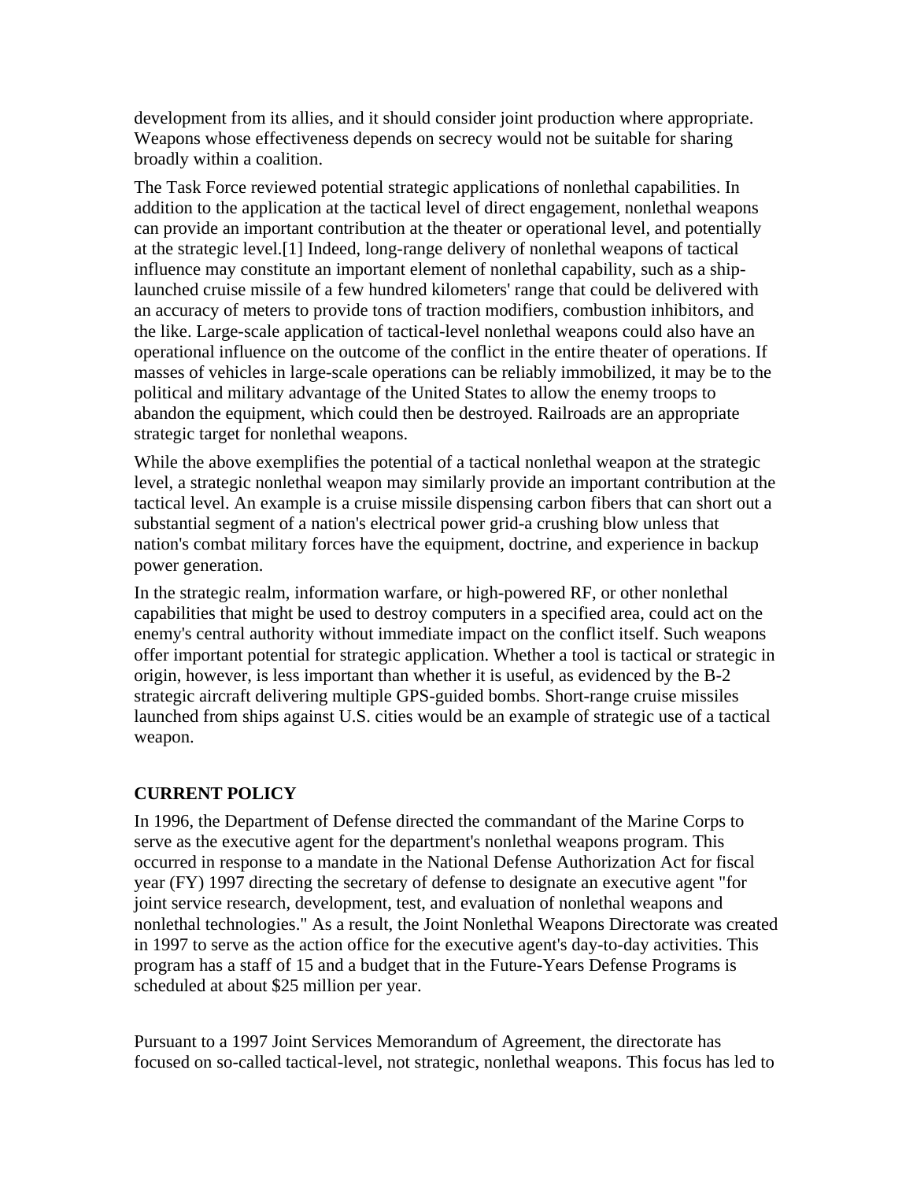development from its allies, and it should consider joint production where appropriate. Weapons whose effectiveness depends on secrecy would not be suitable for sharing broadly within a coalition.

The Task Force reviewed potential strategic applications of nonlethal capabilities. In addition to the application at the tactical level of direct engagement, nonlethal weapons can provide an important contribution at the theater or operational level, and potentially at the strategic level.[1] Indeed, long-range delivery of nonlethal weapons of tactical influence may constitute an important element of nonlethal capability, such as a ship-launched cruise missile of a few hundred kilometers' range that could be delivered with an accuracy of meters to provide tons of traction modifiers, combustion inhibitors, and the like. Large-scale application of tactical-level nonlethal weapons could also have an operational influence on the outcome of the conflict in the entire theater of operations. If masses of vehicles in large-scale operations can be reliably immobilized, it may be to the political and military advantage of the United States to allow the enemy troops to abandon the equipment, which could then be destroyed. Railroads are an appropriate strategic target for nonlethal weapons.

While the above exemplifies the potential of a tactical nonlethal weapon at the strategic level, a strategic nonlethal weapon may similarly provide an important contribution at the tactical level. An example is a cruise missile dispensing carbon fibers that can short out a substantial segment of a nation's electrical power grid-a crushing blow unless that nation's combat military forces have the equipment, doctrine, and experience in backup power generation.

In the strategic realm, information warfare, or high-powered RF, or other nonlethal capabilities that might be used to destroy computers in a specified area, could act on the enemy's central authority without immediate impact on the conflict itself. Such weapons offer important potential for strategic application. Whether a tool is tactical or strategic in origin, however, is less important than whether it is useful, as evidenced by the B-2 strategic aircraft delivering multiple GPS-guided bombs. Short-range cruise missiles launched from ships against U.S. cities would be an example of strategic use of a tactical weapon.

## CURRENT POLICY

In 1996, the Department of Defense directed the commandant of the Marine Corps to serve as the executive agent for the department's nonlethal weapons program. This occurred in response to a mandate in the National Defense Authorization Act for fiscal year (FY) 1997 directing the secretary of defense to designate an executive agent "for joint service research, development, test, and evaluation of nonlethal weapons and nonlethal technologies." As a result, the Joint Nonlethal Weapons Directorate was created in 1997 to serve as the action office for the executive agent's day-to-day activities. This program has a staff of 15 and a budget that in the Future-Years Defense Programs is scheduled at about $25 million per year.

Pursuant to a 1997 Joint Services Memorandum of Agreement, the directorate has focused on so-called tactical-level, not strategic, nonlethal weapons. This focus has led to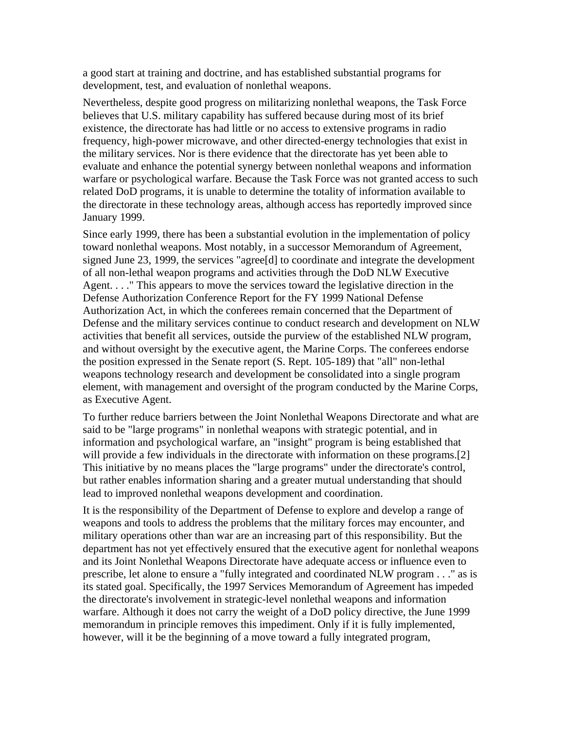a good start at training and doctrine, and has established substantial programs for development, test, and evaluation of nonlethal weapons.

Nevertheless, despite good progress on militarizing nonlethal weapons, the Task Force believes that U.S. military capability has suffered because during most of its brief existence, the directorate has had little or no access to extensive programs in radio frequency, high-power microwave, and other directed-energy technologies that exist in the military services. Nor is there evidence that the directorate has yet been able to evaluate and enhance the potential synergy between nonlethal weapons and information warfare or psychological warfare. Because the Task Force was not granted access to such related DoD programs, it is unable to determine the totality of information available to the directorate in these technology areas, although access has reportedly improved since January 1999.

Since early 1999, there has been a substantial evolution in the implementation of policy toward nonlethal weapons. Most notably, in a successor Memorandum of Agreement, signed June 23, 1999, the services "agree[d] to coordinate and integrate the development of all non-lethal weapon programs and activities through the DoD NLW Executive Agent. . . ." This appears to move the services toward the legislative direction in the Defense Authorization Conference Report for the FY 1999 National Defense Authorization Act, in which the conferees remain concerned that the Department of Defense and the military services continue to conduct research and development on NLW activities that benefit all services, outside the purview of the established NLW program, and without oversight by the executive agent, the Marine Corps. The conferees endorse the position expressed in the Senate report (S. Rept. 105-189) that "all" non-lethal weapons technology research and development be consolidated into a single program element, with management and oversight of the program conducted by the Marine Corps, as Executive Agent.

To further reduce barriers between the Joint Nonlethal Weapons Directorate and what are said to be "large programs" in nonlethal weapons with strategic potential, and in information and psychological warfare, an "insight" program is being established that will provide a few individuals in the directorate with information on these programs.[2] This initiative by no means places the "large programs" under the directorate's control, but rather enables information sharing and a greater mutual understanding that should lead to improved nonlethal weapons development and coordination.

It is the responsibility of the Department of Defense to explore and develop a range of weapons and tools to address the problems that the military forces may encounter, and military operations other than war are an increasing part of this responsibility. But the department has not yet effectively ensured that the executive agent for nonlethal weapons and its Joint Nonlethal Weapons Directorate have adequate access or influence even to prescribe, let alone to ensure a "fully integrated and coordinated NLW program . . ." as is its stated goal. Specifically, the 1997 Services Memorandum of Agreement has impeded the directorate's involvement in strategic-level nonlethal weapons and information warfare. Although it does not carry the weight of a DoD policy directive, the June 1999 memorandum in principle removes this impediment. Only if it is fully implemented, however, will it be the beginning of a move toward a fully integrated program,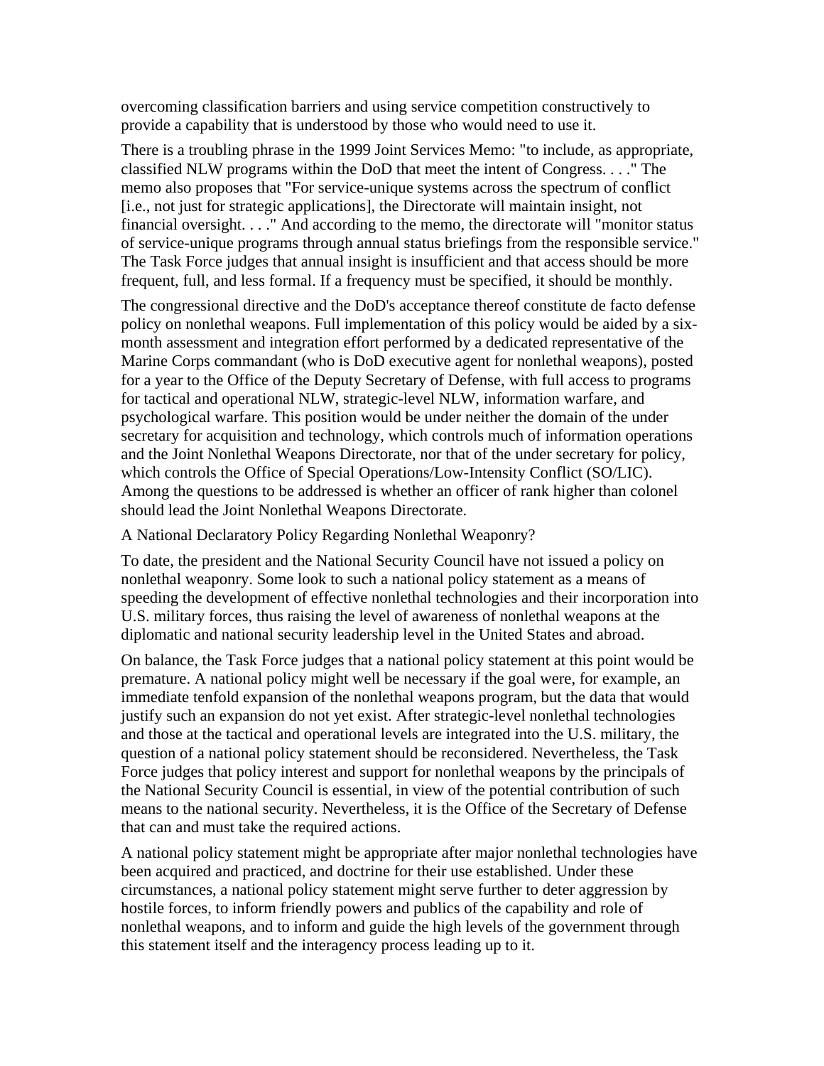overcoming classification barriers and using service competition constructively to provide a capability that is understood by those who would need to use it.

There is a troubling phrase in the 1999 Joint Services Memo: "to include, as appropriate, classified NLW programs within the DoD that meet the intent of Congress. . . ." The memo also proposes that "For service-unique systems across the spectrum of conflict [i.e., not just for strategic applications], the Directorate will maintain insight, not financial oversight. . . ." And according to the memo, the directorate will "monitor status of service-unique programs through annual status briefings from the responsible service." The Task Force judges that annual insight is insufficient and that access should be more frequent, full, and less formal. If a frequency must be specified, it should be monthly.

The congressional directive and the DoD's acceptance thereof constitute de facto defense policy on nonlethal weapons. Full implementation of this policy would be aided by a six-month assessment and integration effort performed by a dedicated representative of the Marine Corps commandant (who is DoD executive agent for nonlethal weapons), posted for a year to the Office of the Deputy Secretary of Defense, with full access to programs for tactical and operational NLW, strategic-level NLW, information warfare, and psychological warfare. This position would be under neither the domain of the under secretary for acquisition and technology, which controls much of information operations and the Joint Nonlethal Weapons Directorate, nor that of the under secretary for policy, which controls the Office of Special Operations/Low-Intensity Conflict (SO/LIC). Among the questions to be addressed is whether an officer of rank higher than colonel should lead the Joint Nonlethal Weapons Directorate.

## A National Declaratory Policy Regarding Nonlethal Weaponry?

To date, the president and the National Security Council have not issued a policy on nonlethal weaponry. Some look to such a national policy statement as a means of speeding the development of effective nonlethal technologies and their incorporation into U.S. military forces, thus raising the level of awareness of nonlethal weapons at the diplomatic and national security leadership level in the United States and abroad.

On balance, the Task Force judges that a national policy statement at this point would be premature. A national policy might well be necessary if the goal were, for example, an immediate tenfold expansion of the nonlethal weapons program, but the data that would justify such an expansion do not yet exist. After strategic-level nonlethal technologies and those at the tactical and operational levels are integrated into the U.S. military, the question of a national policy statement should be reconsidered. Nevertheless, the Task Force judges that policy interest and support for nonlethal weapons by the principals of the National Security Council is essential, in view of the potential contribution of such means to the national security. Nevertheless, it is the Office of the Secretary of Defense that can and must take the required actions.

A national policy statement might be appropriate after major nonlethal technologies have been acquired and practiced, and doctrine for their use established. Under these circumstances, a national policy statement might serve further to deter aggression by hostile forces, to inform friendly powers and publics of the capability and role of nonlethal weapons, and to inform and guide the high levels of the government through this statement itself and the interagency process leading up to it.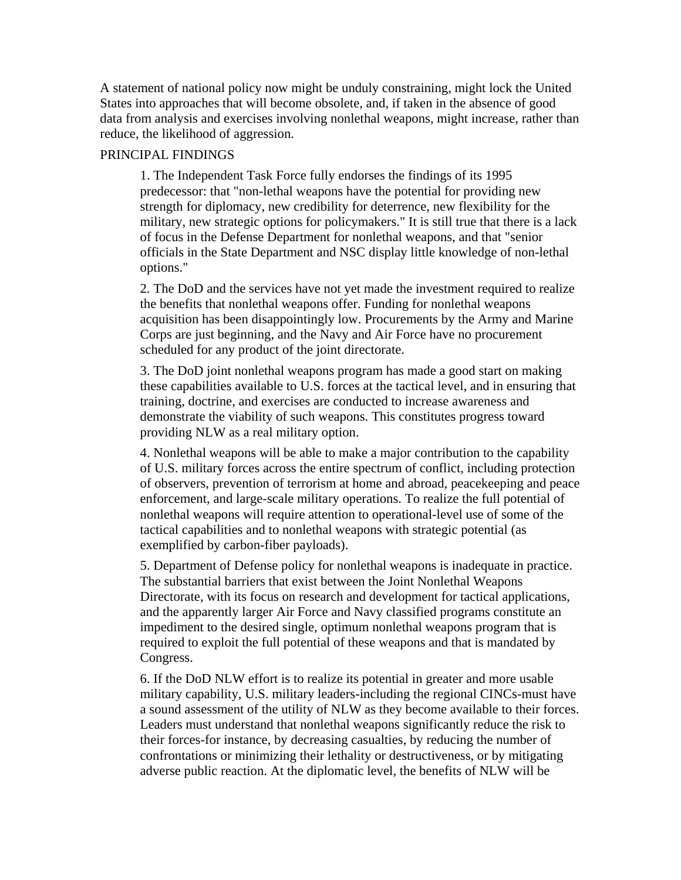A statement of national policy now might be unduly constraining, might lock the United States into approaches that will become obsolete, and, if taken in the absence of good data from analysis and exercises involving nonlethal weapons, might increase, rather than reduce, the likelihood of aggression.

## PRINCIPAL FINDINGS

1. The Independent Task Force fully endorses the findings of its 1995 predecessor: that "non-lethal weapons have the potential for providing new strength for diplomacy, new credibility for deterrence, new flexibility for the military, new strategic options for policymakers." It is still true that there is a lack of focus in the Defense Department for nonlethal weapons, and that "senior officials in the State Department and NSC display little knowledge of non-lethal options."

2. The DoD and the services have not yet made the investment required to realize the benefits that nonlethal weapons offer. Funding for nonlethal weapons acquisition has been disappointingly low. Procurements by the Army and Marine Corps are just beginning, and the Navy and Air Force have no procurement scheduled for any product of the joint directorate.

3. The DoD joint nonlethal weapons program has made a good start on making these capabilities available to U.S. forces at the tactical level, and in ensuring that training, doctrine, and exercises are conducted to increase awareness and demonstrate the viability of such weapons. This constitutes progress toward providing NLW as a real military option.

4. Nonlethal weapons will be able to make a major contribution to the capability of U.S. military forces across the entire spectrum of conflict, including protection of observers, prevention of terrorism at home and abroad, peacekeeping and peace enforcement, and large-scale military operations. To realize the full potential of nonlethal weapons will require attention to operational-level use of some of the tactical capabilities and to nonlethal weapons with strategic potential (as exemplified by carbon-fiber payloads).

5. Department of Defense policy for nonlethal weapons is inadequate in practice. The substantial barriers that exist between the Joint Nonlethal Weapons Directorate, with its focus on research and development for tactical applications, and the apparently larger Air Force and Navy classified programs constitute an impediment to the desired single, optimum nonlethal weapons program that is required to exploit the full potential of these weapons and that is mandated by Congress.

6. If the DoD NLW effort is to realize its potential in greater and more usable military capability, U.S. military leaders-including the regional CINCs-must have a sound assessment of the utility of NLW as they become available to their forces. Leaders must understand that nonlethal weapons significantly reduce the risk to their forces-for instance, by decreasing casualties, by reducing the number of confrontations or minimizing their lethality or destructiveness, or by mitigating adverse public reaction. At the diplomatic level, the benefits of NLW will be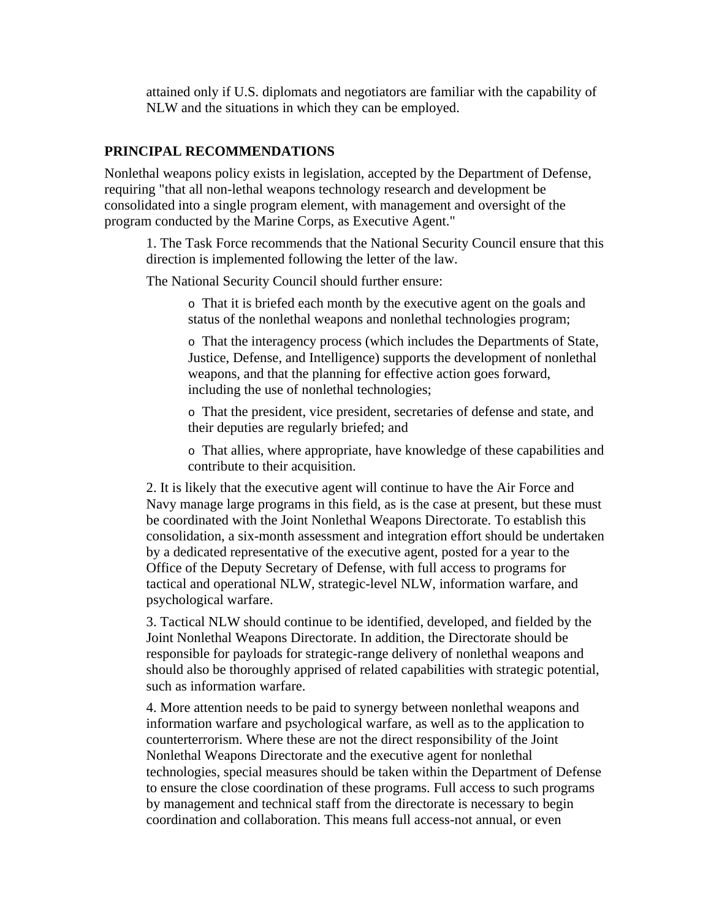attained only if U.S. diplomats and negotiators are familiar with the capability of NLW and the situations in which they can be employed.

## PRINCIPAL RECOMMENDATIONS

Nonlethal weapons policy exists in legislation, accepted by the Department of Defense, requiring "that all non-lethal weapons technology research and development be consolidated into a single program element, with management and oversight of the program conducted by the Marine Corps, as Executive Agent."

1. The Task Force recommends that the National Security Council ensure that this direction is implemented following the letter of the law.

   The National Security Council should further ensure:

   - That it is briefed each month by the executive agent on the goals and status of the nonlethal weapons and nonlethal technologies program;
   - That the interagency process (which includes the Departments of State, Justice, Defense, and Intelligence) supports the development of nonlethal weapons, and that the planning for effective action goes forward, including the use of nonlethal technologies;
   - That the president, vice president, secretaries of defense and state, and their deputies are regularly briefed; and
   - That allies, where appropriate, have knowledge of these capabilities and contribute to their acquisition.

2. It is likely that the executive agent will continue to have the Air Force and Navy manage large programs in this field, as is the case at present, but these must be coordinated with the Joint Nonlethal Weapons Directorate. To establish this consolidation, a six-month assessment and integration effort should be undertaken by a dedicated representative of the executive agent, posted for a year to the Office of the Deputy Secretary of Defense, with full access to programs for tactical and operational NLW, strategic-level NLW, information warfare, and psychological warfare.

3. Tactical NLW should continue to be identified, developed, and fielded by the Joint Nonlethal Weapons Directorate. In addition, the Directorate should be responsible for payloads for strategic-range delivery of nonlethal weapons and should also be thoroughly apprised of related capabilities with strategic potential, such as information warfare.

4. More attention needs to be paid to synergy between nonlethal weapons and information warfare and psychological warfare, as well as to the application to counterterrorism. Where these are not the direct responsibility of the Joint Nonlethal Weapons Directorate and the executive agent for nonlethal technologies, special measures should be taken within the Department of Defense to ensure the close coordination of these programs. Full access to such programs by management and technical staff from the directorate is necessary to begin coordination and collaboration. This means full access-not annual, or even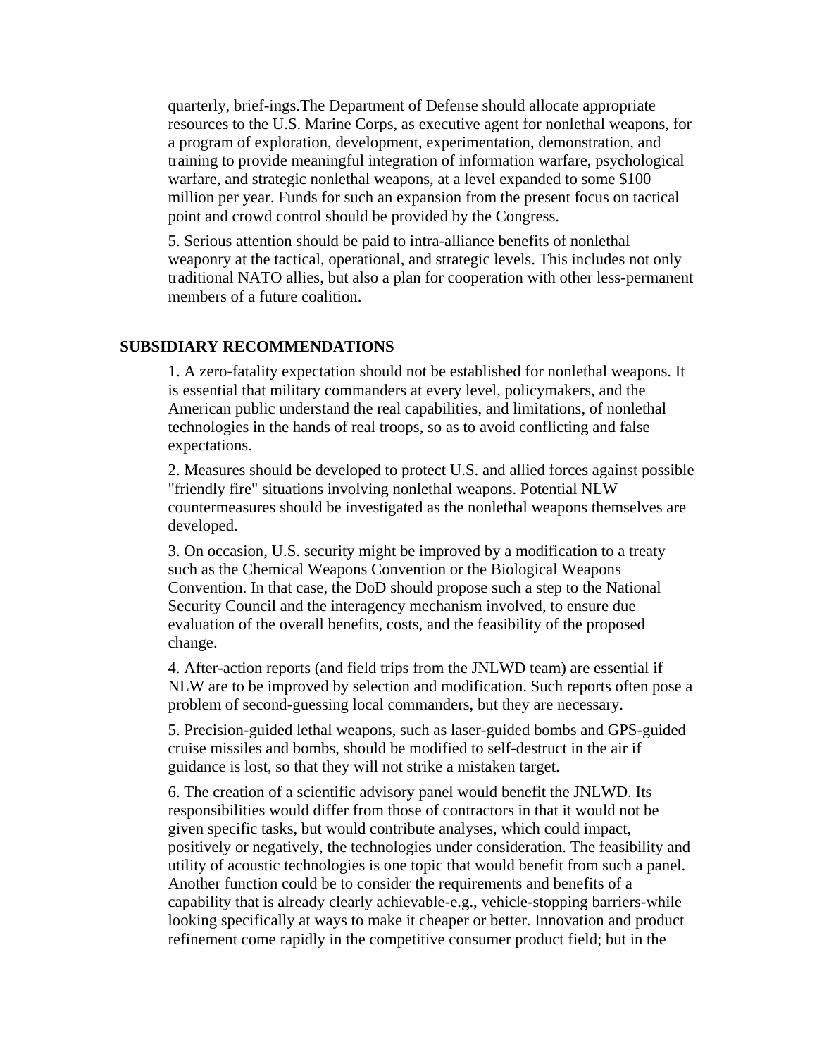quarterly, brief-ings.The Department of Defense should allocate appropriate resources to the U.S. Marine Corps, as executive agent for nonlethal weapons, for a program of exploration, development, experimentation, demonstration, and training to provide meaningful integration of information warfare, psychological warfare, and strategic nonlethal weapons, at a level expanded to some $100 million per year. Funds for such an expansion from the present focus on tactical point and crowd control should be provided by the Congress.

5. Serious attention should be paid to intra-alliance benefits of nonlethal weaponry at the tactical, operational, and strategic levels. This includes not only traditional NATO allies, but also a plan for cooperation with other less-permanent members of a future coalition.

## SUBSIDIARY RECOMMENDATIONS

1. A zero-fatality expectation should not be established for nonlethal weapons. It is essential that military commanders at every level, policymakers, and the American public understand the real capabilities, and limitations, of nonlethal technologies in the hands of real troops, so as to avoid conflicting and false expectations.

2. Measures should be developed to protect U.S. and allied forces against possible "friendly fire" situations involving nonlethal weapons. Potential NLW countermeasures should be investigated as the nonlethal weapons themselves are developed.

3. On occasion, U.S. security might be improved by a modification to a treaty such as the Chemical Weapons Convention or the Biological Weapons Convention. In that case, the DoD should propose such a step to the National Security Council and the interagency mechanism involved, to ensure due evaluation of the overall benefits, costs, and the feasibility of the proposed change.

4. After-action reports (and field trips from the JNLWD team) are essential if NLW are to be improved by selection and modification. Such reports often pose a problem of second-guessing local commanders, but they are necessary.

5. Precision-guided lethal weapons, such as laser-guided bombs and GPS-guided cruise missiles and bombs, should be modified to self-destruct in the air if guidance is lost, so that they will not strike a mistaken target.

6. The creation of a scientific advisory panel would benefit the JNLWD. Its responsibilities would differ from those of contractors in that it would not be given specific tasks, but would contribute analyses, which could impact, positively or negatively, the technologies under consideration. The feasibility and utility of acoustic technologies is one topic that would benefit from such a panel. Another function could be to consider the requirements and benefits of a capability that is already clearly achievable-e.g., vehicle-stopping barriers-while looking specifically at ways to make it cheaper or better. Innovation and product refinement come rapidly in the competitive consumer product field; but in the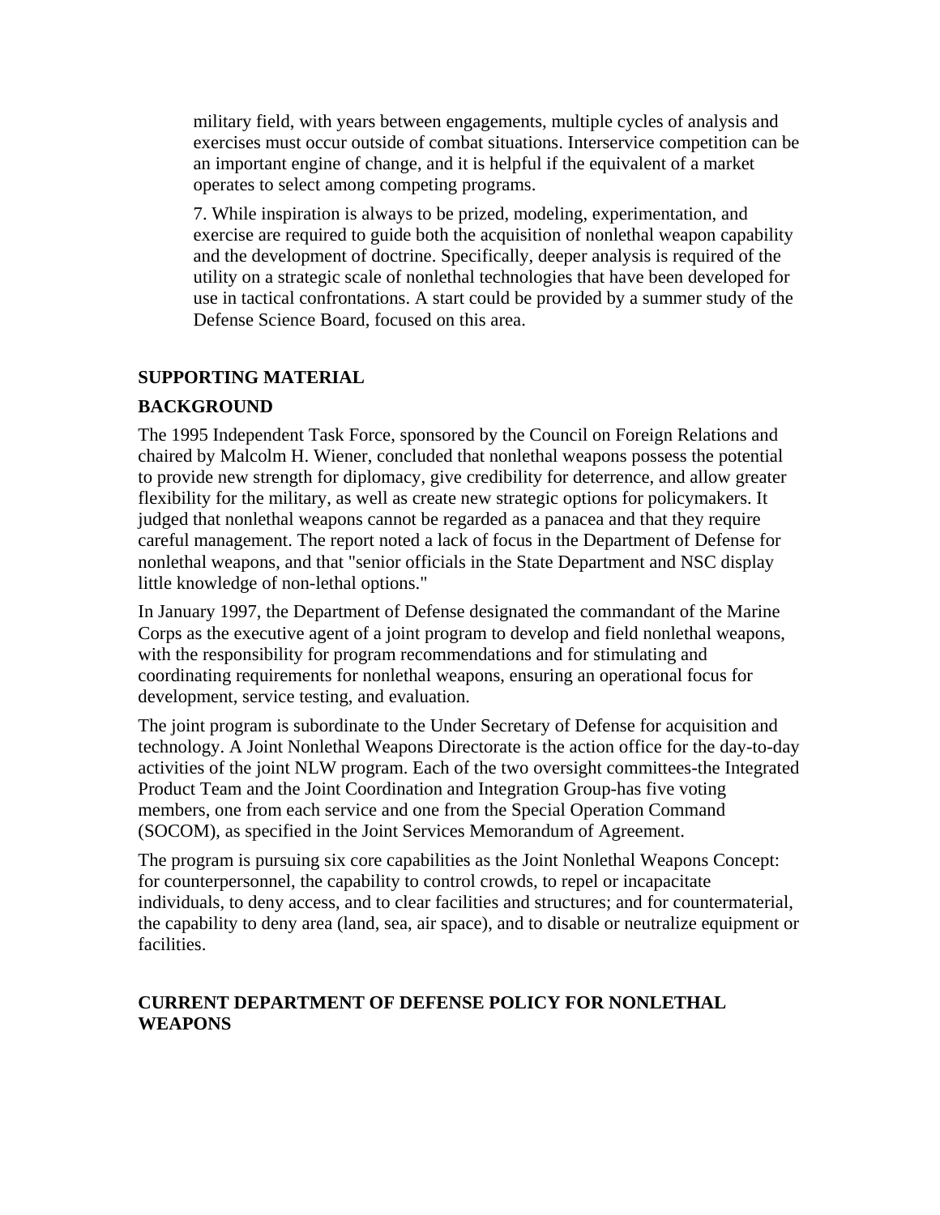military field, with years between engagements, multiple cycles of analysis and exercises must occur outside of combat situations. Interservice competition can be an important engine of change, and it is helpful if the equivalent of a market operates to select among competing programs.

7. While inspiration is always to be prized, modeling, experimentation, and exercise are required to guide both the acquisition of nonlethal weapon capability and the development of doctrine. Specifically, deeper analysis is required of the utility on a strategic scale of nonlethal technologies that have been developed for use in tactical confrontations. A start could be provided by a summer study of the Defense Science Board, focused on this area.

## SUPPORTING MATERIAL

### BACKGROUND

The 1995 Independent Task Force, sponsored by the Council on Foreign Relations and chaired by Malcolm H. Wiener, concluded that nonlethal weapons possess the potential to provide new strength for diplomacy, give credibility for deterrence, and allow greater flexibility for the military, as well as create new strategic options for policymakers. It judged that nonlethal weapons cannot be regarded as a panacea and that they require careful management. The report noted a lack of focus in the Department of Defense for nonlethal weapons, and that "senior officials in the State Department and NSC display little knowledge of non-lethal options."

In January 1997, the Department of Defense designated the commandant of the Marine Corps as the executive agent of a joint program to develop and field nonlethal weapons, with the responsibility for program recommendations and for stimulating and coordinating requirements for nonlethal weapons, ensuring an operational focus for development, service testing, and evaluation.

The joint program is subordinate to the Under Secretary of Defense for acquisition and technology. A Joint Nonlethal Weapons Directorate is the action office for the day-to-day activities of the joint NLW program. Each of the two oversight committees-the Integrated Product Team and the Joint Coordination and Integration Group-has five voting members, one from each service and one from the Special Operation Command (SOCOM), as specified in the Joint Services Memorandum of Agreement.

The program is pursuing six core capabilities as the Joint Nonlethal Weapons Concept: for counterpersonnel, the capability to control crowds, to repel or incapacitate individuals, to deny access, and to clear facilities and structures; and for countermaterial, the capability to deny area (land, sea, air space), and to disable or neutralize equipment or facilities.

### CURRENT DEPARTMENT OF DEFENSE POLICY FOR NONLETHAL WEAPONS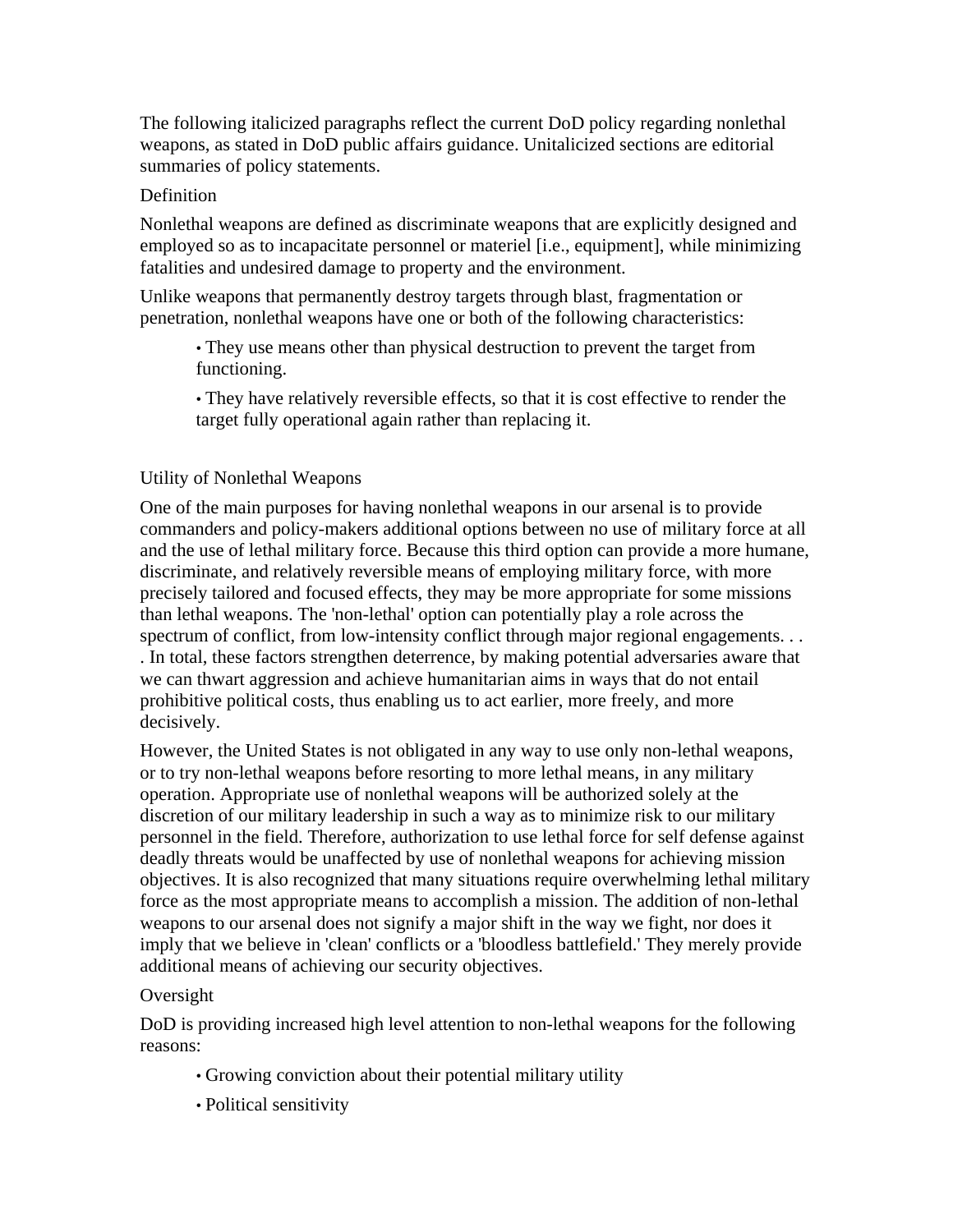The following italicized paragraphs reflect the current DoD policy regarding nonlethal weapons, as stated in DoD public affairs guidance. Unitalicized sections are editorial summaries of policy statements.

### Definition

Nonlethal weapons are defined as discriminate weapons that are explicitly designed and employed so as to incapacitate personnel or materiel [i.e., equipment], while minimizing fatalities and undesired damage to property and the environment.

Unlike weapons that permanently destroy targets through blast, fragmentation or penetration, nonlethal weapons have one or both of the following characteristics:

- They use means other than physical destruction to prevent the target from functioning.
- They have relatively reversible effects, so that it is cost effective to render the target fully operational again rather than replacing it.

### Utility of Nonlethal Weapons

One of the main purposes for having nonlethal weapons in our arsenal is to provide commanders and policy-makers additional options between no use of military force at all and the use of lethal military force. Because this third option can provide a more humane, discriminate, and relatively reversible means of employing military force, with more precisely tailored and focused effects, they may be more appropriate for some missions than lethal weapons. The 'non-lethal' option can potentially play a role across the spectrum of conflict, from low-intensity conflict through major regional engagements. . . . In total, these factors strengthen deterrence, by making potential adversaries aware that we can thwart aggression and achieve humanitarian aims in ways that do not entail prohibitive political costs, thus enabling us to act earlier, more freely, and more decisively.

However, the United States is not obligated in any way to use only non-lethal weapons, or to try non-lethal weapons before resorting to more lethal means, in any military operation. Appropriate use of nonlethal weapons will be authorized solely at the discretion of our military leadership in such a way as to minimize risk to our military personnel in the field. Therefore, authorization to use lethal force for self defense against deadly threats would be unaffected by use of nonlethal weapons for achieving mission objectives. It is also recognized that many situations require overwhelming lethal military force as the most appropriate means to accomplish a mission. The addition of non-lethal weapons to our arsenal does not signify a major shift in the way we fight, nor does it imply that we believe in 'clean' conflicts or a 'bloodless battlefield.' They merely provide additional means of achieving our security objectives.

### Oversight

DoD is providing increased high level attention to non-lethal weapons for the following reasons:

- Growing conviction about their potential military utility
- Political sensitivity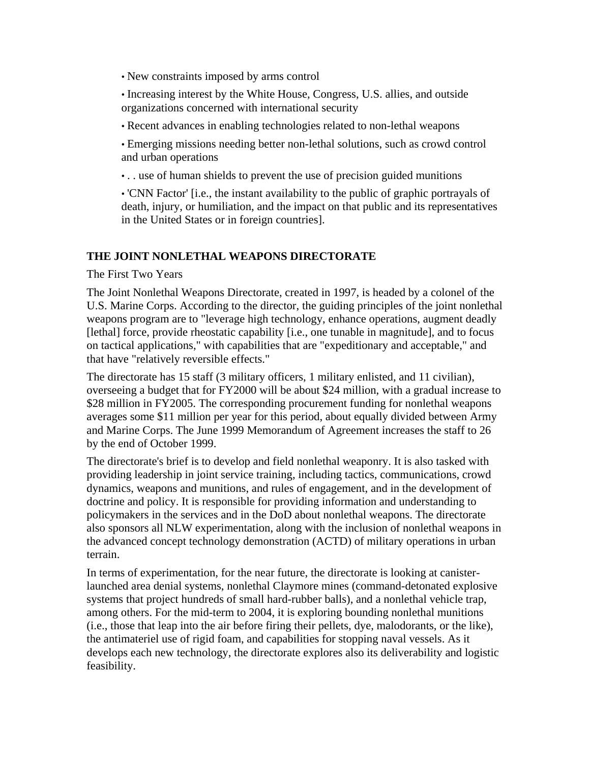- New constraints imposed by arms control
- Increasing interest by the White House, Congress, U.S. allies, and outside organizations concerned with international security
- Recent advances in enabling technologies related to non-lethal weapons
- Emerging missions needing better non-lethal solutions, such as crowd control and urban operations
- . . use of human shields to prevent the use of precision guided munitions
- 'CNN Factor' [i.e., the instant availability to the public of graphic portrayals of death, injury, or humiliation, and the impact on that public and its representatives in the United States or in foreign countries].

## THE JOINT NONLETHAL WEAPONS DIRECTORATE

The First Two Years

The Joint Nonlethal Weapons Directorate, created in 1997, is headed by a colonel of the U.S. Marine Corps. According to the director, the guiding principles of the joint nonlethal weapons program are to "leverage high technology, enhance operations, augment deadly [lethal] force, provide rheostatic capability [i.e., one tunable in magnitude], and to focus on tactical applications," with capabilities that are "expeditionary and acceptable," and that have "relatively reversible effects."

The directorate has 15 staff (3 military officers, 1 military enlisted, and 11 civilian), overseeing a budget that for FY2000 will be about $24 million, with a gradual increase to $28 million in FY2005. The corresponding procurement funding for nonlethal weapons averages some $11 million per year for this period, about equally divided between Army and Marine Corps. The June 1999 Memorandum of Agreement increases the staff to 26 by the end of October 1999.

The directorate's brief is to develop and field nonlethal weaponry. It is also tasked with providing leadership in joint service training, including tactics, communications, crowd dynamics, weapons and munitions, and rules of engagement, and in the development of doctrine and policy. It is responsible for providing information and understanding to policymakers in the services and in the DoD about nonlethal weapons. The directorate also sponsors all NLW experimentation, along with the inclusion of nonlethal weapons in the advanced concept technology demonstration (ACTD) of military operations in urban terrain.

In terms of experimentation, for the near future, the directorate is looking at canister-launched area denial systems, nonlethal Claymore mines (command-detonated explosive systems that project hundreds of small hard-rubber balls), and a nonlethal vehicle trap, among others. For the mid-term to 2004, it is exploring bounding nonlethal munitions (i.e., those that leap into the air before firing their pellets, dye, malodorants, or the like), the antimateriel use of rigid foam, and capabilities for stopping naval vessels. As it develops each new technology, the directorate explores also its deliverability and logistic feasibility.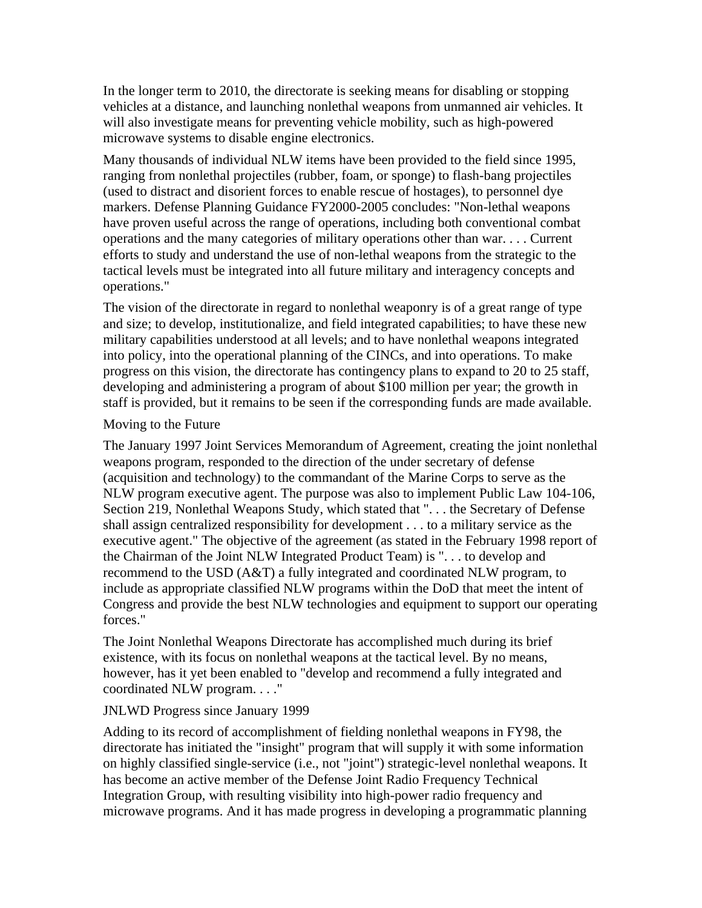In the longer term to 2010, the directorate is seeking means for disabling or stopping vehicles at a distance, and launching nonlethal weapons from unmanned air vehicles. It will also investigate means for preventing vehicle mobility, such as high-powered microwave systems to disable engine electronics.

Many thousands of individual NLW items have been provided to the field since 1995, ranging from nonlethal projectiles (rubber, foam, or sponge) to flash-bang projectiles (used to distract and disorient forces to enable rescue of hostages), to personnel dye markers. Defense Planning Guidance FY2000-2005 concludes: "Non-lethal weapons have proven useful across the range of operations, including both conventional combat operations and the many categories of military operations other than war. . . . Current efforts to study and understand the use of non-lethal weapons from the strategic to the tactical levels must be integrated into all future military and interagency concepts and operations."

The vision of the directorate in regard to nonlethal weaponry is of a great range of type and size; to develop, institutionalize, and field integrated capabilities; to have these new military capabilities understood at all levels; and to have nonlethal weapons integrated into policy, into the operational planning of the CINCs, and into operations. To make progress on this vision, the directorate has contingency plans to expand to 20 to 25 staff, developing and administering a program of about $100 million per year; the growth in staff is provided, but it remains to be seen if the corresponding funds are made available.

## Moving to the Future

The January 1997 Joint Services Memorandum of Agreement, creating the joint nonlethal weapons program, responded to the direction of the under secretary of defense (acquisition and technology) to the commandant of the Marine Corps to serve as the NLW program executive agent. The purpose was also to implement Public Law 104-106, Section 219, Nonlethal Weapons Study, which stated that ". . . the Secretary of Defense shall assign centralized responsibility for development . . . to a military service as the executive agent." The objective of the agreement (as stated in the February 1998 report of the Chairman of the Joint NLW Integrated Product Team) is ". . . to develop and recommend to the USD (A&T) a fully integrated and coordinated NLW program, to include as appropriate classified NLW programs within the DoD that meet the intent of Congress and provide the best NLW technologies and equipment to support our operating forces."

The Joint Nonlethal Weapons Directorate has accomplished much during its brief existence, with its focus on nonlethal weapons at the tactical level. By no means, however, has it yet been enabled to "develop and recommend a fully integrated and coordinated NLW program. . . ."

## JNLWD Progress since January 1999

Adding to its record of accomplishment of fielding nonlethal weapons in FY98, the directorate has initiated the "insight" program that will supply it with some information on highly classified single-service (i.e., not "joint") strategic-level nonlethal weapons. It has become an active member of the Defense Joint Radio Frequency Technical Integration Group, with resulting visibility into high-power radio frequency and microwave programs. And it has made progress in developing a programmatic planning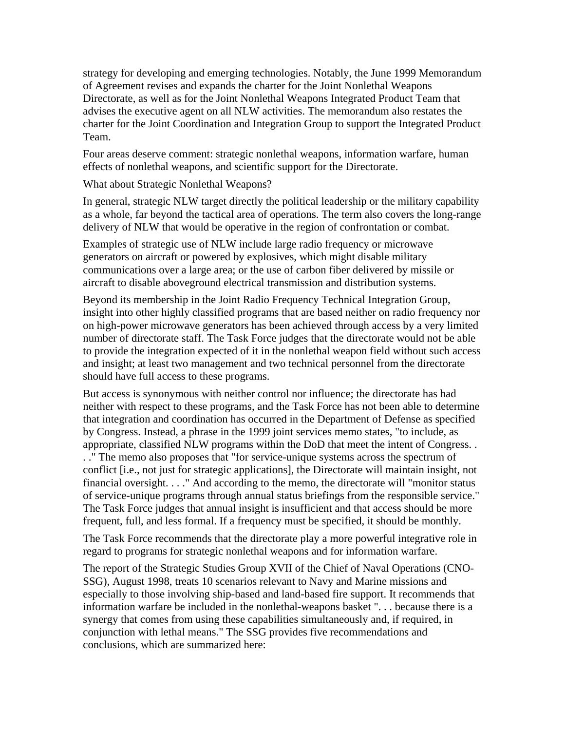strategy for developing and emerging technologies. Notably, the June 1999 Memorandum of Agreement revises and expands the charter for the Joint Nonlethal Weapons Directorate, as well as for the Joint Nonlethal Weapons Integrated Product Team that advises the executive agent on all NLW activities. The memorandum also restates the charter for the Joint Coordination and Integration Group to support the Integrated Product Team.

Four areas deserve comment: strategic nonlethal weapons, information warfare, human effects of nonlethal weapons, and scientific support for the Directorate.

What about Strategic Nonlethal Weapons?

In general, strategic NLW target directly the political leadership or the military capability as a whole, far beyond the tactical area of operations. The term also covers the long-range delivery of NLW that would be operative in the region of confrontation or combat.

Examples of strategic use of NLW include large radio frequency or microwave generators on aircraft or powered by explosives, which might disable military communications over a large area; or the use of carbon fiber delivered by missile or aircraft to disable aboveground electrical transmission and distribution systems.

Beyond its membership in the Joint Radio Frequency Technical Integration Group, insight into other highly classified programs that are based neither on radio frequency nor on high-power microwave generators has been achieved through access by a very limited number of directorate staff. The Task Force judges that the directorate would not be able to provide the integration expected of it in the nonlethal weapon field without such access and insight; at least two management and two technical personnel from the directorate should have full access to these programs.

But access is synonymous with neither control nor influence; the directorate has had neither with respect to these programs, and the Task Force has not been able to determine that integration and coordination has occurred in the Department of Defense as specified by Congress. Instead, a phrase in the 1999 joint services memo states, "to include, as appropriate, classified NLW programs within the DoD that meet the intent of Congress. . . ." The memo also proposes that "for service-unique systems across the spectrum of conflict [i.e., not just for strategic applications], the Directorate will maintain insight, not financial oversight. . . ." And according to the memo, the directorate will "monitor status of service-unique programs through annual status briefings from the responsible service." The Task Force judges that annual insight is insufficient and that access should be more frequent, full, and less formal. If a frequency must be specified, it should be monthly.

The Task Force recommends that the directorate play a more powerful integrative role in regard to programs for strategic nonlethal weapons and for information warfare.

The report of the Strategic Studies Group XVII of the Chief of Naval Operations (CNO-SSG), August 1998, treats 10 scenarios relevant to Navy and Marine missions and especially to those involving ship-based and land-based fire support. It recommends that information warfare be included in the nonlethal-weapons basket ". . . because there is a synergy that comes from using these capabilities simultaneously and, if required, in conjunction with lethal means." The SSG provides five recommendations and conclusions, which are summarized here: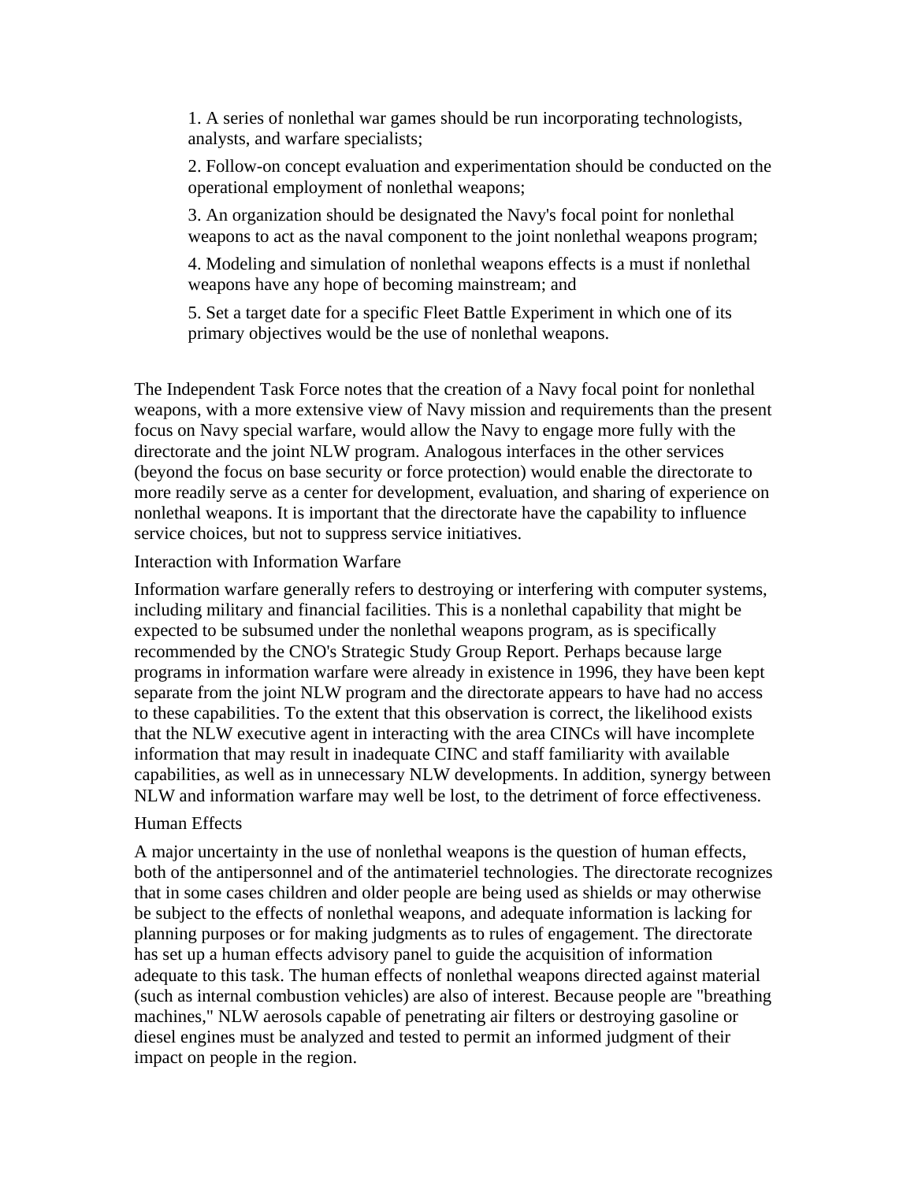1. A series of nonlethal war games should be run incorporating technologists, analysts, and warfare specialists;
2. Follow-on concept evaluation and experimentation should be conducted on the operational employment of nonlethal weapons;
3. An organization should be designated the Navy's focal point for nonlethal weapons to act as the naval component to the joint nonlethal weapons program;
4. Modeling and simulation of nonlethal weapons effects is a must if nonlethal weapons have any hope of becoming mainstream; and
5. Set a target date for a specific Fleet Battle Experiment in which one of its primary objectives would be the use of nonlethal weapons.

The Independent Task Force notes that the creation of a Navy focal point for nonlethal weapons, with a more extensive view of Navy mission and requirements than the present focus on Navy special warfare, would allow the Navy to engage more fully with the directorate and the joint NLW program. Analogous interfaces in the other services (beyond the focus on base security or force protection) would enable the directorate to more readily serve as a center for development, evaluation, and sharing of experience on nonlethal weapons. It is important that the directorate have the capability to influence service choices, but not to suppress service initiatives.

### Interaction with Information Warfare

Information warfare generally refers to destroying or interfering with computer systems, including military and financial facilities. This is a nonlethal capability that might be expected to be subsumed under the nonlethal weapons program, as is specifically recommended by the CNO's Strategic Study Group Report. Perhaps because large programs in information warfare were already in existence in 1996, they have been kept separate from the joint NLW program and the directorate appears to have had no access to these capabilities. To the extent that this observation is correct, the likelihood exists that the NLW executive agent in interacting with the area CINCs will have incomplete information that may result in inadequate CINC and staff familiarity with available capabilities, as well as in unnecessary NLW developments. In addition, synergy between NLW and information warfare may well be lost, to the detriment of force effectiveness.

### Human Effects

A major uncertainty in the use of nonlethal weapons is the question of human effects, both of the antipersonnel and of the antimateriel technologies. The directorate recognizes that in some cases children and older people are being used as shields or may otherwise be subject to the effects of nonlethal weapons, and adequate information is lacking for planning purposes or for making judgments as to rules of engagement. The directorate has set up a human effects advisory panel to guide the acquisition of information adequate to this task. The human effects of nonlethal weapons directed against material (such as internal combustion vehicles) are also of interest. Because people are "breathing machines," NLW aerosols capable of penetrating air filters or destroying gasoline or diesel engines must be analyzed and tested to permit an informed judgment of their impact on people in the region.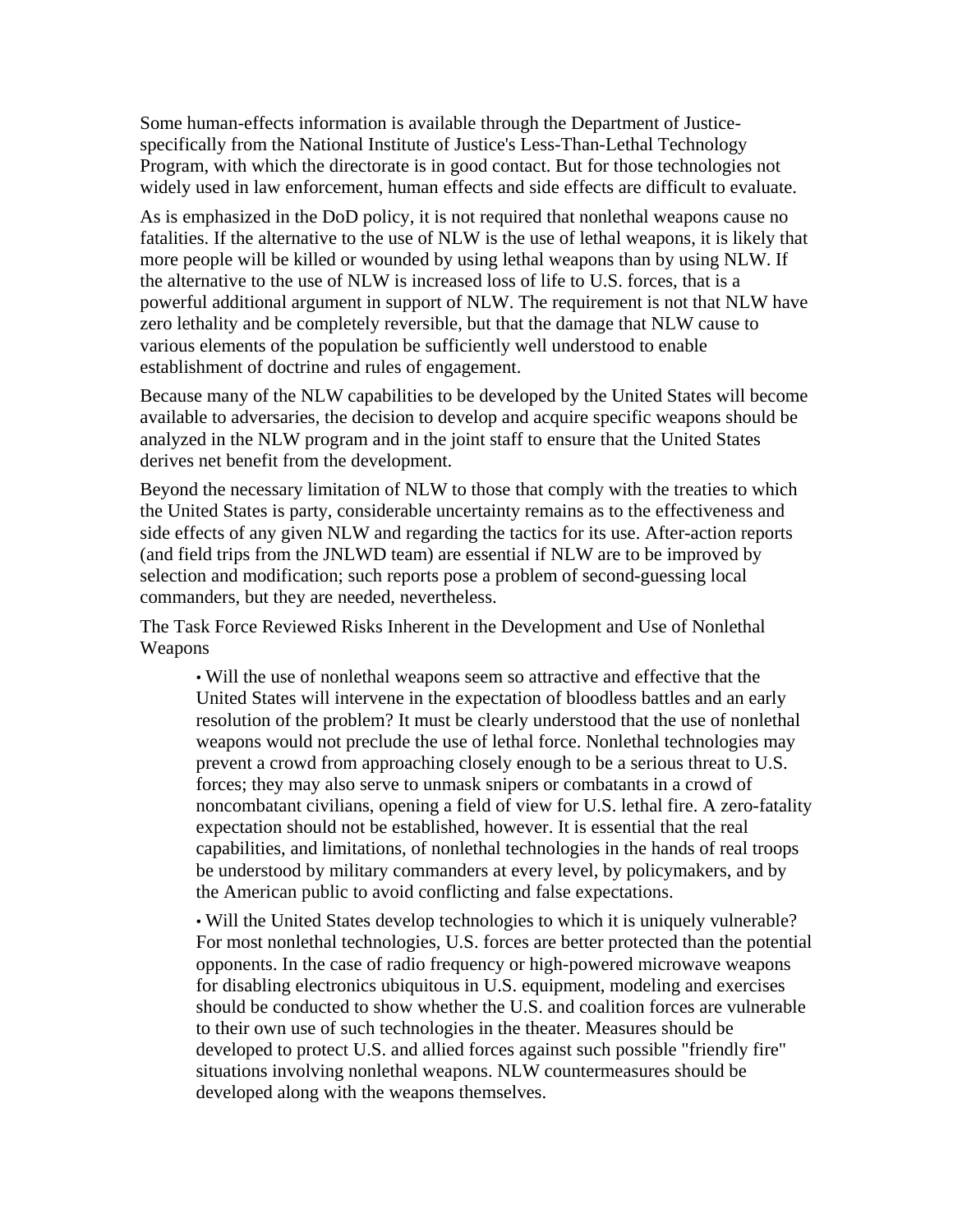Some human-effects information is available through the Department of Justice-specifically from the National Institute of Justice's Less-Than-Lethal Technology Program, with which the directorate is in good contact. But for those technologies not widely used in law enforcement, human effects and side effects are difficult to evaluate.

As is emphasized in the DoD policy, it is not required that nonlethal weapons cause no fatalities. If the alternative to the use of NLW is the use of lethal weapons, it is likely that more people will be killed or wounded by using lethal weapons than by using NLW. If the alternative to the use of NLW is increased loss of life to U.S. forces, that is a powerful additional argument in support of NLW. The requirement is not that NLW have zero lethality and be completely reversible, but that the damage that NLW cause to various elements of the population be sufficiently well understood to enable establishment of doctrine and rules of engagement.

Because many of the NLW capabilities to be developed by the United States will become available to adversaries, the decision to develop and acquire specific weapons should be analyzed in the NLW program and in the joint staff to ensure that the United States derives net benefit from the development.

Beyond the necessary limitation of NLW to those that comply with the treaties to which the United States is party, considerable uncertainty remains as to the effectiveness and side effects of any given NLW and regarding the tactics for its use. After-action reports (and field trips from the JNLWD team) are essential if NLW are to be improved by selection and modification; such reports pose a problem of second-guessing local commanders, but they are needed, nevertheless.

The Task Force Reviewed Risks Inherent in the Development and Use of Nonlethal Weapons

- Will the use of nonlethal weapons seem so attractive and effective that the United States will intervene in the expectation of bloodless battles and an early resolution of the problem? It must be clearly understood that the use of nonlethal weapons would not preclude the use of lethal force. Nonlethal technologies may prevent a crowd from approaching closely enough to be a serious threat to U.S. forces; they may also serve to unmask snipers or combatants in a crowd of noncombatant civilians, opening a field of view for U.S. lethal fire. A zero-fatality expectation should not be established, however. It is essential that the real capabilities, and limitations, of nonlethal technologies in the hands of real troops be understood by military commanders at every level, by policymakers, and by the American public to avoid conflicting and false expectations.

- Will the United States develop technologies to which it is uniquely vulnerable? For most nonlethal technologies, U.S. forces are better protected than the potential opponents. In the case of radio frequency or high-powered microwave weapons for disabling electronics ubiquitous in U.S. equipment, modeling and exercises should be conducted to show whether the U.S. and coalition forces are vulnerable to their own use of such technologies in the theater. Measures should be developed to protect U.S. and allied forces against such possible "friendly fire" situations involving nonlethal weapons. NLW countermeasures should be developed along with the weapons themselves.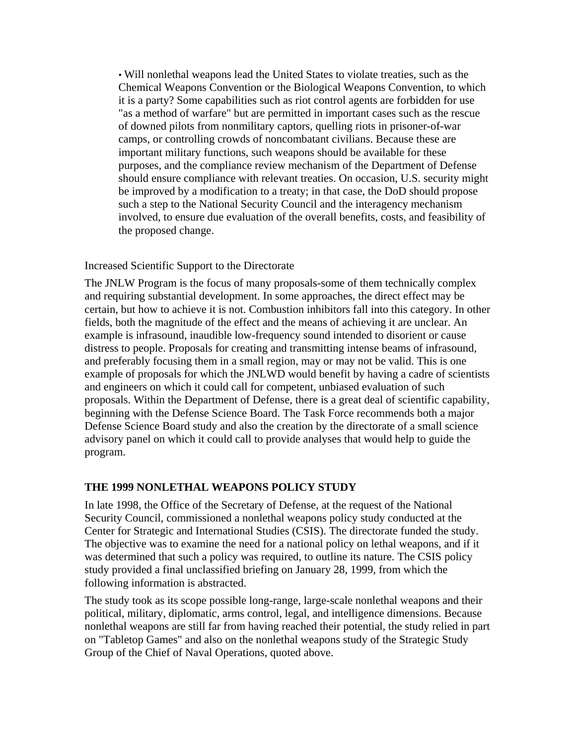- Will nonlethal weapons lead the United States to violate treaties, such as the Chemical Weapons Convention or the Biological Weapons Convention, to which it is a party? Some capabilities such as riot control agents are forbidden for use "as a method of warfare" but are permitted in important cases such as the rescue of downed pilots from nonmilitary captors, quelling riots in prisoner-of-war camps, or controlling crowds of noncombatant civilians. Because these are important military functions, such weapons should be available for these purposes, and the compliance review mechanism of the Department of Defense should ensure compliance with relevant treaties. On occasion, U.S. security might be improved by a modification to a treaty; in that case, the DoD should propose such a step to the National Security Council and the interagency mechanism involved, to ensure due evaluation of the overall benefits, costs, and feasibility of the proposed change.

Increased Scientific Support to the Directorate

The JNLW Program is the focus of many proposals-some of them technically complex and requiring substantial development. In some approaches, the direct effect may be certain, but how to achieve it is not. Combustion inhibitors fall into this category. In other fields, both the magnitude of the effect and the means of achieving it are unclear. An example is infrasound, inaudible low-frequency sound intended to disorient or cause distress to people. Proposals for creating and transmitting intense beams of infrasound, and preferably focusing them in a small region, may or may not be valid. This is one example of proposals for which the JNLWD would benefit by having a cadre of scientists and engineers on which it could call for competent, unbiased evaluation of such proposals. Within the Department of Defense, there is a great deal of scientific capability, beginning with the Defense Science Board. The Task Force recommends both a major Defense Science Board study and also the creation by the directorate of a small science advisory panel on which it could call to provide analyses that would help to guide the program.

**THE 1999 NONLETHAL WEAPONS POLICY STUDY**

In late 1998, the Office of the Secretary of Defense, at the request of the National Security Council, commissioned a nonlethal weapons policy study conducted at the Center for Strategic and International Studies (CSIS). The directorate funded the study. The objective was to examine the need for a national policy on lethal weapons, and if it was determined that such a policy was required, to outline its nature. The CSIS policy study provided a final unclassified briefing on January 28, 1999, from which the following information is abstracted.

The study took as its scope possible long-range, large-scale nonlethal weapons and their political, military, diplomatic, arms control, legal, and intelligence dimensions. Because nonlethal weapons are still far from having reached their potential, the study relied in part on "Tabletop Games" and also on the nonlethal weapons study of the Strategic Study Group of the Chief of Naval Operations, quoted above.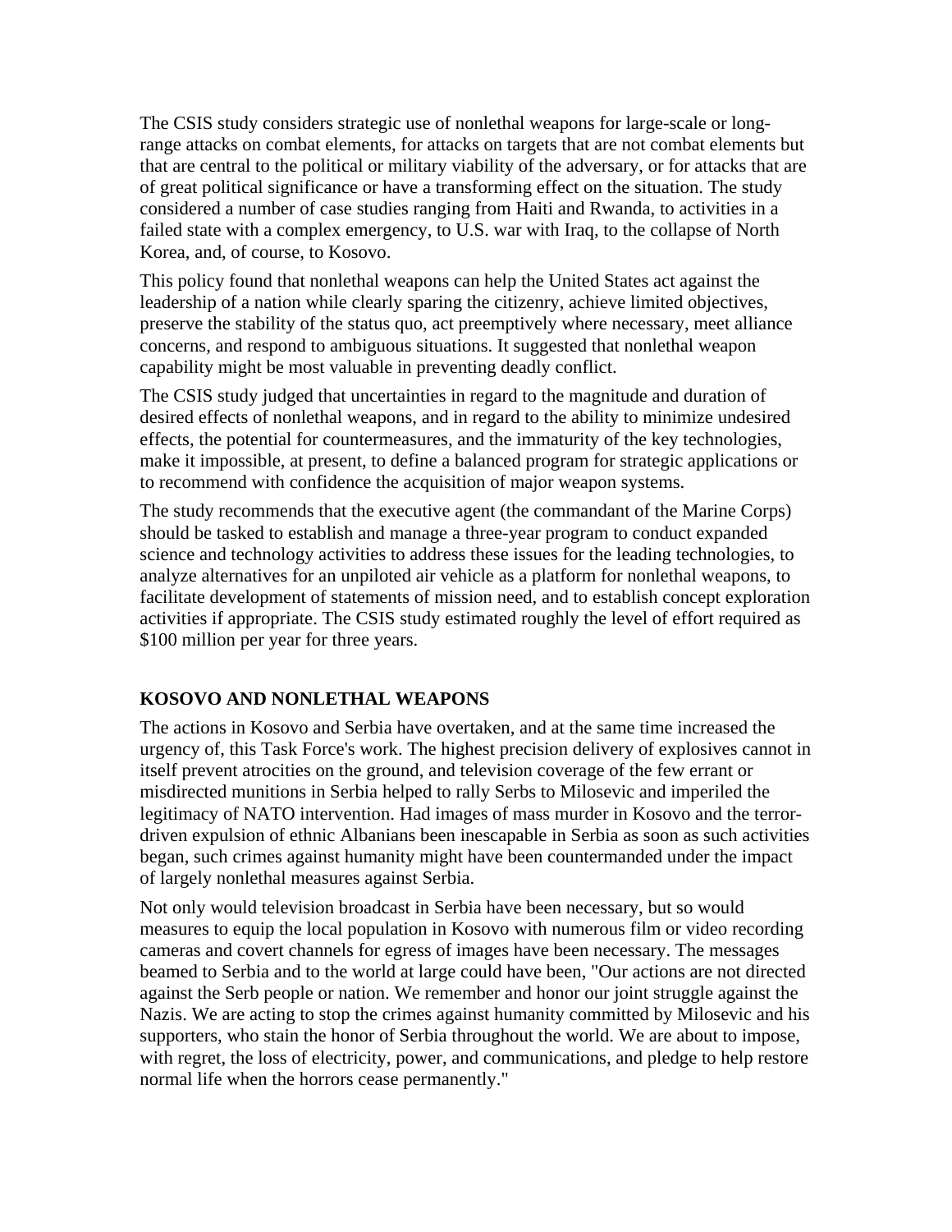The CSIS study considers strategic use of nonlethal weapons for large-scale or long-range attacks on combat elements, for attacks on targets that are not combat elements but that are central to the political or military viability of the adversary, or for attacks that are of great political significance or have a transforming effect on the situation. The study considered a number of case studies ranging from Haiti and Rwanda, to activities in a failed state with a complex emergency, to U.S. war with Iraq, to the collapse of North Korea, and, of course, to Kosovo.

This policy found that nonlethal weapons can help the United States act against the leadership of a nation while clearly sparing the citizenry, achieve limited objectives, preserve the stability of the status quo, act preemptively where necessary, meet alliance concerns, and respond to ambiguous situations. It suggested that nonlethal weapon capability might be most valuable in preventing deadly conflict.

The CSIS study judged that uncertainties in regard to the magnitude and duration of desired effects of nonlethal weapons, and in regard to the ability to minimize undesired effects, the potential for countermeasures, and the immaturity of the key technologies, make it impossible, at present, to define a balanced program for strategic applications or to recommend with confidence the acquisition of major weapon systems.

The study recommends that the executive agent (the commandant of the Marine Corps) should be tasked to establish and manage a three-year program to conduct expanded science and technology activities to address these issues for the leading technologies, to analyze alternatives for an unpiloted air vehicle as a platform for nonlethal weapons, to facilitate development of statements of mission need, and to establish concept exploration activities if appropriate. The CSIS study estimated roughly the level of effort required as $100 million per year for three years.

## KOSOVO AND NONLETHAL WEAPONS

The actions in Kosovo and Serbia have overtaken, and at the same time increased the urgency of, this Task Force's work. The highest precision delivery of explosives cannot in itself prevent atrocities on the ground, and television coverage of the few errant or misdirected munitions in Serbia helped to rally Serbs to Milosevic and imperiled the legitimacy of NATO intervention. Had images of mass murder in Kosovo and the terror-driven expulsion of ethnic Albanians been inescapable in Serbia as soon as such activities began, such crimes against humanity might have been countermanded under the impact of largely nonlethal measures against Serbia.

Not only would television broadcast in Serbia have been necessary, but so would measures to equip the local population in Kosovo with numerous film or video recording cameras and covert channels for egress of images have been necessary. The messages beamed to Serbia and to the world at large could have been, "Our actions are not directed against the Serb people or nation. We remember and honor our joint struggle against the Nazis. We are acting to stop the crimes against humanity committed by Milosevic and his supporters, who stain the honor of Serbia throughout the world. We are about to impose, with regret, the loss of electricity, power, and communications, and pledge to help restore normal life when the horrors cease permanently."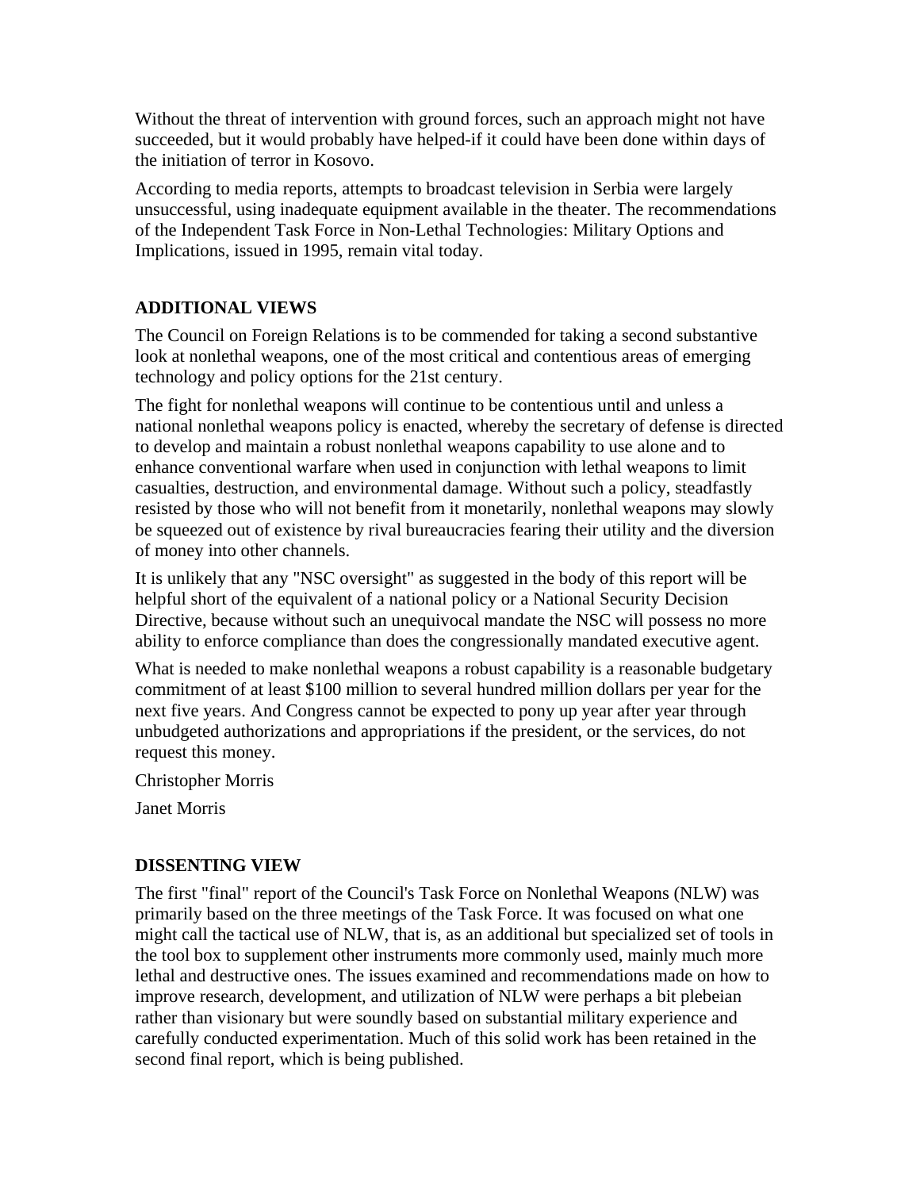Without the threat of intervention with ground forces, such an approach might not have succeeded, but it would probably have helped-if it could have been done within days of the initiation of terror in Kosovo.

According to media reports, attempts to broadcast television in Serbia were largely unsuccessful, using inadequate equipment available in the theater. The recommendations of the Independent Task Force in Non-Lethal Technologies: Military Options and Implications, issued in 1995, remain vital today.

### ADDITIONAL VIEWS

The Council on Foreign Relations is to be commended for taking a second substantive look at nonlethal weapons, one of the most critical and contentious areas of emerging technology and policy options for the 21st century.

The fight for nonlethal weapons will continue to be contentious until and unless a national nonlethal weapons policy is enacted, whereby the secretary of defense is directed to develop and maintain a robust nonlethal weapons capability to use alone and to enhance conventional warfare when used in conjunction with lethal weapons to limit casualties, destruction, and environmental damage. Without such a policy, steadfastly resisted by those who will not benefit from it monetarily, nonlethal weapons may slowly be squeezed out of existence by rival bureaucracies fearing their utility and the diversion of money into other channels.

It is unlikely that any "NSC oversight" as suggested in the body of this report will be helpful short of the equivalent of a national policy or a National Security Decision Directive, because without such an unequivocal mandate the NSC will possess no more ability to enforce compliance than does the congressionally mandated executive agent.

What is needed to make nonlethal weapons a robust capability is a reasonable budgetary commitment of at least $100 million to several hundred million dollars per year for the next five years. And Congress cannot be expected to pony up year after year through unbudgeted authorizations and appropriations if the president, or the services, do not request this money.

Christopher Morris

Janet Morris

### DISSENTING VIEW

The first "final" report of the Council's Task Force on Nonlethal Weapons (NLW) was primarily based on the three meetings of the Task Force. It was focused on what one might call the tactical use of NLW, that is, as an additional but specialized set of tools in the tool box to supplement other instruments more commonly used, mainly much more lethal and destructive ones. The issues examined and recommendations made on how to improve research, development, and utilization of NLW were perhaps a bit plebeian rather than visionary but were soundly based on substantial military experience and carefully conducted experimentation. Much of this solid work has been retained in the second final report, which is being published.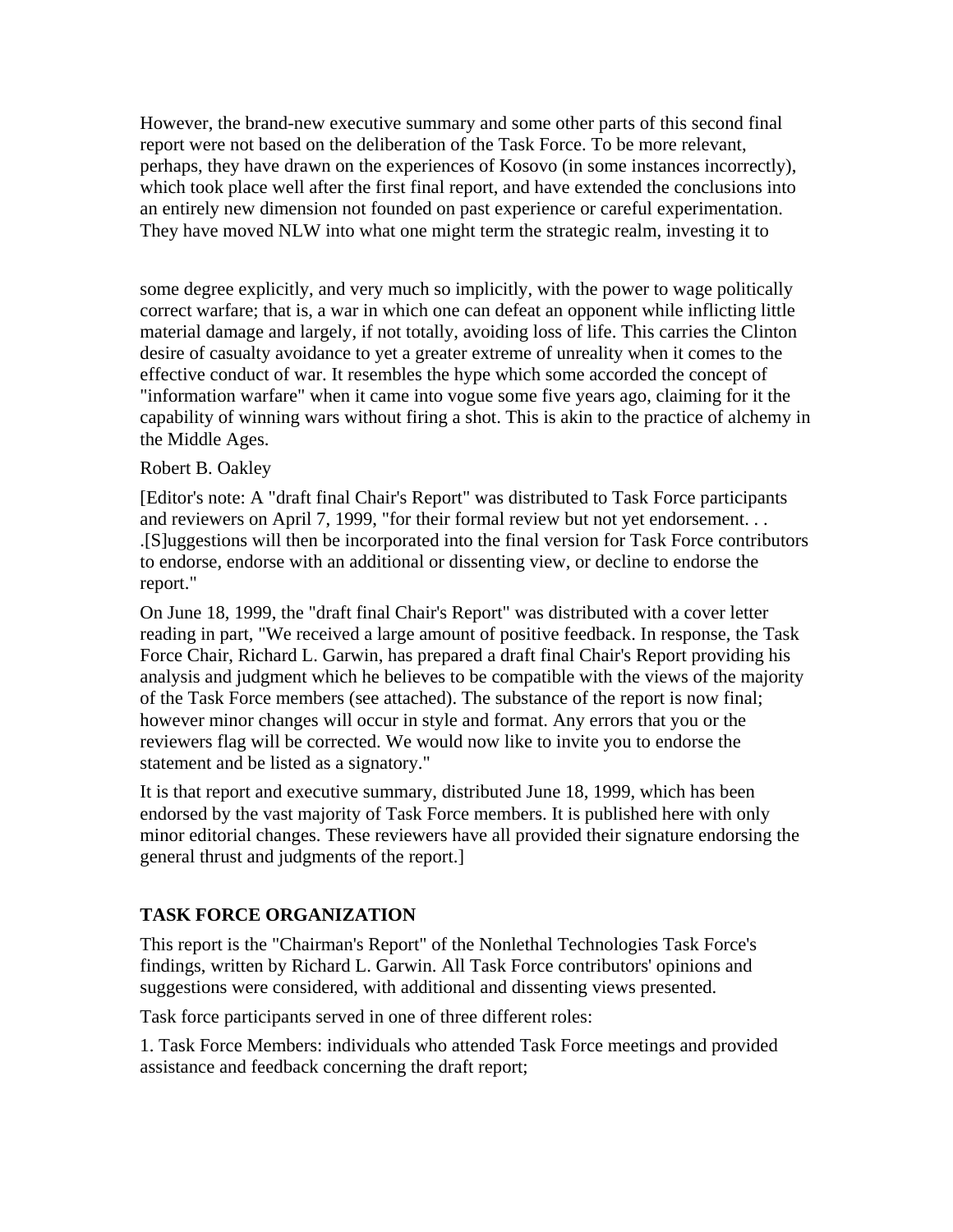However, the brand-new executive summary and some other parts of this second final report were not based on the deliberation of the Task Force. To be more relevant, perhaps, they have drawn on the experiences of Kosovo (in some instances incorrectly), which took place well after the first final report, and have extended the conclusions into an entirely new dimension not founded on past experience or careful experimentation. They have moved NLW into what one might term the strategic realm, investing it to some degree explicitly, and very much so implicitly, with the power to wage politically correct warfare; that is, a war in which one can defeat an opponent while inflicting little material damage and largely, if not totally, avoiding loss of life. This carries the Clinton desire of casualty avoidance to yet a greater extreme of unreality when it comes to the effective conduct of war. It resembles the hype which some accorded the concept of "information warfare" when it came into vogue some five years ago, claiming for it the capability of winning wars without firing a shot. This is akin to the practice of alchemy in the Middle Ages.

Robert B. Oakley

[Editor's note: A "draft final Chair's Report" was distributed to Task Force participants and reviewers on April 7, 1999, "for their formal review but not yet endorsement. . . .[S]uggestions will then be incorporated into the final version for Task Force contributors to endorse, endorse with an additional or dissenting view, or decline to endorse the report."

On June 18, 1999, the "draft final Chair's Report" was distributed with a cover letter reading in part, "We received a large amount of positive feedback. In response, the Task Force Chair, Richard L. Garwin, has prepared a draft final Chair's Report providing his analysis and judgment which he believes to be compatible with the views of the majority of the Task Force members (see attached). The substance of the report is now final; however minor changes will occur in style and format. Any errors that you or the reviewers flag will be corrected. We would now like to invite you to endorse the statement and be listed as a signatory."

It is that report and executive summary, distributed June 18, 1999, which has been endorsed by the vast majority of Task Force members. It is published here with only minor editorial changes. These reviewers have all provided their signature endorsing the general thrust and judgments of the report.]

## TASK FORCE ORGANIZATION

This report is the "Chairman's Report" of the Nonlethal Technologies Task Force's findings, written by Richard L. Garwin. All Task Force contributors' opinions and suggestions were considered, with additional and dissenting views presented.

Task force participants served in one of three different roles:

1. Task Force Members: individuals who attended Task Force meetings and provided assistance and feedback concerning the draft report;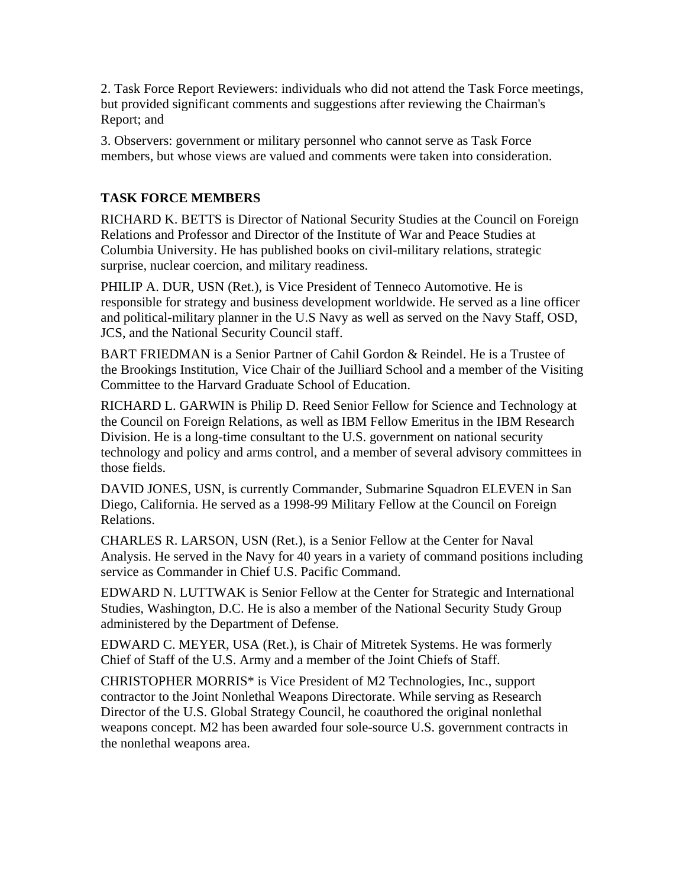2. Task Force Report Reviewers: individuals who did not attend the Task Force meetings, but provided significant comments and suggestions after reviewing the Chairman's Report; and

3. Observers: government or military personnel who cannot serve as Task Force members, but whose views are valued and comments were taken into consideration.

**TASK FORCE MEMBERS**

RICHARD K. BETTS is Director of National Security Studies at the Council on Foreign Relations and Professor and Director of the Institute of War and Peace Studies at Columbia University. He has published books on civil-military relations, strategic surprise, nuclear coercion, and military readiness.

PHILIP A. DUR, USN (Ret.), is Vice President of Tenneco Automotive. He is responsible for strategy and business development worldwide. He served as a line officer and political-military planner in the U.S Navy as well as served on the Navy Staff, OSD, JCS, and the National Security Council staff.

BART FRIEDMAN is a Senior Partner of Cahil Gordon & Reindel. He is a Trustee of the Brookings Institution, Vice Chair of the Juilliard School and a member of the Visiting Committee to the Harvard Graduate School of Education.

RICHARD L. GARWIN is Philip D. Reed Senior Fellow for Science and Technology at the Council on Foreign Relations, as well as IBM Fellow Emeritus in the IBM Research Division. He is a long-time consultant to the U.S. government on national security technology and policy and arms control, and a member of several advisory committees in those fields.

DAVID JONES, USN, is currently Commander, Submarine Squadron ELEVEN in San Diego, California. He served as a 1998-99 Military Fellow at the Council on Foreign Relations.

CHARLES R. LARSON, USN (Ret.), is a Senior Fellow at the Center for Naval Analysis. He served in the Navy for 40 years in a variety of command positions including service as Commander in Chief U.S. Pacific Command.

EDWARD N. LUTTWAK is Senior Fellow at the Center for Strategic and International Studies, Washington, D.C. He is also a member of the National Security Study Group administered by the Department of Defense.

EDWARD C. MEYER, USA (Ret.), is Chair of Mitretek Systems. He was formerly Chief of Staff of the U.S. Army and a member of the Joint Chiefs of Staff.

CHRISTOPHER MORRIS* is Vice President of M2 Technologies, Inc., support contractor to the Joint Nonlethal Weapons Directorate. While serving as Research Director of the U.S. Global Strategy Council, he coauthored the original nonlethal weapons concept. M2 has been awarded four sole-source U.S. government contracts in the nonlethal weapons area.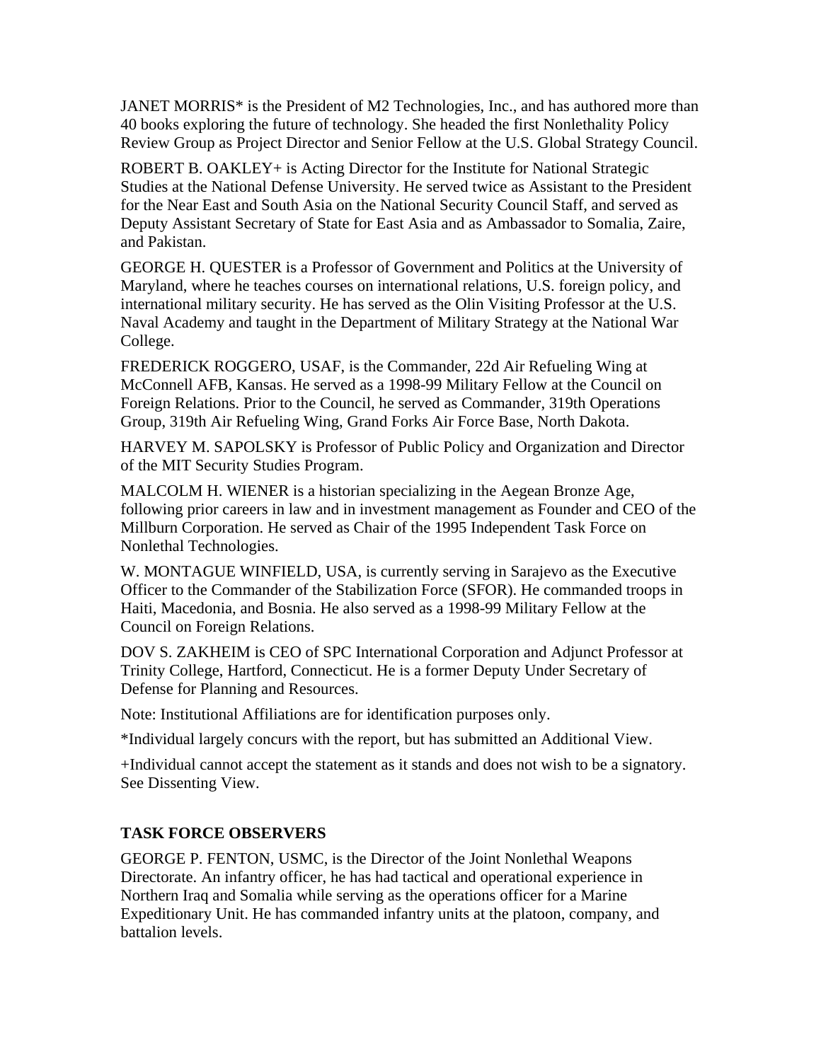JANET MORRIS* is the President of M2 Technologies, Inc., and has authored more than 40 books exploring the future of technology. She headed the first Nonlethality Policy Review Group as Project Director and Senior Fellow at the U.S. Global Strategy Council.

ROBERT B. OAKLEY+ is Acting Director for the Institute for National Strategic Studies at the National Defense University. He served twice as Assistant to the President for the Near East and South Asia on the National Security Council Staff, and served as Deputy Assistant Secretary of State for East Asia and as Ambassador to Somalia, Zaire, and Pakistan.

GEORGE H. QUESTER is a Professor of Government and Politics at the University of Maryland, where he teaches courses on international relations, U.S. foreign policy, and international military security. He has served as the Olin Visiting Professor at the U.S. Naval Academy and taught in the Department of Military Strategy at the National War College.

FREDERICK ROGGERO, USAF, is the Commander, 22d Air Refueling Wing at McConnell AFB, Kansas. He served as a 1998-99 Military Fellow at the Council on Foreign Relations. Prior to the Council, he served as Commander, 319th Operations Group, 319th Air Refueling Wing, Grand Forks Air Force Base, North Dakota.

HARVEY M. SAPOLSKY is Professor of Public Policy and Organization and Director of the MIT Security Studies Program.

MALCOLM H. WIENER is a historian specializing in the Aegean Bronze Age, following prior careers in law and in investment management as Founder and CEO of the Millburn Corporation. He served as Chair of the 1995 Independent Task Force on Nonlethal Technologies.

W. MONTAGUE WINFIELD, USA, is currently serving in Sarajevo as the Executive Officer to the Commander of the Stabilization Force (SFOR). He commanded troops in Haiti, Macedonia, and Bosnia. He also served as a 1998-99 Military Fellow at the Council on Foreign Relations.

DOV S. ZAKHEIM is CEO of SPC International Corporation and Adjunct Professor at Trinity College, Hartford, Connecticut. He is a former Deputy Under Secretary of Defense for Planning and Resources.

Note: Institutional Affiliations are for identification purposes only.

*Individual largely concurs with the report, but has submitted an Additional View.

+Individual cannot accept the statement as it stands and does not wish to be a signatory. See Dissenting View.

**TASK FORCE OBSERVERS**

GEORGE P. FENTON, USMC, is the Director of the Joint Nonlethal Weapons Directorate. An infantry officer, he has had tactical and operational experience in Northern Iraq and Somalia while serving as the operations officer for a Marine Expeditionary Unit. He has commanded infantry units at the platoon, company, and battalion levels.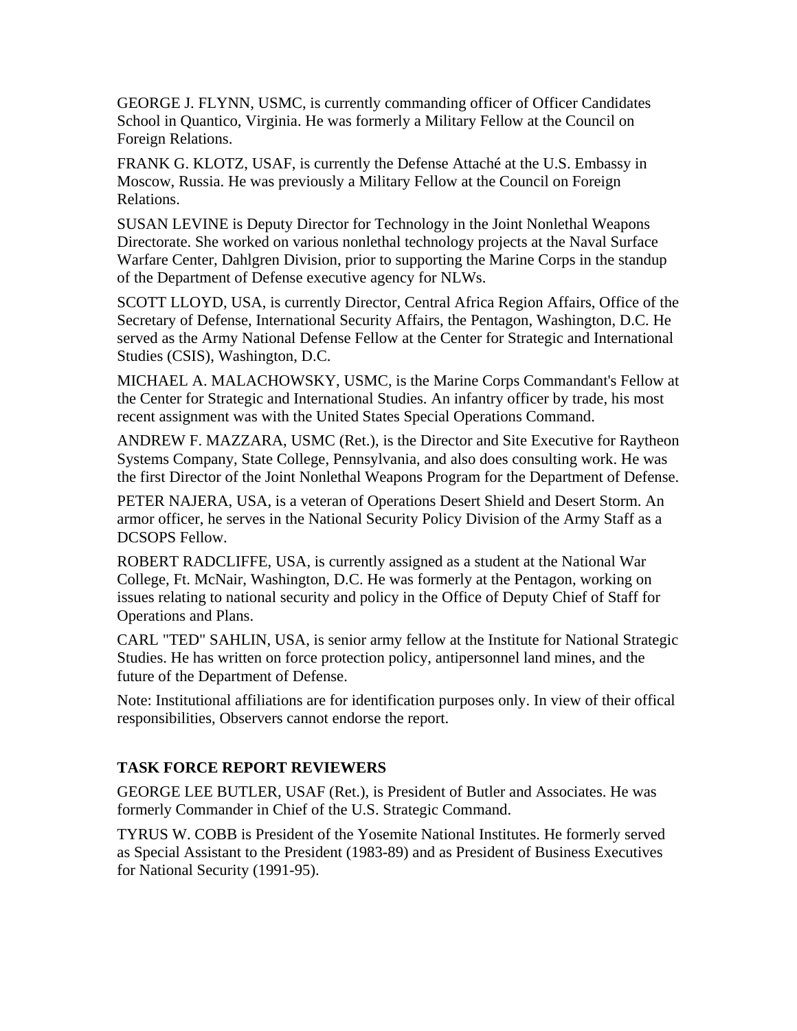GEORGE J. FLYNN, USMC, is currently commanding officer of Officer Candidates School in Quantico, Virginia. He was formerly a Military Fellow at the Council on Foreign Relations.

FRANK G. KLOTZ, USAF, is currently the Defense Attaché at the U.S. Embassy in Moscow, Russia. He was previously a Military Fellow at the Council on Foreign Relations.

SUSAN LEVINE is Deputy Director for Technology in the Joint Nonlethal Weapons Directorate. She worked on various nonlethal technology projects at the Naval Surface Warfare Center, Dahlgren Division, prior to supporting the Marine Corps in the standup of the Department of Defense executive agency for NLWs.

SCOTT LLOYD, USA, is currently Director, Central Africa Region Affairs, Office of the Secretary of Defense, International Security Affairs, the Pentagon, Washington, D.C. He served as the Army National Defense Fellow at the Center for Strategic and International Studies (CSIS), Washington, D.C.

MICHAEL A. MALACHOWSKY, USMC, is the Marine Corps Commandant's Fellow at the Center for Strategic and International Studies. An infantry officer by trade, his most recent assignment was with the United States Special Operations Command.

ANDREW F. MAZZARA, USMC (Ret.), is the Director and Site Executive for Raytheon Systems Company, State College, Pennsylvania, and also does consulting work. He was the first Director of the Joint Nonlethal Weapons Program for the Department of Defense.

PETER NAJERA, USA, is a veteran of Operations Desert Shield and Desert Storm. An armor officer, he serves in the National Security Policy Division of the Army Staff as a DCSOPS Fellow.

ROBERT RADCLIFFE, USA, is currently assigned as a student at the National War College, Ft. McNair, Washington, D.C. He was formerly at the Pentagon, working on issues relating to national security and policy in the Office of Deputy Chief of Staff for Operations and Plans.

CARL "TED" SAHLIN, USA, is senior army fellow at the Institute for National Strategic Studies. He has written on force protection policy, antipersonnel land mines, and the future of the Department of Defense.

Note: Institutional affiliations are for identification purposes only. In view of their offical responsibilities, Observers cannot endorse the report.

## TASK FORCE REPORT REVIEWERS

GEORGE LEE BUTLER, USAF (Ret.), is President of Butler and Associates. He was formerly Commander in Chief of the U.S. Strategic Command.

TYRUS W. COBB is President of the Yosemite National Institutes. He formerly served as Special Assistant to the President (1983-89) and as President of Business Executives for National Security (1991-95).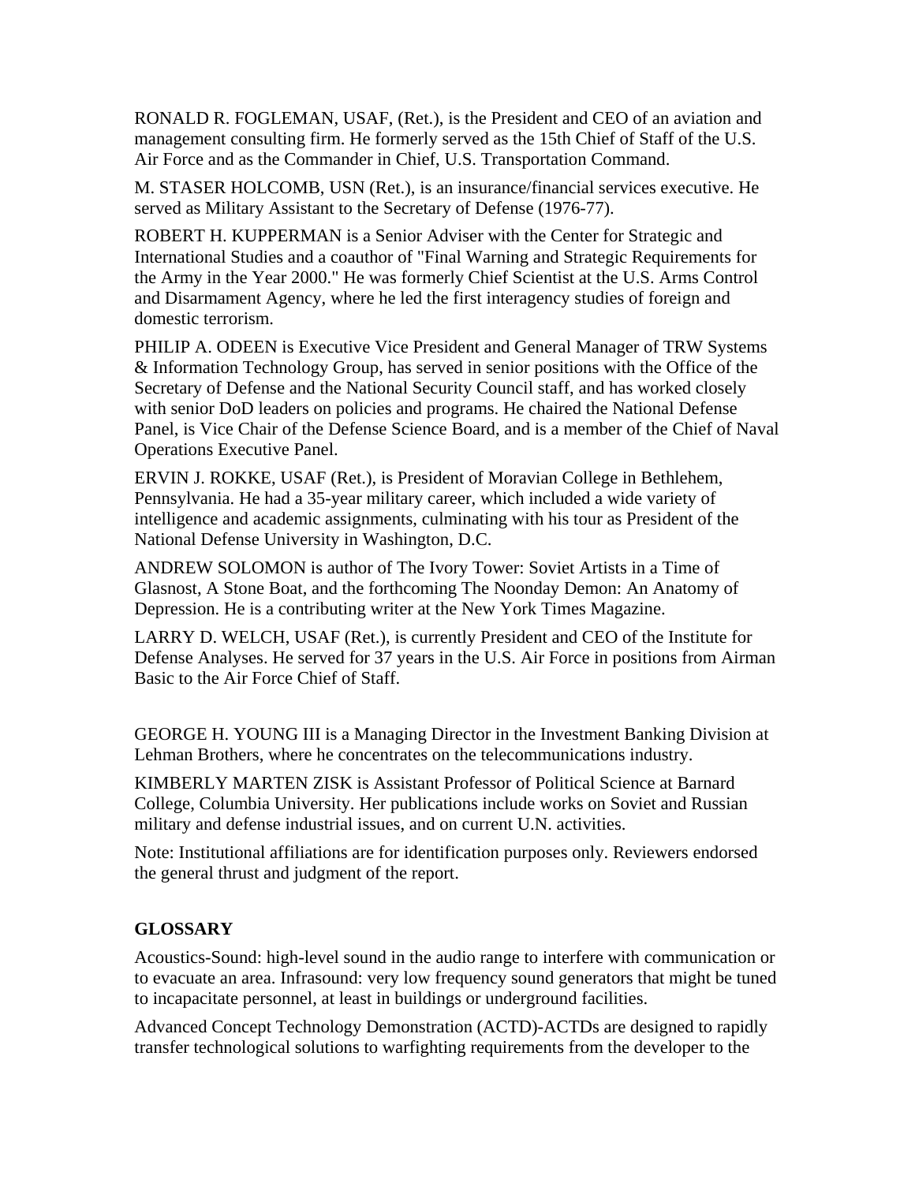RONALD R. FOGLEMAN, USAF, (Ret.), is the President and CEO of an aviation and management consulting firm. He formerly served as the 15th Chief of Staff of the U.S. Air Force and as the Commander in Chief, U.S. Transportation Command.

M. STASER HOLCOMB, USN (Ret.), is an insurance/financial services executive. He served as Military Assistant to the Secretary of Defense (1976-77).

ROBERT H. KUPPERMAN is a Senior Adviser with the Center for Strategic and International Studies and a coauthor of "Final Warning and Strategic Requirements for the Army in the Year 2000." He was formerly Chief Scientist at the U.S. Arms Control and Disarmament Agency, where he led the first interagency studies of foreign and domestic terrorism.

PHILIP A. ODEEN is Executive Vice President and General Manager of TRW Systems & Information Technology Group, has served in senior positions with the Office of the Secretary of Defense and the National Security Council staff, and has worked closely with senior DoD leaders on policies and programs. He chaired the National Defense Panel, is Vice Chair of the Defense Science Board, and is a member of the Chief of Naval Operations Executive Panel.

ERVIN J. ROKKE, USAF (Ret.), is President of Moravian College in Bethlehem, Pennsylvania. He had a 35-year military career, which included a wide variety of intelligence and academic assignments, culminating with his tour as President of the National Defense University in Washington, D.C.

ANDREW SOLOMON is author of The Ivory Tower: Soviet Artists in a Time of Glasnost, A Stone Boat, and the forthcoming The Noonday Demon: An Anatomy of Depression. He is a contributing writer at the New York Times Magazine.

LARRY D. WELCH, USAF (Ret.), is currently President and CEO of the Institute for Defense Analyses. He served for 37 years in the U.S. Air Force in positions from Airman Basic to the Air Force Chief of Staff.

GEORGE H. YOUNG III is a Managing Director in the Investment Banking Division at Lehman Brothers, where he concentrates on the telecommunications industry.

KIMBERLY MARTEN ZISK is Assistant Professor of Political Science at Barnard College, Columbia University. Her publications include works on Soviet and Russian military and defense industrial issues, and on current U.N. activities.

Note: Institutional affiliations are for identification purposes only. Reviewers endorsed the general thrust and judgment of the report.

## GLOSSARY

Acoustics-Sound: high-level sound in the audio range to interfere with communication or to evacuate an area. Infrasound: very low frequency sound generators that might be tuned to incapacitate personnel, at least in buildings or underground facilities.

Advanced Concept Technology Demonstration (ACTD)-ACTDs are designed to rapidly transfer technological solutions to warfighting requirements from the developer to the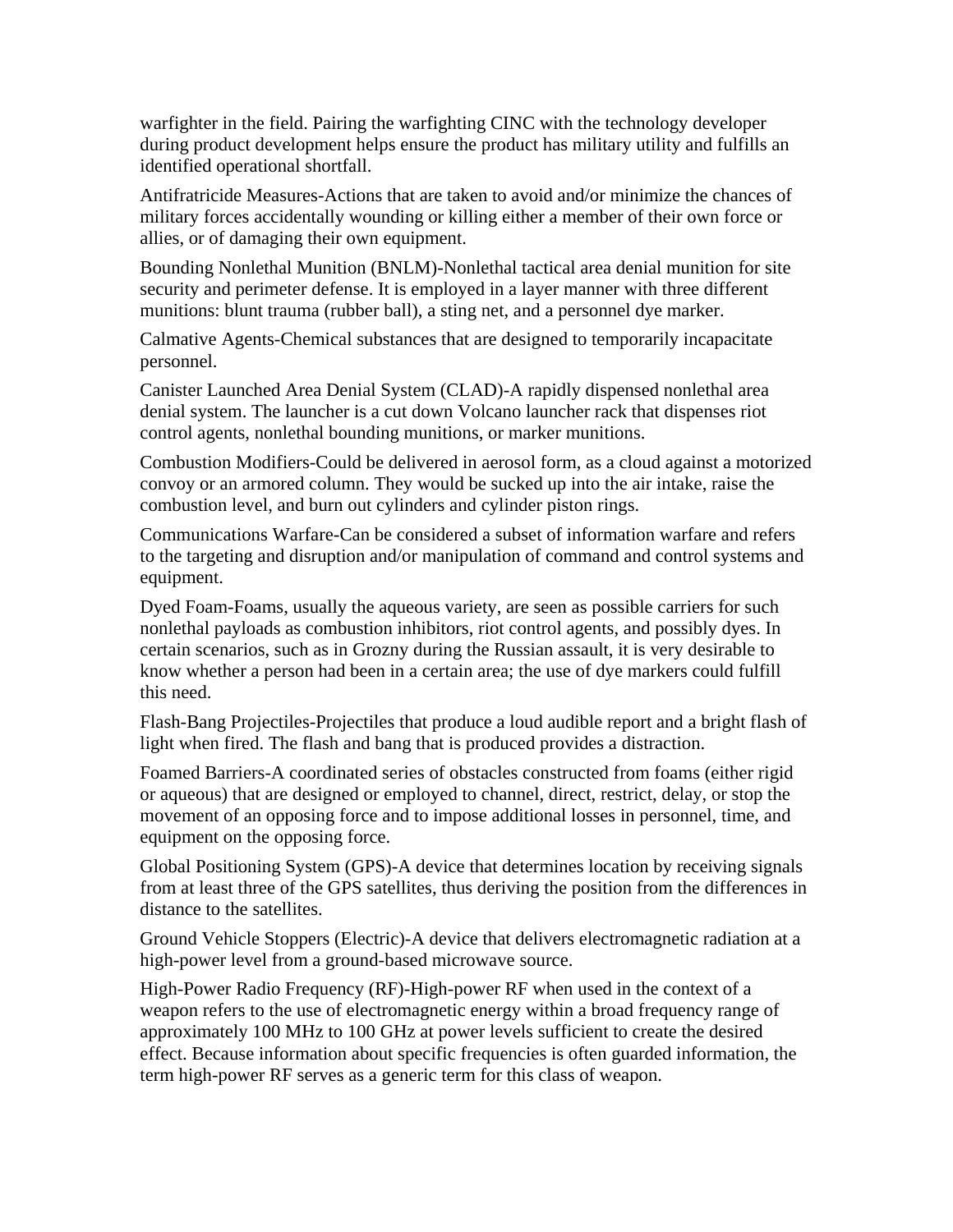warfighter in the field. Pairing the warfighting CINC with the technology developer during product development helps ensure the product has military utility and fulfills an identified operational shortfall.

Antifratricide Measures-Actions that are taken to avoid and/or minimize the chances of military forces accidentally wounding or killing either a member of their own force or allies, or of damaging their own equipment.

Bounding Nonlethal Munition (BNLM)-Nonlethal tactical area denial munition for site security and perimeter defense. It is employed in a layer manner with three different munitions: blunt trauma (rubber ball), a sting net, and a personnel dye marker.

Calmative Agents-Chemical substances that are designed to temporarily incapacitate personnel.

Canister Launched Area Denial System (CLAD)-A rapidly dispensed nonlethal area denial system. The launcher is a cut down Volcano launcher rack that dispenses riot control agents, nonlethal bounding munitions, or marker munitions.

Combustion Modifiers-Could be delivered in aerosol form, as a cloud against a motorized convoy or an armored column. They would be sucked up into the air intake, raise the combustion level, and burn out cylinders and cylinder piston rings.

Communications Warfare-Can be considered a subset of information warfare and refers to the targeting and disruption and/or manipulation of command and control systems and equipment.

Dyed Foam-Foams, usually the aqueous variety, are seen as possible carriers for such nonlethal payloads as combustion inhibitors, riot control agents, and possibly dyes. In certain scenarios, such as in Grozny during the Russian assault, it is very desirable to know whether a person had been in a certain area; the use of dye markers could fulfill this need.

Flash-Bang Projectiles-Projectiles that produce a loud audible report and a bright flash of light when fired. The flash and bang that is produced provides a distraction.

Foamed Barriers-A coordinated series of obstacles constructed from foams (either rigid or aqueous) that are designed or employed to channel, direct, restrict, delay, or stop the movement of an opposing force and to impose additional losses in personnel, time, and equipment on the opposing force.

Global Positioning System (GPS)-A device that determines location by receiving signals from at least three of the GPS satellites, thus deriving the position from the differences in distance to the satellites.

Ground Vehicle Stoppers (Electric)-A device that delivers electromagnetic radiation at a high-power level from a ground-based microwave source.

High-Power Radio Frequency (RF)-High-power RF when used in the context of a weapon refers to the use of electromagnetic energy within a broad frequency range of approximately 100 MHz to 100 GHz at power levels sufficient to create the desired effect. Because information about specific frequencies is often guarded information, the term high-power RF serves as a generic term for this class of weapon.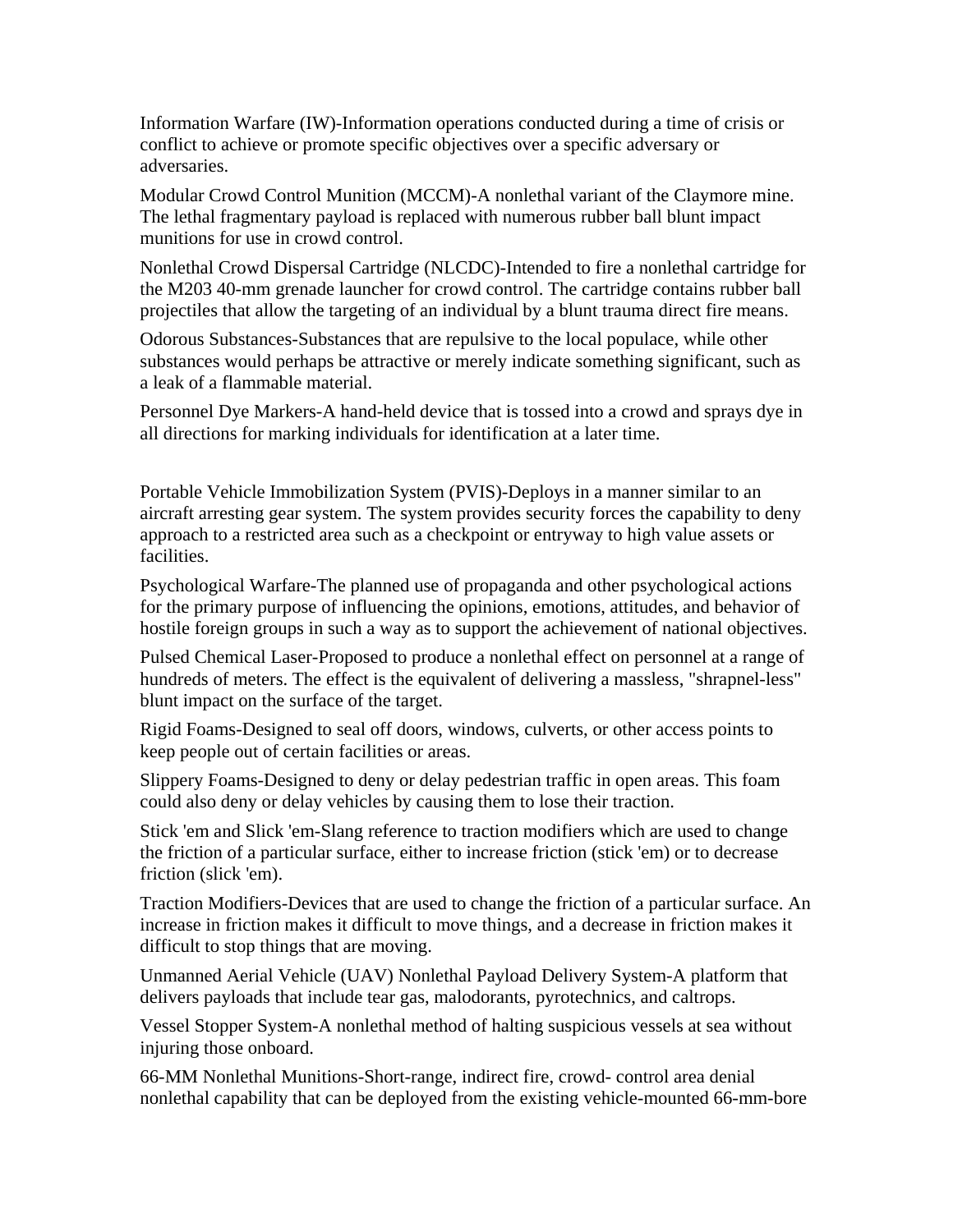Information Warfare (IW)-Information operations conducted during a time of crisis or conflict to achieve or promote specific objectives over a specific adversary or adversaries.

Modular Crowd Control Munition (MCCM)-A nonlethal variant of the Claymore mine. The lethal fragmentary payload is replaced with numerous rubber ball blunt impact munitions for use in crowd control.

Nonlethal Crowd Dispersal Cartridge (NLCDC)-Intended to fire a nonlethal cartridge for the M203 40-mm grenade launcher for crowd control. The cartridge contains rubber ball projectiles that allow the targeting of an individual by a blunt trauma direct fire means.

Odorous Substances-Substances that are repulsive to the local populace, while other substances would perhaps be attractive or merely indicate something significant, such as a leak of a flammable material.

Personnel Dye Markers-A hand-held device that is tossed into a crowd and sprays dye in all directions for marking individuals for identification at a later time.

Portable Vehicle Immobilization System (PVIS)-Deploys in a manner similar to an aircraft arresting gear system. The system provides security forces the capability to deny approach to a restricted area such as a checkpoint or entryway to high value assets or facilities.

Psychological Warfare-The planned use of propaganda and other psychological actions for the primary purpose of influencing the opinions, emotions, attitudes, and behavior of hostile foreign groups in such a way as to support the achievement of national objectives.

Pulsed Chemical Laser-Proposed to produce a nonlethal effect on personnel at a range of hundreds of meters. The effect is the equivalent of delivering a massless, "shrapnel-less" blunt impact on the surface of the target.

Rigid Foams-Designed to seal off doors, windows, culverts, or other access points to keep people out of certain facilities or areas.

Slippery Foams-Designed to deny or delay pedestrian traffic in open areas. This foam could also deny or delay vehicles by causing them to lose their traction.

Stick 'em and Slick 'em-Slang reference to traction modifiers which are used to change the friction of a particular surface, either to increase friction (stick 'em) or to decrease friction (slick 'em).

Traction Modifiers-Devices that are used to change the friction of a particular surface. An increase in friction makes it difficult to move things, and a decrease in friction makes it difficult to stop things that are moving.

Unmanned Aerial Vehicle (UAV) Nonlethal Payload Delivery System-A platform that delivers payloads that include tear gas, malodorants, pyrotechnics, and caltrops.

Vessel Stopper System-A nonlethal method of halting suspicious vessels at sea without injuring those onboard.

66-MM Nonlethal Munitions-Short-range, indirect fire, crowd- control area denial nonlethal capability that can be deployed from the existing vehicle-mounted 66-mm-bore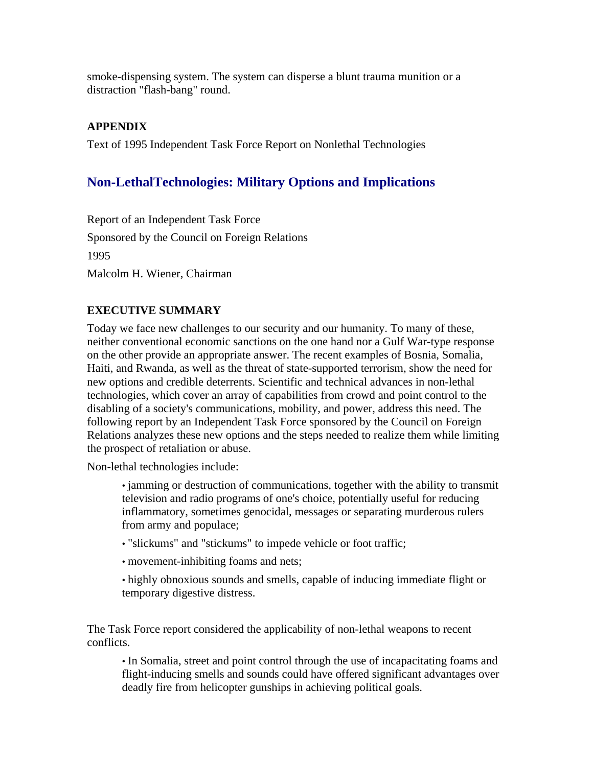smoke-dispensing system. The system can disperse a blunt trauma munition or a distraction "flash-bang" round.

**APPENDIX**

Text of 1995 Independent Task Force Report on Nonlethal Technologies

## Non-LethalTechnologies: Military Options and Implications

Report of an Independent Task Force

Sponsored by the Council on Foreign Relations

1995

Malcolm H. Wiener, Chairman

**EXECUTIVE SUMMARY**

Today we face new challenges to our security and our humanity. To many of these, neither conventional economic sanctions on the one hand nor a Gulf War-type response on the other provide an appropriate answer. The recent examples of Bosnia, Somalia, Haiti, and Rwanda, as well as the threat of state-supported terrorism, show the need for new options and credible deterrents. Scientific and technical advances in non-lethal technologies, which cover an array of capabilities from crowd and point control to the disabling of a society's communications, mobility, and power, address this need. The following report by an Independent Task Force sponsored by the Council on Foreign Relations analyzes these new options and the steps needed to realize them while limiting the prospect of retaliation or abuse.

Non-lethal technologies include:

- jamming or destruction of communications, together with the ability to transmit television and radio programs of one's choice, potentially useful for reducing inflammatory, sometimes genocidal, messages or separating murderous rulers from army and populace;
- "slickums" and "stickums" to impede vehicle or foot traffic;
- movement-inhibiting foams and nets;
- highly obnoxious sounds and smells, capable of inducing immediate flight or temporary digestive distress.

The Task Force report considered the applicability of non-lethal weapons to recent conflicts.

- In Somalia, street and point control through the use of incapacitating foams and flight-inducing smells and sounds could have offered significant advantages over deadly fire from helicopter gunships in achieving political goals.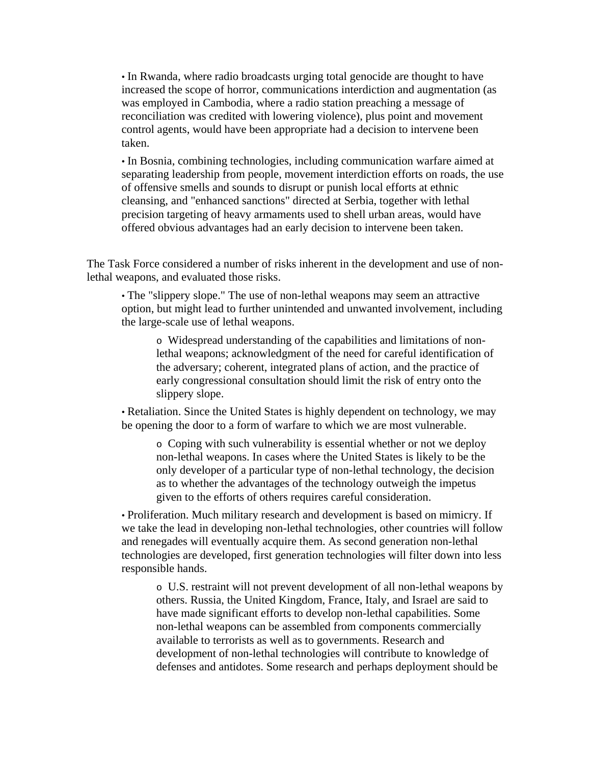- In Rwanda, where radio broadcasts urging total genocide are thought to have increased the scope of horror, communications interdiction and augmentation (as was employed in Cambodia, where a radio station preaching a message of reconciliation was credited with lowering violence), plus point and movement control agents, would have been appropriate had a decision to intervene been taken.
- In Bosnia, combining technologies, including communication warfare aimed at separating leadership from people, movement interdiction efforts on roads, the use of offensive smells and sounds to disrupt or punish local efforts at ethnic cleansing, and "enhanced sanctions" directed at Serbia, together with lethal precision targeting of heavy armaments used to shell urban areas, would have offered obvious advantages had an early decision to intervene been taken.

The Task Force considered a number of risks inherent in the development and use of non-lethal weapons, and evaluated those risks.

- The "slippery slope." The use of non-lethal weapons may seem an attractive option, but might lead to further unintended and unwanted involvement, including the large-scale use of lethal weapons.
    - Widespread understanding of the capabilities and limitations of non-lethal weapons; acknowledgment of the need for careful identification of the adversary; coherent, integrated plans of action, and the practice of early congressional consultation should limit the risk of entry onto the slippery slope.
- Retaliation. Since the United States is highly dependent on technology, we may be opening the door to a form of warfare to which we are most vulnerable.
    - Coping with such vulnerability is essential whether or not we deploy non-lethal weapons. In cases where the United States is likely to be the only developer of a particular type of non-lethal technology, the decision as to whether the advantages of the technology outweigh the impetus given to the efforts of others requires careful consideration.
- Proliferation. Much military research and development is based on mimicry. If we take the lead in developing non-lethal technologies, other countries will follow and renegades will eventually acquire them. As second generation non-lethal technologies are developed, first generation technologies will filter down into less responsible hands.
    - U.S. restraint will not prevent development of all non-lethal weapons by others. Russia, the United Kingdom, France, Italy, and Israel are said to have made significant efforts to develop non-lethal capabilities. Some non-lethal weapons can be assembled from components commercially available to terrorists as well as to governments. Research and development of non-lethal technologies will contribute to knowledge of defenses and antidotes. Some research and perhaps deployment should be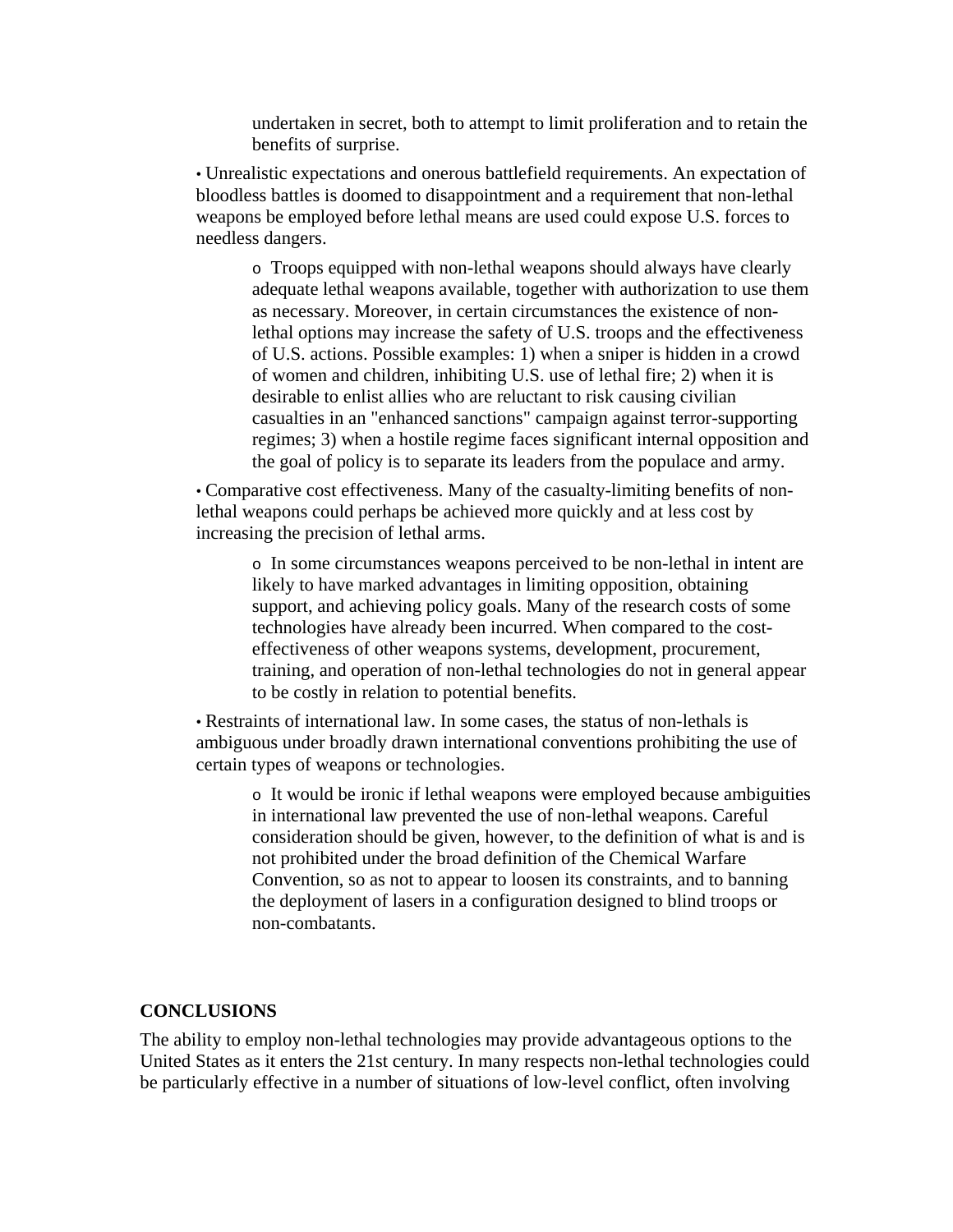undertaken in secret, both to attempt to limit proliferation and to retain the benefits of surprise.

- Unrealistic expectations and onerous battlefield requirements. An expectation of bloodless battles is doomed to disappointment and a requirement that non-lethal weapons be employed before lethal means are used could expose U.S. forces to needless dangers.

  - Troops equipped with non-lethal weapons should always have clearly adequate lethal weapons available, together with authorization to use them as necessary. Moreover, in certain circumstances the existence of non-lethal options may increase the safety of U.S. troops and the effectiveness of U.S. actions. Possible examples: 1) when a sniper is hidden in a crowd of women and children, inhibiting U.S. use of lethal fire; 2) when it is desirable to enlist allies who are reluctant to risk causing civilian casualties in an "enhanced sanctions" campaign against terror-supporting regimes; 3) when a hostile regime faces significant internal opposition and the goal of policy is to separate its leaders from the populace and army.

- Comparative cost effectiveness. Many of the casualty-limiting benefits of non-lethal weapons could perhaps be achieved more quickly and at less cost by increasing the precision of lethal arms.

  - In some circumstances weapons perceived to be non-lethal in intent are likely to have marked advantages in limiting opposition, obtaining support, and achieving policy goals. Many of the research costs of some technologies have already been incurred. When compared to the cost-effectiveness of other weapons systems, development, procurement, training, and operation of non-lethal technologies do not in general appear to be costly in relation to potential benefits.

- Restraints of international law. In some cases, the status of non-lethals is ambiguous under broadly drawn international conventions prohibiting the use of certain types of weapons or technologies.

  - It would be ironic if lethal weapons were employed because ambiguities in international law prevented the use of non-lethal weapons. Careful consideration should be given, however, to the definition of what is and is not prohibited under the broad definition of the Chemical Warfare Convention, so as not to appear to loosen its constraints, and to banning the deployment of lasers in a configuration designed to blind troops or non-combatants.

## CONCLUSIONS

The ability to employ non-lethal technologies may provide advantageous options to the United States as it enters the 21st century. In many respects non-lethal technologies could be particularly effective in a number of situations of low-level conflict, often involving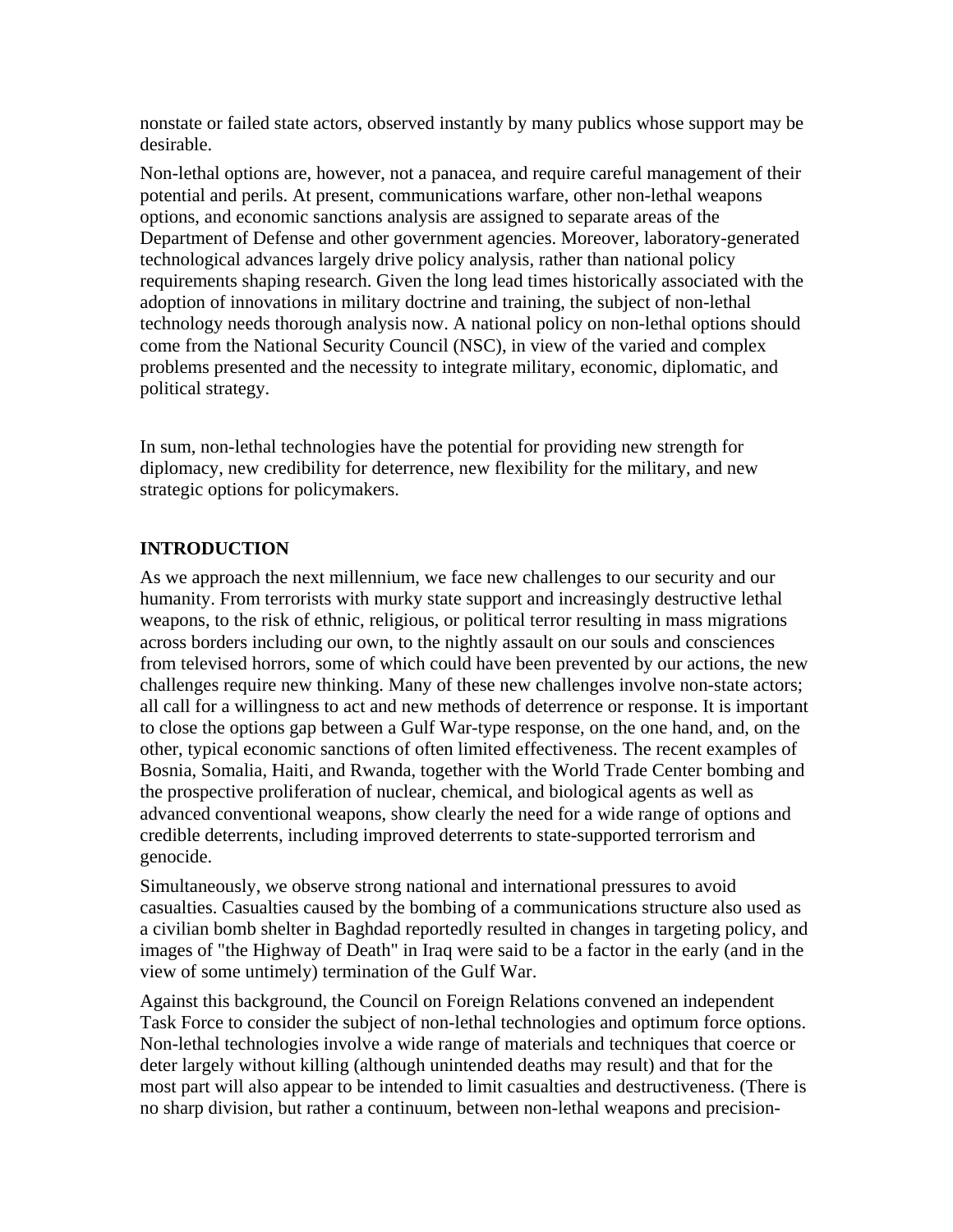nonstate or failed state actors, observed instantly by many publics whose support may be desirable.

Non-lethal options are, however, not a panacea, and require careful management of their potential and perils. At present, communications warfare, other non-lethal weapons options, and economic sanctions analysis are assigned to separate areas of the Department of Defense and other government agencies. Moreover, laboratory-generated technological advances largely drive policy analysis, rather than national policy requirements shaping research. Given the long lead times historically associated with the adoption of innovations in military doctrine and training, the subject of non-lethal technology needs thorough analysis now. A national policy on non-lethal options should come from the National Security Council (NSC), in view of the varied and complex problems presented and the necessity to integrate military, economic, diplomatic, and political strategy.

In sum, non-lethal technologies have the potential for providing new strength for diplomacy, new credibility for deterrence, new flexibility for the military, and new strategic options for policymakers.

## INTRODUCTION

As we approach the next millennium, we face new challenges to our security and our humanity. From terrorists with murky state support and increasingly destructive lethal weapons, to the risk of ethnic, religious, or political terror resulting in mass migrations across borders including our own, to the nightly assault on our souls and consciences from televised horrors, some of which could have been prevented by our actions, the new challenges require new thinking. Many of these new challenges involve non-state actors; all call for a willingness to act and new methods of deterrence or response. It is important to close the options gap between a Gulf War-type response, on the one hand, and, on the other, typical economic sanctions of often limited effectiveness. The recent examples of Bosnia, Somalia, Haiti, and Rwanda, together with the World Trade Center bombing and the prospective proliferation of nuclear, chemical, and biological agents as well as advanced conventional weapons, show clearly the need for a wide range of options and credible deterrents, including improved deterrents to state-supported terrorism and genocide.

Simultaneously, we observe strong national and international pressures to avoid casualties. Casualties caused by the bombing of a communications structure also used as a civilian bomb shelter in Baghdad reportedly resulted in changes in targeting policy, and images of "the Highway of Death" in Iraq were said to be a factor in the early (and in the view of some untimely) termination of the Gulf War.

Against this background, the Council on Foreign Relations convened an independent Task Force to consider the subject of non-lethal technologies and optimum force options. Non-lethal technologies involve a wide range of materials and techniques that coerce or deter largely without killing (although unintended deaths may result) and that for the most part will also appear to be intended to limit casualties and destructiveness. (There is no sharp division, but rather a continuum, between non-lethal weapons and precision-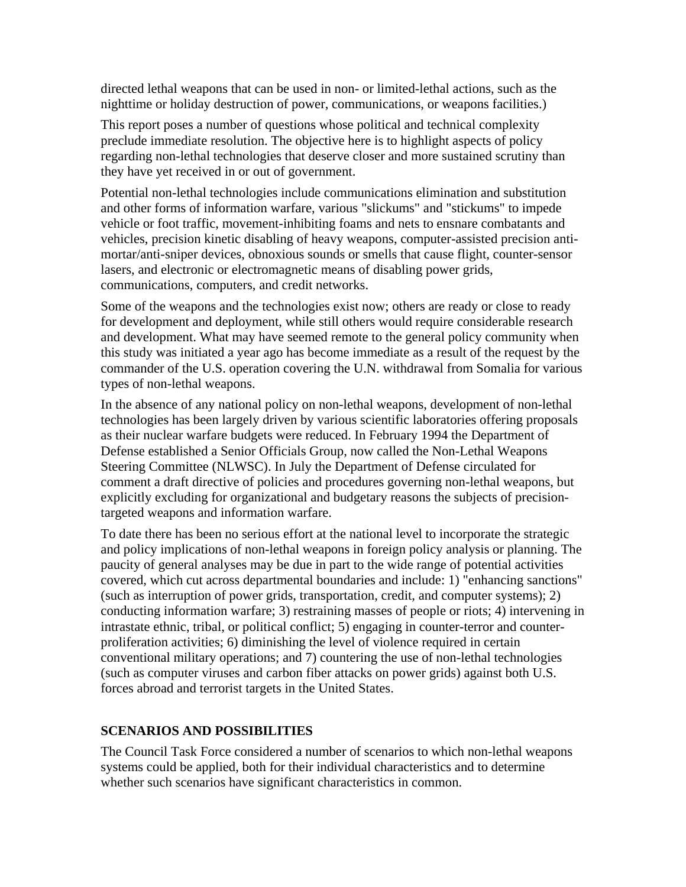directed lethal weapons that can be used in non- or limited-lethal actions, such as the nighttime or holiday destruction of power, communications, or weapons facilities.)

This report poses a number of questions whose political and technical complexity preclude immediate resolution. The objective here is to highlight aspects of policy regarding non-lethal technologies that deserve closer and more sustained scrutiny than they have yet received in or out of government.

Potential non-lethal technologies include communications elimination and substitution and other forms of information warfare, various "slickums" and "stickums" to impede vehicle or foot traffic, movement-inhibiting foams and nets to ensnare combatants and vehicles, precision kinetic disabling of heavy weapons, computer-assisted precision anti-mortar/anti-sniper devices, obnoxious sounds or smells that cause flight, counter-sensor lasers, and electronic or electromagnetic means of disabling power grids, communications, computers, and credit networks.

Some of the weapons and the technologies exist now; others are ready or close to ready for development and deployment, while still others would require considerable research and development. What may have seemed remote to the general policy community when this study was initiated a year ago has become immediate as a result of the request by the commander of the U.S. operation covering the U.N. withdrawal from Somalia for various types of non-lethal weapons.

In the absence of any national policy on non-lethal weapons, development of non-lethal technologies has been largely driven by various scientific laboratories offering proposals as their nuclear warfare budgets were reduced. In February 1994 the Department of Defense established a Senior Officials Group, now called the Non-Lethal Weapons Steering Committee (NLWSC). In July the Department of Defense circulated for comment a draft directive of policies and procedures governing non-lethal weapons, but explicitly excluding for organizational and budgetary reasons the subjects of precision-targeted weapons and information warfare.

To date there has been no serious effort at the national level to incorporate the strategic and policy implications of non-lethal weapons in foreign policy analysis or planning. The paucity of general analyses may be due in part to the wide range of potential activities covered, which cut across departmental boundaries and include: 1) "enhancing sanctions" (such as interruption of power grids, transportation, credit, and computer systems); 2) conducting information warfare; 3) restraining masses of people or riots; 4) intervening in intrastate ethnic, tribal, or political conflict; 5) engaging in counter-terror and counter-proliferation activities; 6) diminishing the level of violence required in certain conventional military operations; and 7) countering the use of non-lethal technologies (such as computer viruses and carbon fiber attacks on power grids) against both U.S. forces abroad and terrorist targets in the United States.

## SCENARIOS AND POSSIBILITIES

The Council Task Force considered a number of scenarios to which non-lethal weapons systems could be applied, both for their individual characteristics and to determine whether such scenarios have significant characteristics in common.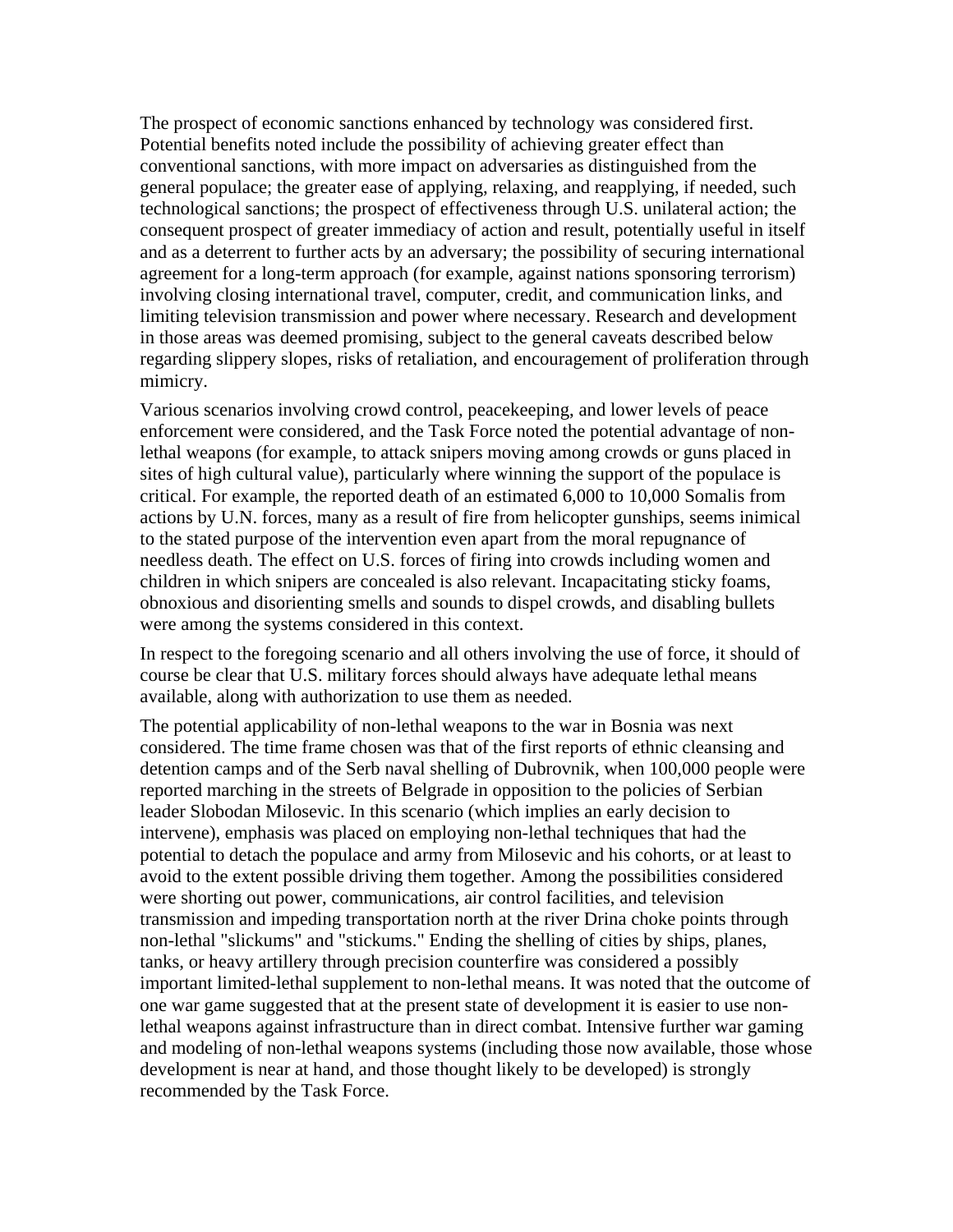The prospect of economic sanctions enhanced by technology was considered first. Potential benefits noted include the possibility of achieving greater effect than conventional sanctions, with more impact on adversaries as distinguished from the general populace; the greater ease of applying, relaxing, and reapplying, if needed, such technological sanctions; the prospect of effectiveness through U.S. unilateral action; the consequent prospect of greater immediacy of action and result, potentially useful in itself and as a deterrent to further acts by an adversary; the possibility of securing international agreement for a long-term approach (for example, against nations sponsoring terrorism) involving closing international travel, computer, credit, and communication links, and limiting television transmission and power where necessary. Research and development in those areas was deemed promising, subject to the general caveats described below regarding slippery slopes, risks of retaliation, and encouragement of proliferation through mimicry.

Various scenarios involving crowd control, peacekeeping, and lower levels of peace enforcement were considered, and the Task Force noted the potential advantage of non-lethal weapons (for example, to attack snipers moving among crowds or guns placed in sites of high cultural value), particularly where winning the support of the populace is critical. For example, the reported death of an estimated 6,000 to 10,000 Somalis from actions by U.N. forces, many as a result of fire from helicopter gunships, seems inimical to the stated purpose of the intervention even apart from the moral repugnance of needless death. The effect on U.S. forces of firing into crowds including women and children in which snipers are concealed is also relevant. Incapacitating sticky foams, obnoxious and disorienting smells and sounds to dispel crowds, and disabling bullets were among the systems considered in this context.

In respect to the foregoing scenario and all others involving the use of force, it should of course be clear that U.S. military forces should always have adequate lethal means available, along with authorization to use them as needed.

The potential applicability of non-lethal weapons to the war in Bosnia was next considered. The time frame chosen was that of the first reports of ethnic cleansing and detention camps and of the Serb naval shelling of Dubrovnik, when 100,000 people were reported marching in the streets of Belgrade in opposition to the policies of Serbian leader Slobodan Milosevic. In this scenario (which implies an early decision to intervene), emphasis was placed on employing non-lethal techniques that had the potential to detach the populace and army from Milosevic and his cohorts, or at least to avoid to the extent possible driving them together. Among the possibilities considered were shorting out power, communications, air control facilities, and television transmission and impeding transportation north at the river Drina choke points through non-lethal "slickums" and "stickums." Ending the shelling of cities by ships, planes, tanks, or heavy artillery through precision counterfire was considered a possibly important limited-lethal supplement to non-lethal means. It was noted that the outcome of one war game suggested that at the present state of development it is easier to use non-lethal weapons against infrastructure than in direct combat. Intensive further war gaming and modeling of non-lethal weapons systems (including those now available, those whose development is near at hand, and those thought likely to be developed) is strongly recommended by the Task Force.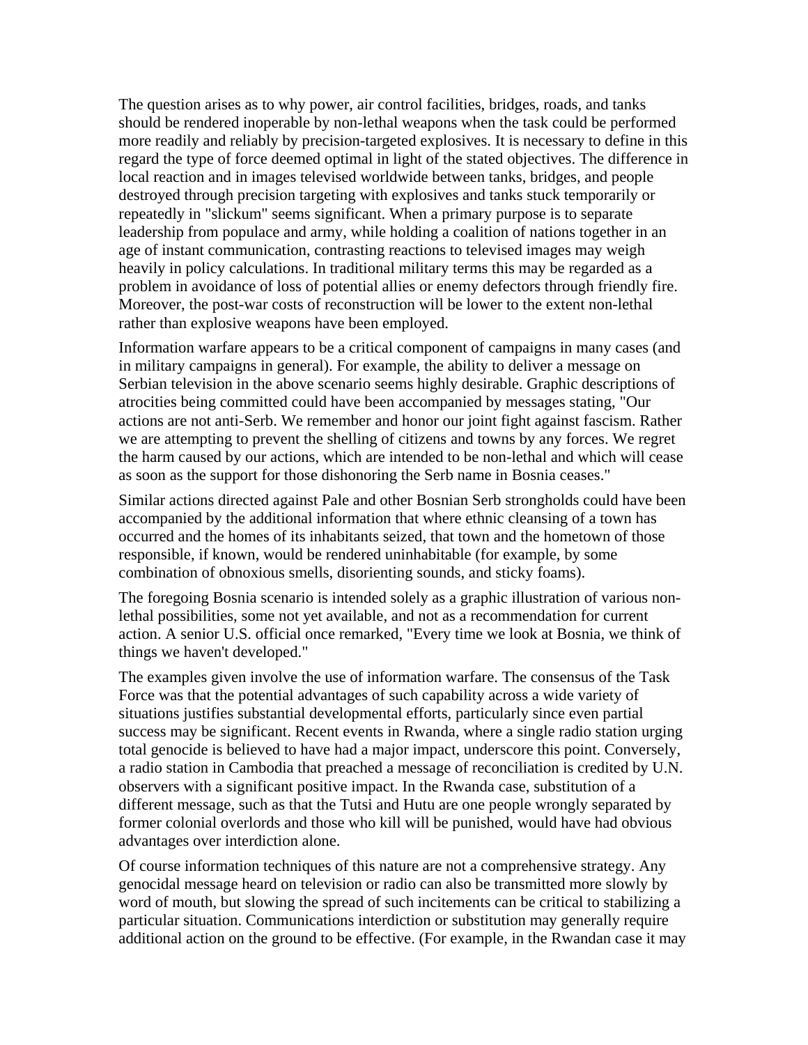The question arises as to why power, air control facilities, bridges, roads, and tanks should be rendered inoperable by non-lethal weapons when the task could be performed more readily and reliably by precision-targeted explosives. It is necessary to define in this regard the type of force deemed optimal in light of the stated objectives. The difference in local reaction and in images televised worldwide between tanks, bridges, and people destroyed through precision targeting with explosives and tanks stuck temporarily or repeatedly in "slickum" seems significant. When a primary purpose is to separate leadership from populace and army, while holding a coalition of nations together in an age of instant communication, contrasting reactions to televised images may weigh heavily in policy calculations. In traditional military terms this may be regarded as a problem in avoidance of loss of potential allies or enemy defectors through friendly fire. Moreover, the post-war costs of reconstruction will be lower to the extent non-lethal rather than explosive weapons have been employed.

Information warfare appears to be a critical component of campaigns in many cases (and in military campaigns in general). For example, the ability to deliver a message on Serbian television in the above scenario seems highly desirable. Graphic descriptions of atrocities being committed could have been accompanied by messages stating, "Our actions are not anti-Serb. We remember and honor our joint fight against fascism. Rather we are attempting to prevent the shelling of citizens and towns by any forces. We regret the harm caused by our actions, which are intended to be non-lethal and which will cease as soon as the support for those dishonoring the Serb name in Bosnia ceases."

Similar actions directed against Pale and other Bosnian Serb strongholds could have been accompanied by the additional information that where ethnic cleansing of a town has occurred and the homes of its inhabitants seized, that town and the hometown of those responsible, if known, would be rendered uninhabitable (for example, by some combination of obnoxious smells, disorienting sounds, and sticky foams).

The foregoing Bosnia scenario is intended solely as a graphic illustration of various non-lethal possibilities, some not yet available, and not as a recommendation for current action. A senior U.S. official once remarked, "Every time we look at Bosnia, we think of things we haven't developed."

The examples given involve the use of information warfare. The consensus of the Task Force was that the potential advantages of such capability across a wide variety of situations justifies substantial developmental efforts, particularly since even partial success may be significant. Recent events in Rwanda, where a single radio station urging total genocide is believed to have had a major impact, underscore this point. Conversely, a radio station in Cambodia that preached a message of reconciliation is credited by U.N. observers with a significant positive impact. In the Rwanda case, substitution of a different message, such as that the Tutsi and Hutu are one people wrongly separated by former colonial overlords and those who kill will be punished, would have had obvious advantages over interdiction alone.

Of course information techniques of this nature are not a comprehensive strategy. Any genocidal message heard on television or radio can also be transmitted more slowly by word of mouth, but slowing the spread of such incitements can be critical to stabilizing a particular situation. Communications interdiction or substitution may generally require additional action on the ground to be effective. (For example, in the Rwandan case it may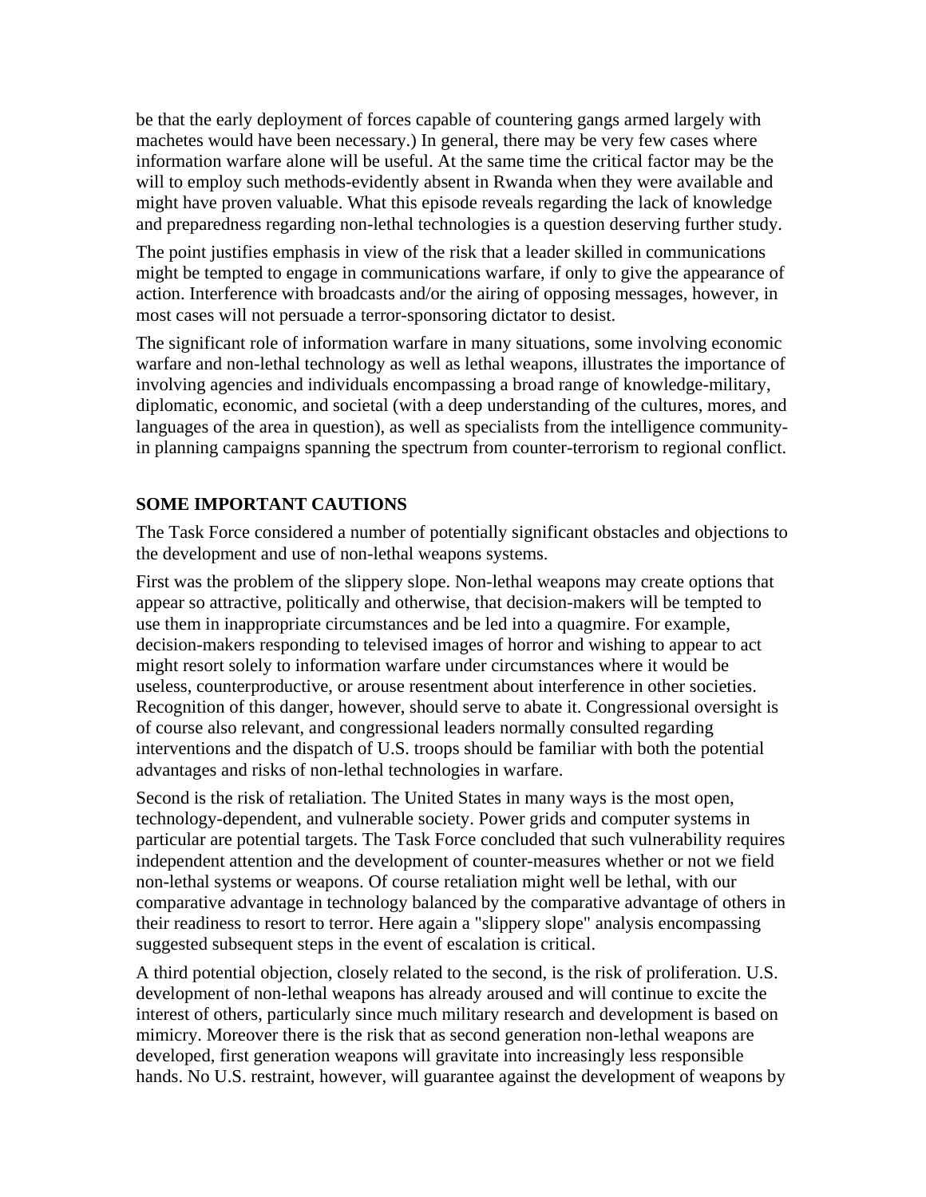be that the early deployment of forces capable of countering gangs armed largely with machetes would have been necessary.) In general, there may be very few cases where information warfare alone will be useful. At the same time the critical factor may be the will to employ such methods-evidently absent in Rwanda when they were available and might have proven valuable. What this episode reveals regarding the lack of knowledge and preparedness regarding non-lethal technologies is a question deserving further study.

The point justifies emphasis in view of the risk that a leader skilled in communications might be tempted to engage in communications warfare, if only to give the appearance of action. Interference with broadcasts and/or the airing of opposing messages, however, in most cases will not persuade a terror-sponsoring dictator to desist.

The significant role of information warfare in many situations, some involving economic warfare and non-lethal technology as well as lethal weapons, illustrates the importance of involving agencies and individuals encompassing a broad range of knowledge-military, diplomatic, economic, and societal (with a deep understanding of the cultures, mores, and languages of the area in question), as well as specialists from the intelligence community-in planning campaigns spanning the spectrum from counter-terrorism to regional conflict.

## SOME IMPORTANT CAUTIONS

The Task Force considered a number of potentially significant obstacles and objections to the development and use of non-lethal weapons systems.

First was the problem of the slippery slope. Non-lethal weapons may create options that appear so attractive, politically and otherwise, that decision-makers will be tempted to use them in inappropriate circumstances and be led into a quagmire. For example, decision-makers responding to televised images of horror and wishing to appear to act might resort solely to information warfare under circumstances where it would be useless, counterproductive, or arouse resentment about interference in other societies. Recognition of this danger, however, should serve to abate it. Congressional oversight is of course also relevant, and congressional leaders normally consulted regarding interventions and the dispatch of U.S. troops should be familiar with both the potential advantages and risks of non-lethal technologies in warfare.

Second is the risk of retaliation. The United States in many ways is the most open, technology-dependent, and vulnerable society. Power grids and computer systems in particular are potential targets. The Task Force concluded that such vulnerability requires independent attention and the development of counter-measures whether or not we field non-lethal systems or weapons. Of course retaliation might well be lethal, with our comparative advantage in technology balanced by the comparative advantage of others in their readiness to resort to terror. Here again a "slippery slope" analysis encompassing suggested subsequent steps in the event of escalation is critical.

A third potential objection, closely related to the second, is the risk of proliferation. U.S. development of non-lethal weapons has already aroused and will continue to excite the interest of others, particularly since much military research and development is based on mimicry. Moreover there is the risk that as second generation non-lethal weapons are developed, first generation weapons will gravitate into increasingly less responsible hands. No U.S. restraint, however, will guarantee against the development of weapons by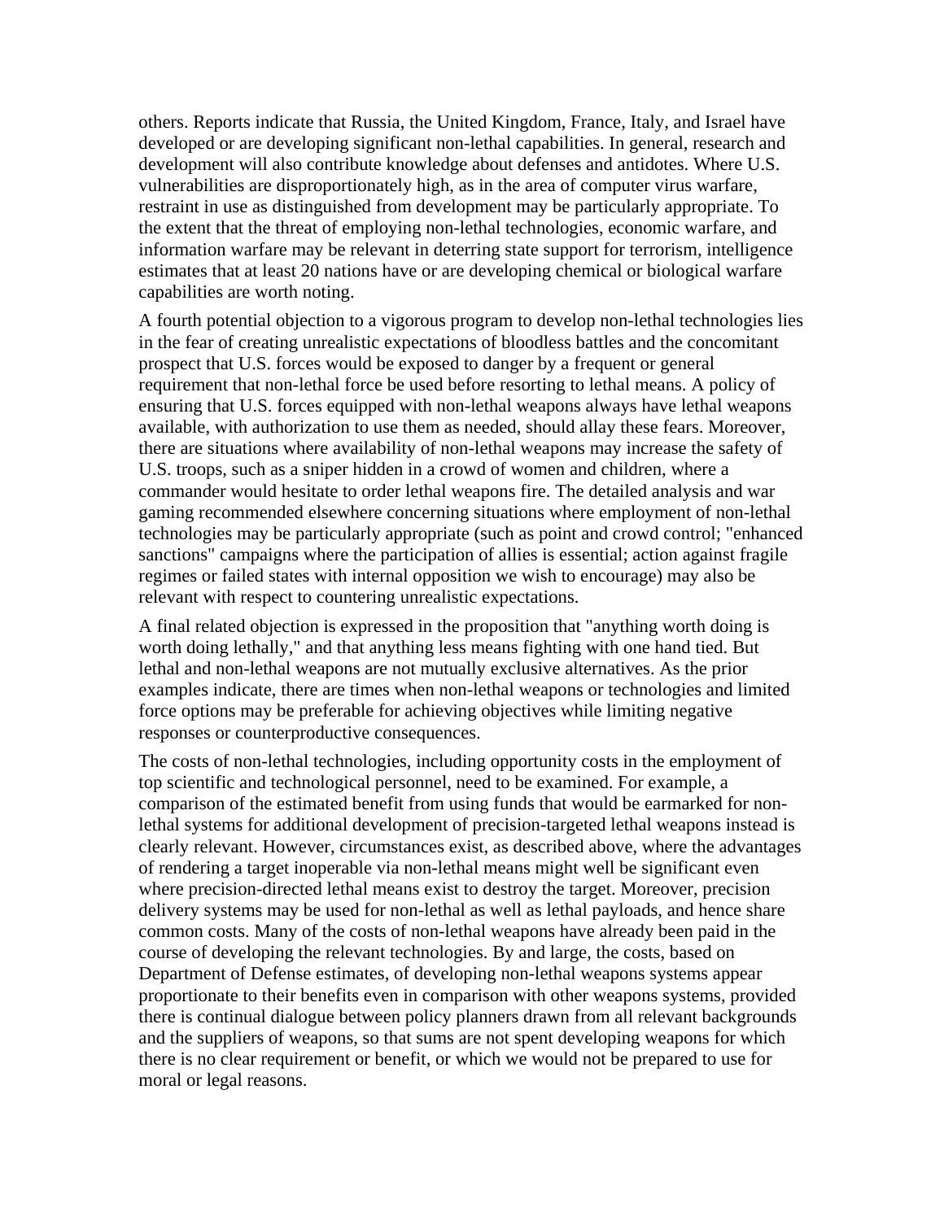others. Reports indicate that Russia, the United Kingdom, France, Italy, and Israel have developed or are developing significant non-lethal capabilities. In general, research and development will also contribute knowledge about defenses and antidotes. Where U.S. vulnerabilities are disproportionately high, as in the area of computer virus warfare, restraint in use as distinguished from development may be particularly appropriate. To the extent that the threat of employing non-lethal technologies, economic warfare, and information warfare may be relevant in deterring state support for terrorism, intelligence estimates that at least 20 nations have or are developing chemical or biological warfare capabilities are worth noting.

A fourth potential objection to a vigorous program to develop non-lethal technologies lies in the fear of creating unrealistic expectations of bloodless battles and the concomitant prospect that U.S. forces would be exposed to danger by a frequent or general requirement that non-lethal force be used before resorting to lethal means. A policy of ensuring that U.S. forces equipped with non-lethal weapons always have lethal weapons available, with authorization to use them as needed, should allay these fears. Moreover, there are situations where availability of non-lethal weapons may increase the safety of U.S. troops, such as a sniper hidden in a crowd of women and children, where a commander would hesitate to order lethal weapons fire. The detailed analysis and war gaming recommended elsewhere concerning situations where employment of non-lethal technologies may be particularly appropriate (such as point and crowd control; "enhanced sanctions" campaigns where the participation of allies is essential; action against fragile regimes or failed states with internal opposition we wish to encourage) may also be relevant with respect to countering unrealistic expectations.

A final related objection is expressed in the proposition that "anything worth doing is worth doing lethally," and that anything less means fighting with one hand tied. But lethal and non-lethal weapons are not mutually exclusive alternatives. As the prior examples indicate, there are times when non-lethal weapons or technologies and limited force options may be preferable for achieving objectives while limiting negative responses or counterproductive consequences.

The costs of non-lethal technologies, including opportunity costs in the employment of top scientific and technological personnel, need to be examined. For example, a comparison of the estimated benefit from using funds that would be earmarked for non-lethal systems for additional development of precision-targeted lethal weapons instead is clearly relevant. However, circumstances exist, as described above, where the advantages of rendering a target inoperable via non-lethal means might well be significant even where precision-directed lethal means exist to destroy the target. Moreover, precision delivery systems may be used for non-lethal as well as lethal payloads, and hence share common costs. Many of the costs of non-lethal weapons have already been paid in the course of developing the relevant technologies. By and large, the costs, based on Department of Defense estimates, of developing non-lethal weapons systems appear proportionate to their benefits even in comparison with other weapons systems, provided there is continual dialogue between policy planners drawn from all relevant backgrounds and the suppliers of weapons, so that sums are not spent developing weapons for which there is no clear requirement or benefit, or which we would not be prepared to use for moral or legal reasons.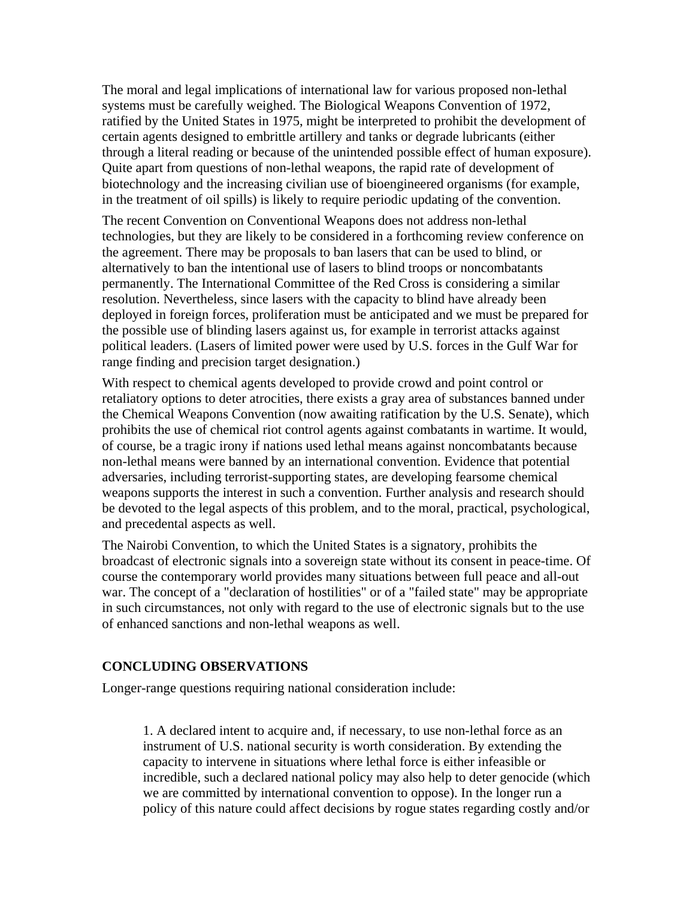The moral and legal implications of international law for various proposed non-lethal systems must be carefully weighed. The Biological Weapons Convention of 1972, ratified by the United States in 1975, might be interpreted to prohibit the development of certain agents designed to embrittle artillery and tanks or degrade lubricants (either through a literal reading or because of the unintended possible effect of human exposure). Quite apart from questions of non-lethal weapons, the rapid rate of development of biotechnology and the increasing civilian use of bioengineered organisms (for example, in the treatment of oil spills) is likely to require periodic updating of the convention.

The recent Convention on Conventional Weapons does not address non-lethal technologies, but they are likely to be considered in a forthcoming review conference on the agreement. There may be proposals to ban lasers that can be used to blind, or alternatively to ban the intentional use of lasers to blind troops or noncombatants permanently. The International Committee of the Red Cross is considering a similar resolution. Nevertheless, since lasers with the capacity to blind have already been deployed in foreign forces, proliferation must be anticipated and we must be prepared for the possible use of blinding lasers against us, for example in terrorist attacks against political leaders. (Lasers of limited power were used by U.S. forces in the Gulf War for range finding and precision target designation.)

With respect to chemical agents developed to provide crowd and point control or retaliatory options to deter atrocities, there exists a gray area of substances banned under the Chemical Weapons Convention (now awaiting ratification by the U.S. Senate), which prohibits the use of chemical riot control agents against combatants in wartime. It would, of course, be a tragic irony if nations used lethal means against noncombatants because non-lethal means were banned by an international convention. Evidence that potential adversaries, including terrorist-supporting states, are developing fearsome chemical weapons supports the interest in such a convention. Further analysis and research should be devoted to the legal aspects of this problem, and to the moral, practical, psychological, and precedental aspects as well.

The Nairobi Convention, to which the United States is a signatory, prohibits the broadcast of electronic signals into a sovereign state without its consent in peace-time. Of course the contemporary world provides many situations between full peace and all-out war. The concept of a "declaration of hostilities" or of a "failed state" may be appropriate in such circumstances, not only with regard to the use of electronic signals but to the use of enhanced sanctions and non-lethal weapons as well.

## CONCLUDING OBSERVATIONS

Longer-range questions requiring national consideration include:

1. A declared intent to acquire and, if necessary, to use non-lethal force as an instrument of U.S. national security is worth consideration. By extending the capacity to intervene in situations where lethal force is either infeasible or incredible, such a declared national policy may also help to deter genocide (which we are committed by international convention to oppose). In the longer run a policy of this nature could affect decisions by rogue states regarding costly and/or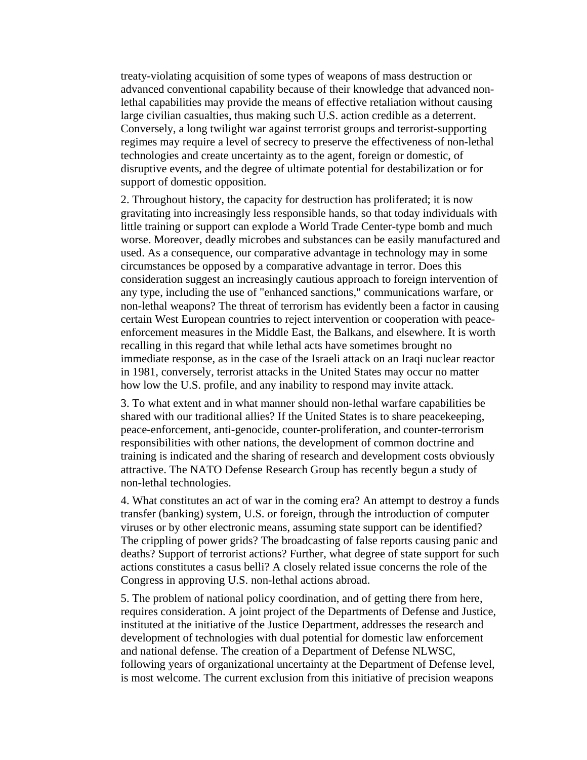treaty-violating acquisition of some types of weapons of mass destruction or advanced conventional capability because of their knowledge that advanced non-lethal capabilities may provide the means of effective retaliation without causing large civilian casualties, thus making such U.S. action credible as a deterrent. Conversely, a long twilight war against terrorist groups and terrorist-supporting regimes may require a level of secrecy to preserve the effectiveness of non-lethal technologies and create uncertainty as to the agent, foreign or domestic, of disruptive events, and the degree of ultimate potential for destabilization or for support of domestic opposition.

2. Throughout history, the capacity for destruction has proliferated; it is now gravitating into increasingly less responsible hands, so that today individuals with little training or support can explode a World Trade Center-type bomb and much worse. Moreover, deadly microbes and substances can be easily manufactured and used. As a consequence, our comparative advantage in technology may in some circumstances be opposed by a comparative advantage in terror. Does this consideration suggest an increasingly cautious approach to foreign intervention of any type, including the use of "enhanced sanctions," communications warfare, or non-lethal weapons? The threat of terrorism has evidently been a factor in causing certain West European countries to reject intervention or cooperation with peace-enforcement measures in the Middle East, the Balkans, and elsewhere. It is worth recalling in this regard that while lethal acts have sometimes brought no immediate response, as in the case of the Israeli attack on an Iraqi nuclear reactor in 1981, conversely, terrorist attacks in the United States may occur no matter how low the U.S. profile, and any inability to respond may invite attack.

3. To what extent and in what manner should non-lethal warfare capabilities be shared with our traditional allies? If the United States is to share peacekeeping, peace-enforcement, anti-genocide, counter-proliferation, and counter-terrorism responsibilities with other nations, the development of common doctrine and training is indicated and the sharing of research and development costs obviously attractive. The NATO Defense Research Group has recently begun a study of non-lethal technologies.

4. What constitutes an act of war in the coming era? An attempt to destroy a funds transfer (banking) system, U.S. or foreign, through the introduction of computer viruses or by other electronic means, assuming state support can be identified? The crippling of power grids? The broadcasting of false reports causing panic and deaths? Support of terrorist actions? Further, what degree of state support for such actions constitutes a casus belli? A closely related issue concerns the role of the Congress in approving U.S. non-lethal actions abroad.

5. The problem of national policy coordination, and of getting there from here, requires consideration. A joint project of the Departments of Defense and Justice, instituted at the initiative of the Justice Department, addresses the research and development of technologies with dual potential for domestic law enforcement and national defense. The creation of a Department of Defense NLWSC, following years of organizational uncertainty at the Department of Defense level, is most welcome. The current exclusion from this initiative of precision weapons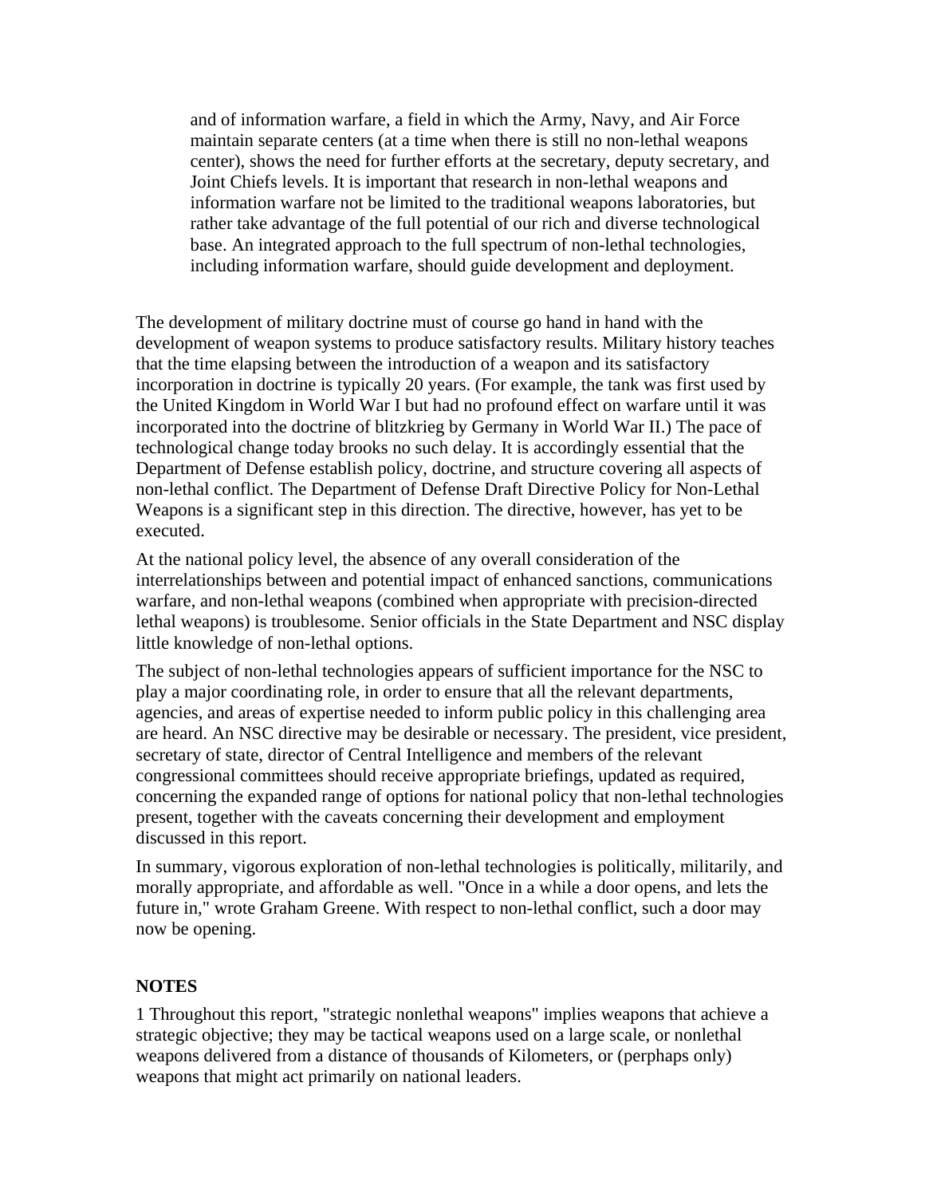> and of information warfare, a field in which the Army, Navy, and Air Force maintain separate centers (at a time when there is still no non-lethal weapons center), shows the need for further efforts at the secretary, deputy secretary, and Joint Chiefs levels. It is important that research in non-lethal weapons and information warfare not be limited to the traditional weapons laboratories, but rather take advantage of the full potential of our rich and diverse technological base. An integrated approach to the full spectrum of non-lethal technologies, including information warfare, should guide development and deployment.

The development of military doctrine must of course go hand in hand with the development of weapon systems to produce satisfactory results. Military history teaches that the time elapsing between the introduction of a weapon and its satisfactory incorporation in doctrine is typically 20 years. (For example, the tank was first used by the United Kingdom in World War I but had no profound effect on warfare until it was incorporated into the doctrine of blitzkrieg by Germany in World War II.) The pace of technological change today brooks no such delay. It is accordingly essential that the Department of Defense establish policy, doctrine, and structure covering all aspects of non-lethal conflict. The Department of Defense Draft Directive Policy for Non-Lethal Weapons is a significant step in this direction. The directive, however, has yet to be executed.

At the national policy level, the absence of any overall consideration of the interrelationships between and potential impact of enhanced sanctions, communications warfare, and non-lethal weapons (combined when appropriate with precision-directed lethal weapons) is troublesome. Senior officials in the State Department and NSC display little knowledge of non-lethal options.

The subject of non-lethal technologies appears of sufficient importance for the NSC to play a major coordinating role, in order to ensure that all the relevant departments, agencies, and areas of expertise needed to inform public policy in this challenging area are heard. An NSC directive may be desirable or necessary. The president, vice president, secretary of state, director of Central Intelligence and members of the relevant congressional committees should receive appropriate briefings, updated as required, concerning the expanded range of options for national policy that non-lethal technologies present, together with the caveats concerning their development and employment discussed in this report.

In summary, vigorous exploration of non-lethal technologies is politically, militarily, and morally appropriate, and affordable as well. "Once in a while a door opens, and lets the future in," wrote Graham Greene. With respect to non-lethal conflict, such a door may now be opening.

**NOTES**

1 Throughout this report, "strategic nonlethal weapons" implies weapons that achieve a strategic objective; they may be tactical weapons used on a large scale, or nonlethal weapons delivered from a distance of thousands of Kilometers, or (perphaps only) weapons that might act primarily on national leaders.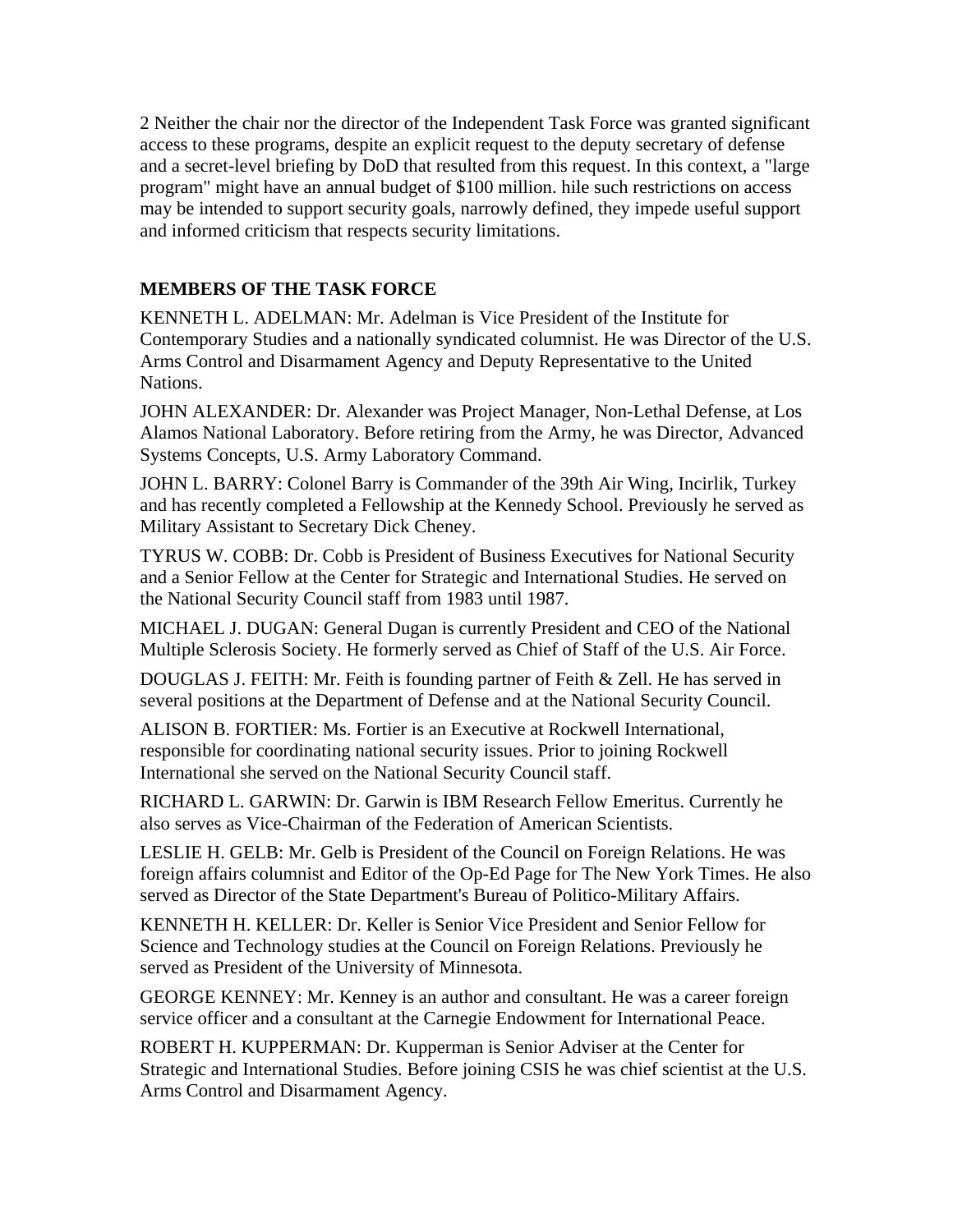2 Neither the chair nor the director of the Independent Task Force was granted significant access to these programs, despite an explicit request to the deputy secretary of defense and a secret-level briefing by DoD that resulted from this request. In this context, a "large program" might have an annual budget of $100 million. hile such restrictions on access may be intended to support security goals, narrowly defined, they impede useful support and informed criticism that respects security limitations.

## MEMBERS OF THE TASK FORCE

KENNETH L. ADELMAN: Mr. Adelman is Vice President of the Institute for Contemporary Studies and a nationally syndicated columnist. He was Director of the U.S. Arms Control and Disarmament Agency and Deputy Representative to the United Nations.

JOHN ALEXANDER: Dr. Alexander was Project Manager, Non-Lethal Defense, at Los Alamos National Laboratory. Before retiring from the Army, he was Director, Advanced Systems Concepts, U.S. Army Laboratory Command.

JOHN L. BARRY: Colonel Barry is Commander of the 39th Air Wing, Incirlik, Turkey and has recently completed a Fellowship at the Kennedy School. Previously he served as Military Assistant to Secretary Dick Cheney.

TYRUS W. COBB: Dr. Cobb is President of Business Executives for National Security and a Senior Fellow at the Center for Strategic and International Studies. He served on the National Security Council staff from 1983 until 1987.

MICHAEL J. DUGAN: General Dugan is currently President and CEO of the National Multiple Sclerosis Society. He formerly served as Chief of Staff of the U.S. Air Force.

DOUGLAS J. FEITH: Mr. Feith is founding partner of Feith & Zell. He has served in several positions at the Department of Defense and at the National Security Council.

ALISON B. FORTIER: Ms. Fortier is an Executive at Rockwell International, responsible for coordinating national security issues. Prior to joining Rockwell International she served on the National Security Council staff.

RICHARD L. GARWIN: Dr. Garwin is IBM Research Fellow Emeritus. Currently he also serves as Vice-Chairman of the Federation of American Scientists.

LESLIE H. GELB: Mr. Gelb is President of the Council on Foreign Relations. He was foreign affairs columnist and Editor of the Op-Ed Page for The New York Times. He also served as Director of the State Department's Bureau of Politico-Military Affairs.

KENNETH H. KELLER: Dr. Keller is Senior Vice President and Senior Fellow for Science and Technology studies at the Council on Foreign Relations. Previously he served as President of the University of Minnesota.

GEORGE KENNEY: Mr. Kenney is an author and consultant. He was a career foreign service officer and a consultant at the Carnegie Endowment for International Peace.

ROBERT H. KUPPERMAN: Dr. Kupperman is Senior Adviser at the Center for Strategic and International Studies. Before joining CSIS he was chief scientist at the U.S. Arms Control and Disarmament Agency.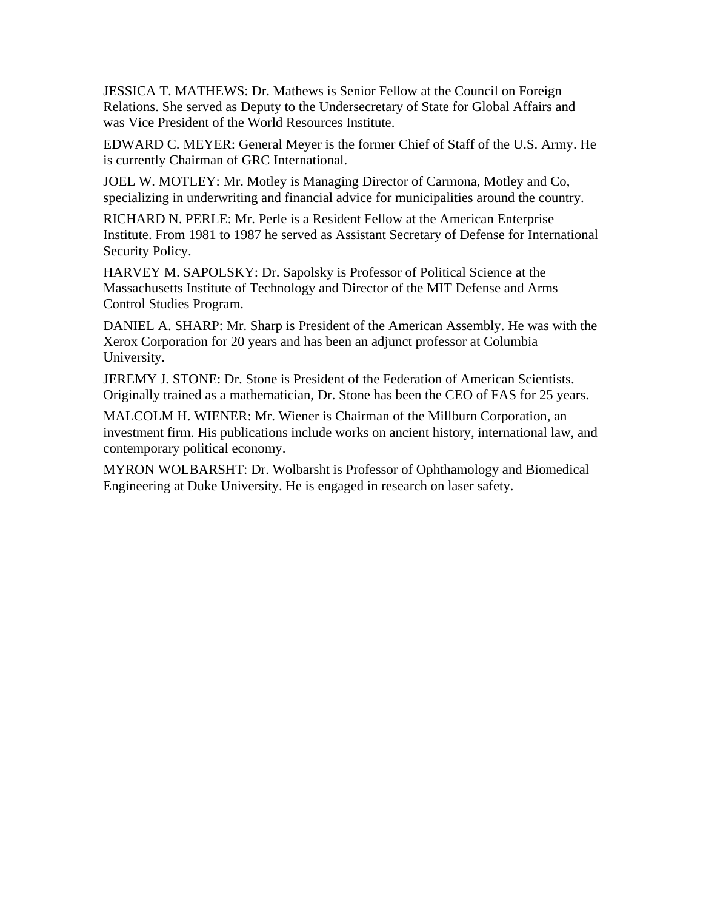JESSICA T. MATHEWS: Dr. Mathews is Senior Fellow at the Council on Foreign Relations. She served as Deputy to the Undersecretary of State for Global Affairs and was Vice President of the World Resources Institute.

EDWARD C. MEYER: General Meyer is the former Chief of Staff of the U.S. Army. He is currently Chairman of GRC International.

JOEL W. MOTLEY: Mr. Motley is Managing Director of Carmona, Motley and Co, specializing in underwriting and financial advice for municipalities around the country.

RICHARD N. PERLE: Mr. Perle is a Resident Fellow at the American Enterprise Institute. From 1981 to 1987 he served as Assistant Secretary of Defense for International Security Policy.

HARVEY M. SAPOLSKY: Dr. Sapolsky is Professor of Political Science at the Massachusetts Institute of Technology and Director of the MIT Defense and Arms Control Studies Program.

DANIEL A. SHARP: Mr. Sharp is President of the American Assembly. He was with the Xerox Corporation for 20 years and has been an adjunct professor at Columbia University.

JEREMY J. STONE: Dr. Stone is President of the Federation of American Scientists. Originally trained as a mathematician, Dr. Stone has been the CEO of FAS for 25 years.

MALCOLM H. WIENER: Mr. Wiener is Chairman of the Millburn Corporation, an investment firm. His publications include works on ancient history, international law, and contemporary political economy.

MYRON WOLBARSHT: Dr. Wolbarsht is Professor of Ophthamology and Biomedical Engineering at Duke University. He is engaged in research on laser safety.